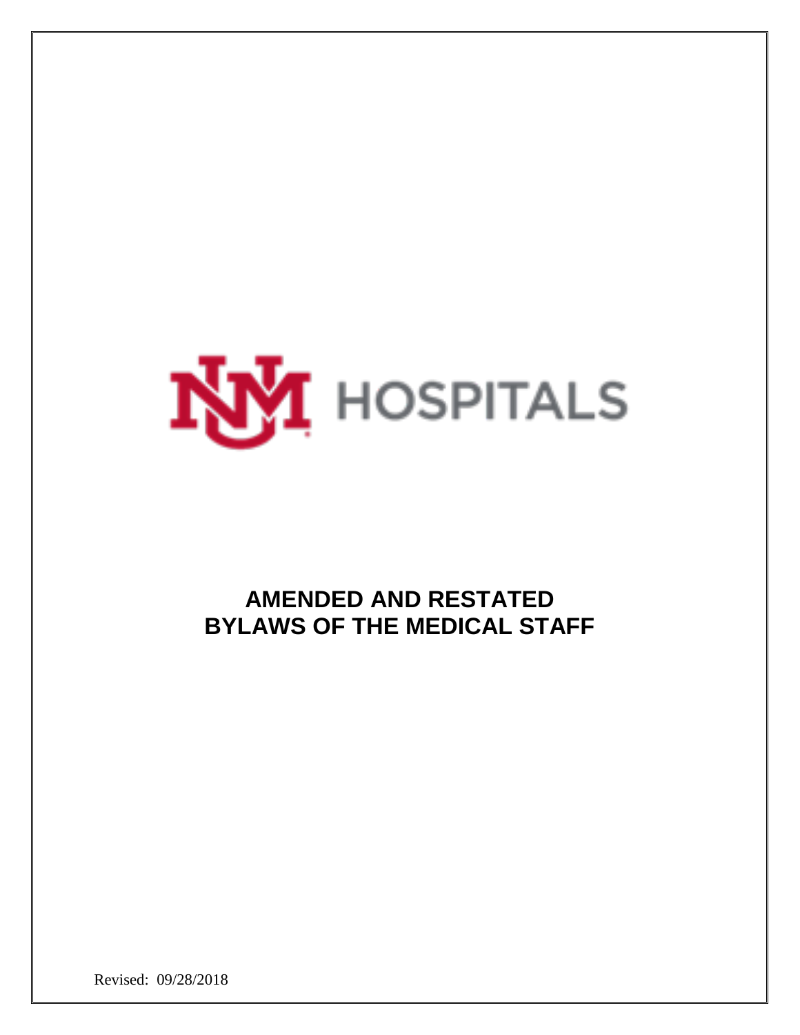UNM HOSPITALS

# AMENDED AND RESTATED BYLAWS OF THE MEDICAL STAFF

Revised: 09/28/2018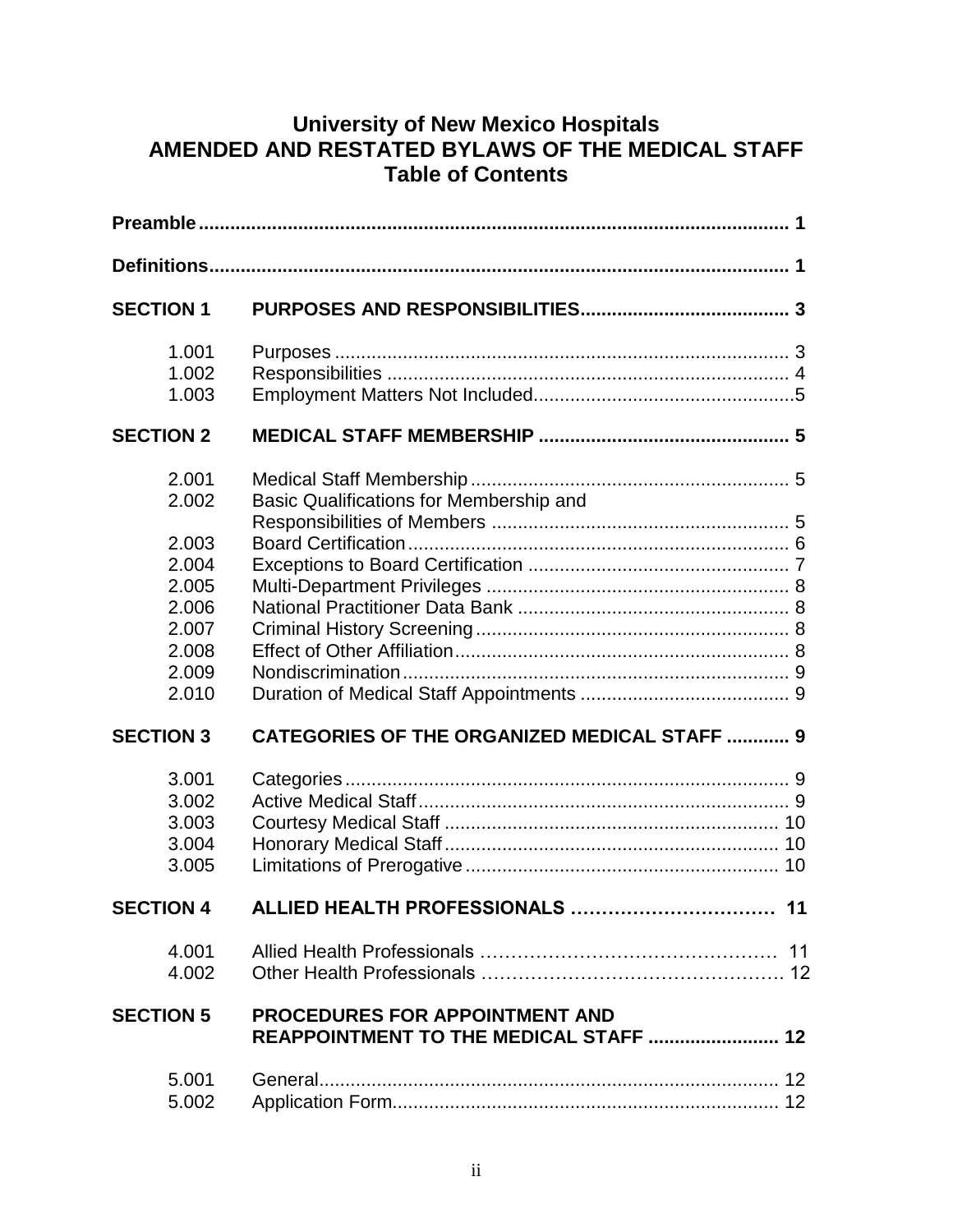# University of New Mexico Hospitals
# AMENDED AND RESTATED BYLAWS OF THE MEDICAL STAFF
## Table of Contents

| | | |
|---|---|---|
| **Preamble** | | **1** |
| **Definitions** | | **1** |
| **SECTION 1** | **PURPOSES AND RESPONSIBILITIES** | **3** |
| 1.001 | Purposes | 3 |
| 1.002 | Responsibilities | 4 |
| 1.003 | Employment Matters Not Included | 5 |
| **SECTION 2** | **MEDICAL STAFF MEMBERSHIP** | **5** |
| 2.001 | Medical Staff Membership | 5 |
| 2.002 | Basic Qualifications for Membership and Responsibilities of Members | 5 |
| 2.003 | Board Certification | 6 |
| 2.004 | Exceptions to Board Certification | 7 |
| 2.005 | Multi-Department Privileges | 8 |
| 2.006 | National Practitioner Data Bank | 8 |
| 2.007 | Criminal History Screening | 8 |
| 2.008 | Effect of Other Affiliation | 8 |
| 2.009 | Nondiscrimination | 9 |
| 2.010 | Duration of Medical Staff Appointments | 9 |
| **SECTION 3** | **CATEGORIES OF THE ORGANIZED MEDICAL STAFF** | **9** |
| 3.001 | Categories | 9 |
| 3.002 | Active Medical Staff | 9 |
| 3.003 | Courtesy Medical Staff | 10 |
| 3.004 | Honorary Medical Staff | 10 |
| 3.005 | Limitations of Prerogative | 10 |
| **SECTION 4** | **ALLIED HEALTH PROFESSIONALS** | **11** |
| 4.001 | Allied Health Professionals | 11 |
| 4.002 | Other Health Professionals | 12 |
| **SECTION 5** | **PROCEDURES FOR APPOINTMENT AND REAPPOINTMENT TO THE MEDICAL STAFF** | **12** |
| 5.001 | General | 12 |
| 5.002 | Application Form | 12 |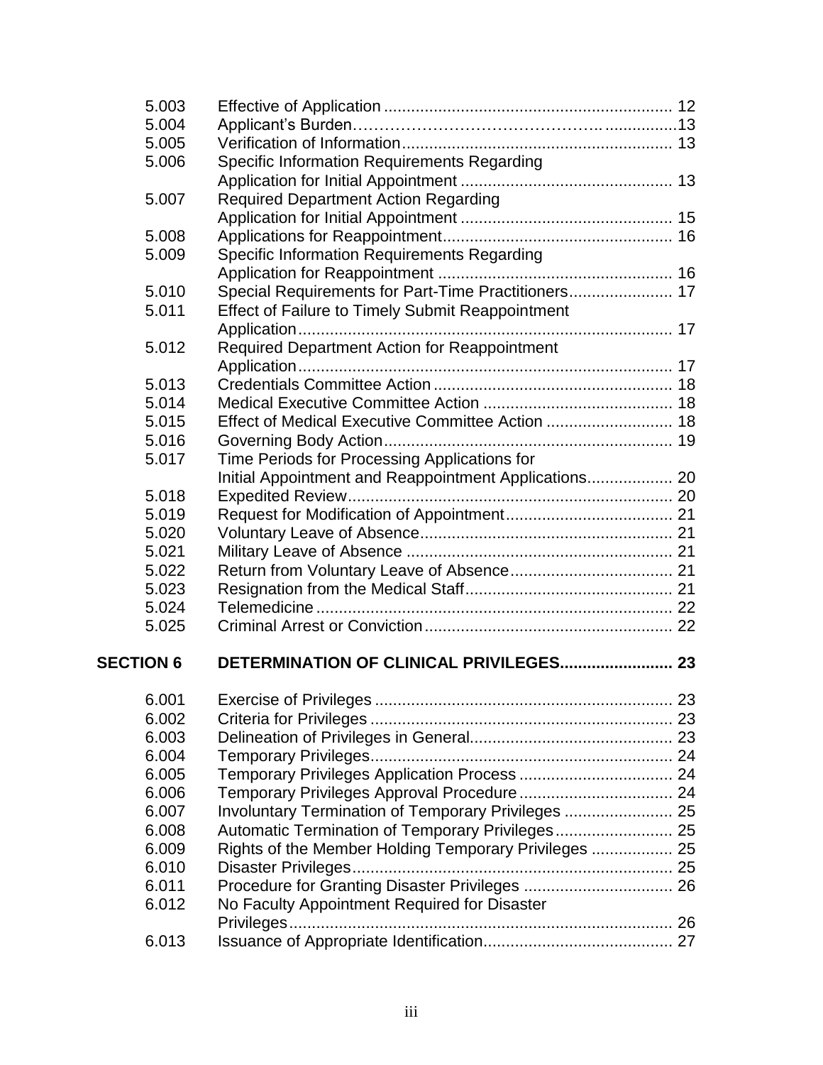| | | |
|---|---|---|
| 5.003 | Effective of Application | 12 |
| 5.004 | Applicant's Burden | 13 |
| 5.005 | Verification of Information | 13 |
| 5.006 | Specific Information Requirements Regarding Application for Initial Appointment | 13 |
| 5.007 | Required Department Action Regarding Application for Initial Appointment | 15 |
| 5.008 | Applications for Reappointment | 16 |
| 5.009 | Specific Information Requirements Regarding Application for Reappointment | 16 |
| 5.010 | Special Requirements for Part-Time Practitioners | 17 |
| 5.011 | Effect of Failure to Timely Submit Reappointment Application | 17 |
| 5.012 | Required Department Action for Reappointment Application | 17 |
| 5.013 | Credentials Committee Action | 18 |
| 5.014 | Medical Executive Committee Action | 18 |
| 5.015 | Effect of Medical Executive Committee Action | 18 |
| 5.016 | Governing Body Action | 19 |
| 5.017 | Time Periods for Processing Applications for Initial Appointment and Reappointment Applications | 20 |
| 5.018 | Expedited Review | 20 |
| 5.019 | Request for Modification of Appointment | 21 |
| 5.020 | Voluntary Leave of Absence | 21 |
| 5.021 | Military Leave of Absence | 21 |
| 5.022 | Return from Voluntary Leave of Absence | 21 |
| 5.023 | Resignation from the Medical Staff | 21 |
| 5.024 | Telemedicine | 22 |
| 5.025 | Criminal Arrest or Conviction | 22 |

**SECTION 6 DETERMINATION OF CLINICAL PRIVILEGES ........................ 23**

| | | |
|---|---|---|
| 6.001 | Exercise of Privileges | 23 |
| 6.002 | Criteria for Privileges | 23 |
| 6.003 | Delineation of Privileges in General | 23 |
| 6.004 | Temporary Privileges | 24 |
| 6.005 | Temporary Privileges Application Process | 24 |
| 6.006 | Temporary Privileges Approval Procedure | 24 |
| 6.007 | Involuntary Termination of Temporary Privileges | 25 |
| 6.008 | Automatic Termination of Temporary Privileges | 25 |
| 6.009 | Rights of the Member Holding Temporary Privileges | 25 |
| 6.010 | Disaster Privileges | 25 |
| 6.011 | Procedure for Granting Disaster Privileges | 26 |
| 6.012 | No Faculty Appointment Required for Disaster Privileges | 26 |
| 6.013 | Issuance of Appropriate Identification | 27 |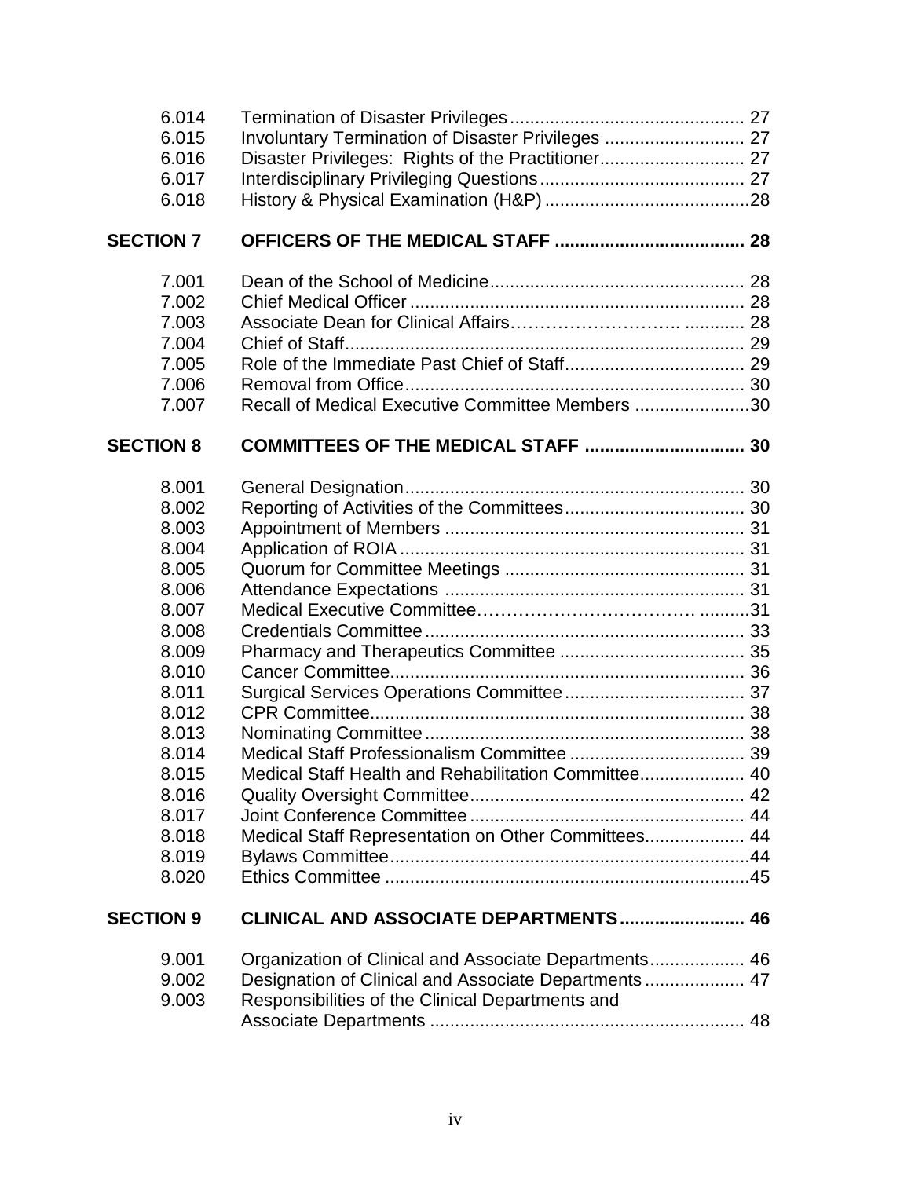| | | |
|---|---|---|
| 6.014 | Termination of Disaster Privileges | 27 |
| 6.015 | Involuntary Termination of Disaster Privileges | 27 |
| 6.016 | Disaster Privileges: Rights of the Practitioner | 27 |
| 6.017 | Interdisciplinary Privileging Questions | 27 |
| 6.018 | History & Physical Examination (H&P) | 28 |
| **SECTION 7** | **OFFICERS OF THE MEDICAL STAFF** | **28** |
| 7.001 | Dean of the School of Medicine | 28 |
| 7.002 | Chief Medical Officer | 28 |
| 7.003 | Associate Dean for Clinical Affairs | 28 |
| 7.004 | Chief of Staff | 29 |
| 7.005 | Role of the Immediate Past Chief of Staff | 29 |
| 7.006 | Removal from Office | 30 |
| 7.007 | Recall of Medical Executive Committee Members | 30 |
| **SECTION 8** | **COMMITTEES OF THE MEDICAL STAFF** | **30** |
| 8.001 | General Designation | 30 |
| 8.002 | Reporting of Activities of the Committees | 30 |
| 8.003 | Appointment of Members | 31 |
| 8.004 | Application of ROIA | 31 |
| 8.005 | Quorum for Committee Meetings | 31 |
| 8.006 | Attendance Expectations | 31 |
| 8.007 | Medical Executive Committee | 31 |
| 8.008 | Credentials Committee | 33 |
| 8.009 | Pharmacy and Therapeutics Committee | 35 |
| 8.010 | Cancer Committee | 36 |
| 8.011 | Surgical Services Operations Committee | 37 |
| 8.012 | CPR Committee | 38 |
| 8.013 | Nominating Committee | 38 |
| 8.014 | Medical Staff Professionalism Committee | 39 |
| 8.015 | Medical Staff Health and Rehabilitation Committee | 40 |
| 8.016 | Quality Oversight Committee | 42 |
| 8.017 | Joint Conference Committee | 44 |
| 8.018 | Medical Staff Representation on Other Committees | 44 |
| 8.019 | Bylaws Committee | 44 |
| 8.020 | Ethics Committee | 45 |
| **SECTION 9** | **CLINICAL AND ASSOCIATE DEPARTMENTS** | **46** |
| 9.001 | Organization of Clinical and Associate Departments | 46 |
| 9.002 | Designation of Clinical and Associate Departments | 47 |
| 9.003 | Responsibilities of the Clinical Departments and Associate Departments | 48 |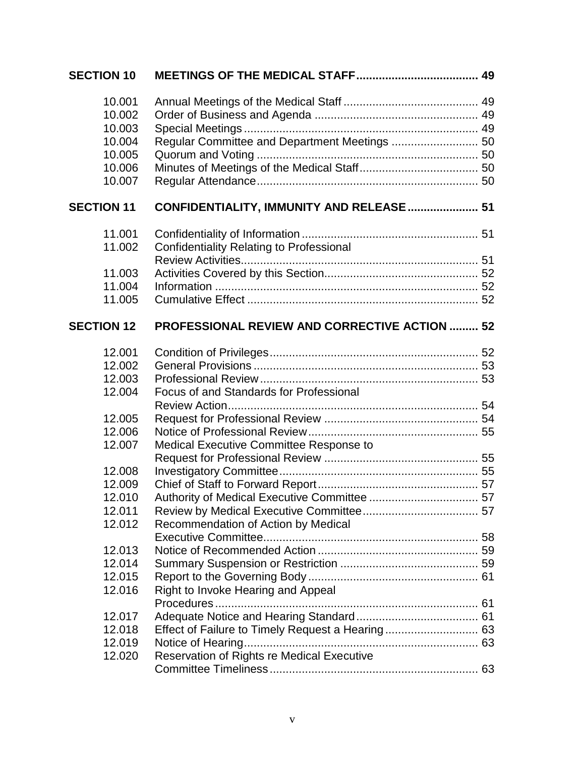| | | |
|---|---|---|
| **SECTION 10** | **MEETINGS OF THE MEDICAL STAFF** | **49** |
| 10.001 | Annual Meetings of the Medical Staff | 49 |
| 10.002 | Order of Business and Agenda | 49 |
| 10.003 | Special Meetings | 49 |
| 10.004 | Regular Committee and Department Meetings | 50 |
| 10.005 | Quorum and Voting | 50 |
| 10.006 | Minutes of Meetings of the Medical Staff | 50 |
| 10.007 | Regular Attendance | 50 |
| **SECTION 11** | **CONFIDENTIALITY, IMMUNITY AND RELEASE** | **51** |
| 11.001 | Confidentiality of Information | 51 |
| 11.002 | Confidentiality Relating to Professional Review Activities | 51 |
| 11.003 | Activities Covered by this Section | 52 |
| 11.004 | Information | 52 |
| 11.005 | Cumulative Effect | 52 |
| **SECTION 12** | **PROFESSIONAL REVIEW AND CORRECTIVE ACTION** | **52** |
| 12.001 | Condition of Privileges | 52 |
| 12.002 | General Provisions | 53 |
| 12.003 | Professional Review | 53 |
| 12.004 | Focus of and Standards for Professional Review Action | 54 |
| 12.005 | Request for Professional Review | 54 |
| 12.006 | Notice of Professional Review | 55 |
| 12.007 | Medical Executive Committee Response to Request for Professional Review | 55 |
| 12.008 | Investigatory Committee | 55 |
| 12.009 | Chief of Staff to Forward Report | 57 |
| 12.010 | Authority of Medical Executive Committee | 57 |
| 12.011 | Review by Medical Executive Committee | 57 |
| 12.012 | Recommendation of Action by Medical Executive Committee | 58 |
| 12.013 | Notice of Recommended Action | 59 |
| 12.014 | Summary Suspension or Restriction | 59 |
| 12.015 | Report to the Governing Body | 61 |
| 12.016 | Right to Invoke Hearing and Appeal Procedures | 61 |
| 12.017 | Adequate Notice and Hearing Standard | 61 |
| 12.018 | Effect of Failure to Timely Request a Hearing | 63 |
| 12.019 | Notice of Hearing | 63 |
| 12.020 | Reservation of Rights re Medical Executive Committee Timeliness | 63 |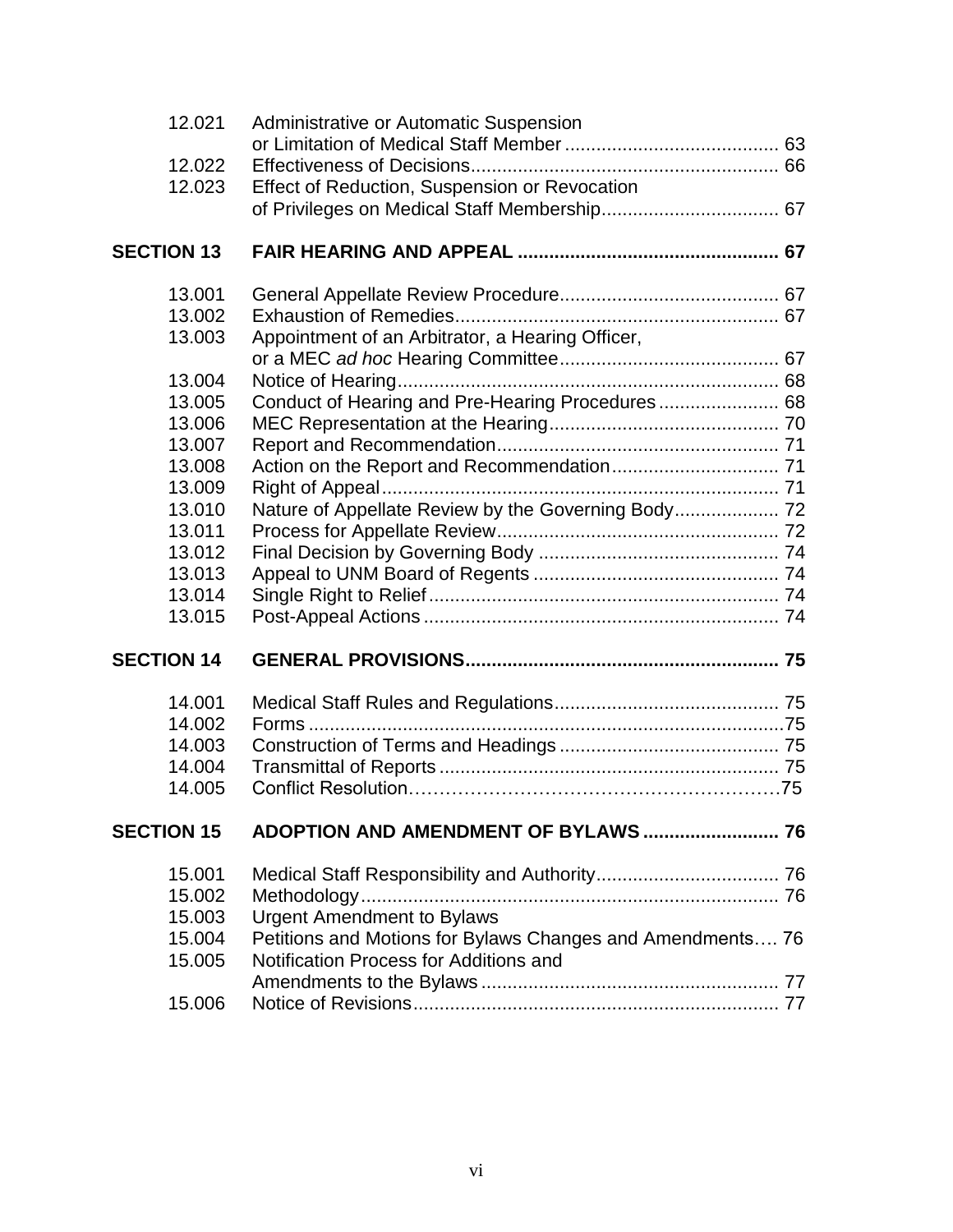| | | |
|---|---|---|
| 12.021 | Administrative or Automatic Suspension or Limitation of Medical Staff Member | 63 |
| 12.022 | Effectiveness of Decisions | 66 |
| 12.023 | Effect of Reduction, Suspension or Revocation of Privileges on Medical Staff Membership | 67 |
| **SECTION 13** | **FAIR HEARING AND APPEAL** | **67** |
| 13.001 | General Appellate Review Procedure | 67 |
| 13.002 | Exhaustion of Remedies | 67 |
| 13.003 | Appointment of an Arbitrator, a Hearing Officer, or a MEC *ad hoc* Hearing Committee | 67 |
| 13.004 | Notice of Hearing | 68 |
| 13.005 | Conduct of Hearing and Pre-Hearing Procedures | 68 |
| 13.006 | MEC Representation at the Hearing | 70 |
| 13.007 | Report and Recommendation | 71 |
| 13.008 | Action on the Report and Recommendation | 71 |
| 13.009 | Right of Appeal | 71 |
| 13.010 | Nature of Appellate Review by the Governing Body | 72 |
| 13.011 | Process for Appellate Review | 72 |
| 13.012 | Final Decision by Governing Body | 74 |
| 13.013 | Appeal to UNM Board of Regents | 74 |
| 13.014 | Single Right to Relief | 74 |
| 13.015 | Post-Appeal Actions | 74 |
| **SECTION 14** | **GENERAL PROVISIONS** | **75** |
| 14.001 | Medical Staff Rules and Regulations | 75 |
| 14.002 | Forms | 75 |
| 14.003 | Construction of Terms and Headings | 75 |
| 14.004 | Transmittal of Reports | 75 |
| 14.005 | Conflict Resolution | 75 |
| **SECTION 15** | **ADOPTION AND AMENDMENT OF BYLAWS** | **76** |
| 15.001 | Medical Staff Responsibility and Authority | 76 |
| 15.002 | Methodology | 76 |
| 15.003 | Urgent Amendment to Bylaws | |
| 15.004 | Petitions and Motions for Bylaws Changes and Amendments | 76 |
| 15.005 | Notification Process for Additions and Amendments to the Bylaws | 77 |
| 15.006 | Notice of Revisions | 77 |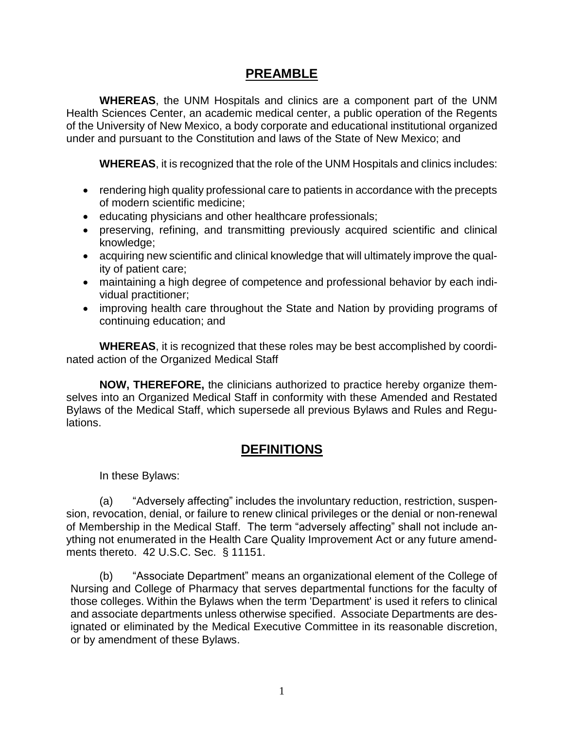## PREAMBLE

**WHEREAS**, the UNM Hospitals and clinics are a component part of the UNM Health Sciences Center, an academic medical center, a public operation of the Regents of the University of New Mexico, a body corporate and educational institutional organized under and pursuant to the Constitution and laws of the State of New Mexico; and

**WHEREAS**, it is recognized that the role of the UNM Hospitals and clinics includes:

- rendering high quality professional care to patients in accordance with the precepts of modern scientific medicine;
- educating physicians and other healthcare professionals;
- preserving, refining, and transmitting previously acquired scientific and clinical knowledge;
- acquiring new scientific and clinical knowledge that will ultimately improve the quality of patient care;
- maintaining a high degree of competence and professional behavior by each individual practitioner;
- improving health care throughout the State and Nation by providing programs of continuing education; and

**WHEREAS**, it is recognized that these roles may be best accomplished by coordinated action of the Organized Medical Staff

**NOW, THEREFORE,** the clinicians authorized to practice hereby organize themselves into an Organized Medical Staff in conformity with these Amended and Restated Bylaws of the Medical Staff, which supersede all previous Bylaws and Rules and Regulations.

## DEFINITIONS

In these Bylaws:

(a) "Adversely affecting" includes the involuntary reduction, restriction, suspension, revocation, denial, or failure to renew clinical privileges or the denial or non-renewal of Membership in the Medical Staff. The term "adversely affecting" shall not include anything not enumerated in the Health Care Quality Improvement Act or any future amendments thereto. 42 U.S.C. Sec. § 11151.

(b) "Associate Department" means an organizational element of the College of Nursing and College of Pharmacy that serves departmental functions for the faculty of those colleges. Within the Bylaws when the term 'Department' is used it refers to clinical and associate departments unless otherwise specified. Associate Departments are designated or eliminated by the Medical Executive Committee in its reasonable discretion, or by amendment of these Bylaws.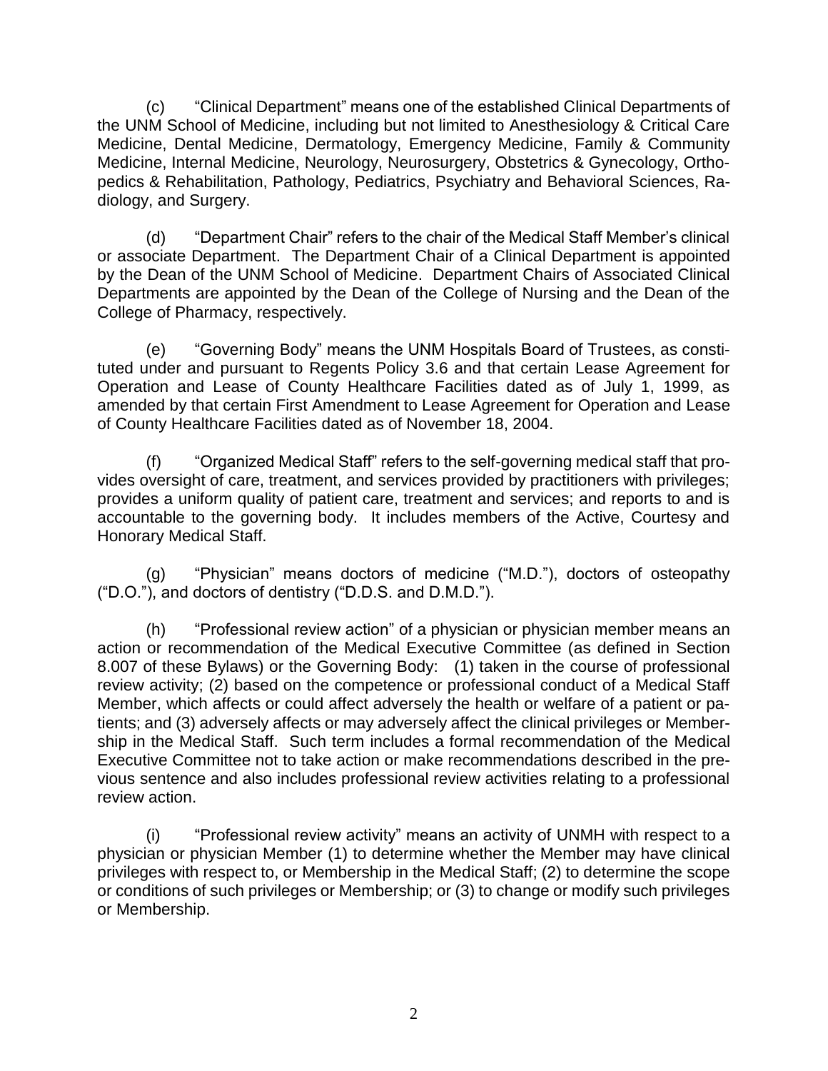(c) "Clinical Department" means one of the established Clinical Departments of the UNM School of Medicine, including but not limited to Anesthesiology & Critical Care Medicine, Dental Medicine, Dermatology, Emergency Medicine, Family & Community Medicine, Internal Medicine, Neurology, Neurosurgery, Obstetrics & Gynecology, Orthopedics & Rehabilitation, Pathology, Pediatrics, Psychiatry and Behavioral Sciences, Radiology, and Surgery.

(d) "Department Chair" refers to the chair of the Medical Staff Member's clinical or associate Department. The Department Chair of a Clinical Department is appointed by the Dean of the UNM School of Medicine. Department Chairs of Associated Clinical Departments are appointed by the Dean of the College of Nursing and the Dean of the College of Pharmacy, respectively.

(e) "Governing Body" means the UNM Hospitals Board of Trustees, as constituted under and pursuant to Regents Policy 3.6 and that certain Lease Agreement for Operation and Lease of County Healthcare Facilities dated as of July 1, 1999, as amended by that certain First Amendment to Lease Agreement for Operation and Lease of County Healthcare Facilities dated as of November 18, 2004.

(f) "Organized Medical Staff" refers to the self-governing medical staff that provides oversight of care, treatment, and services provided by practitioners with privileges; provides a uniform quality of patient care, treatment and services; and reports to and is accountable to the governing body. It includes members of the Active, Courtesy and Honorary Medical Staff.

(g) "Physician" means doctors of medicine ("M.D."), doctors of osteopathy ("D.O."), and doctors of dentistry ("D.D.S. and D.M.D.").

(h) "Professional review action" of a physician or physician member means an action or recommendation of the Medical Executive Committee (as defined in Section 8.007 of these Bylaws) or the Governing Body: (1) taken in the course of professional review activity; (2) based on the competence or professional conduct of a Medical Staff Member, which affects or could affect adversely the health or welfare of a patient or patients; and (3) adversely affects or may adversely affect the clinical privileges or Membership in the Medical Staff. Such term includes a formal recommendation of the Medical Executive Committee not to take action or make recommendations described in the previous sentence and also includes professional review activities relating to a professional review action.

(i) "Professional review activity" means an activity of UNMH with respect to a physician or physician Member (1) to determine whether the Member may have clinical privileges with respect to, or Membership in the Medical Staff; (2) to determine the scope or conditions of such privileges or Membership; or (3) to change or modify such privileges or Membership.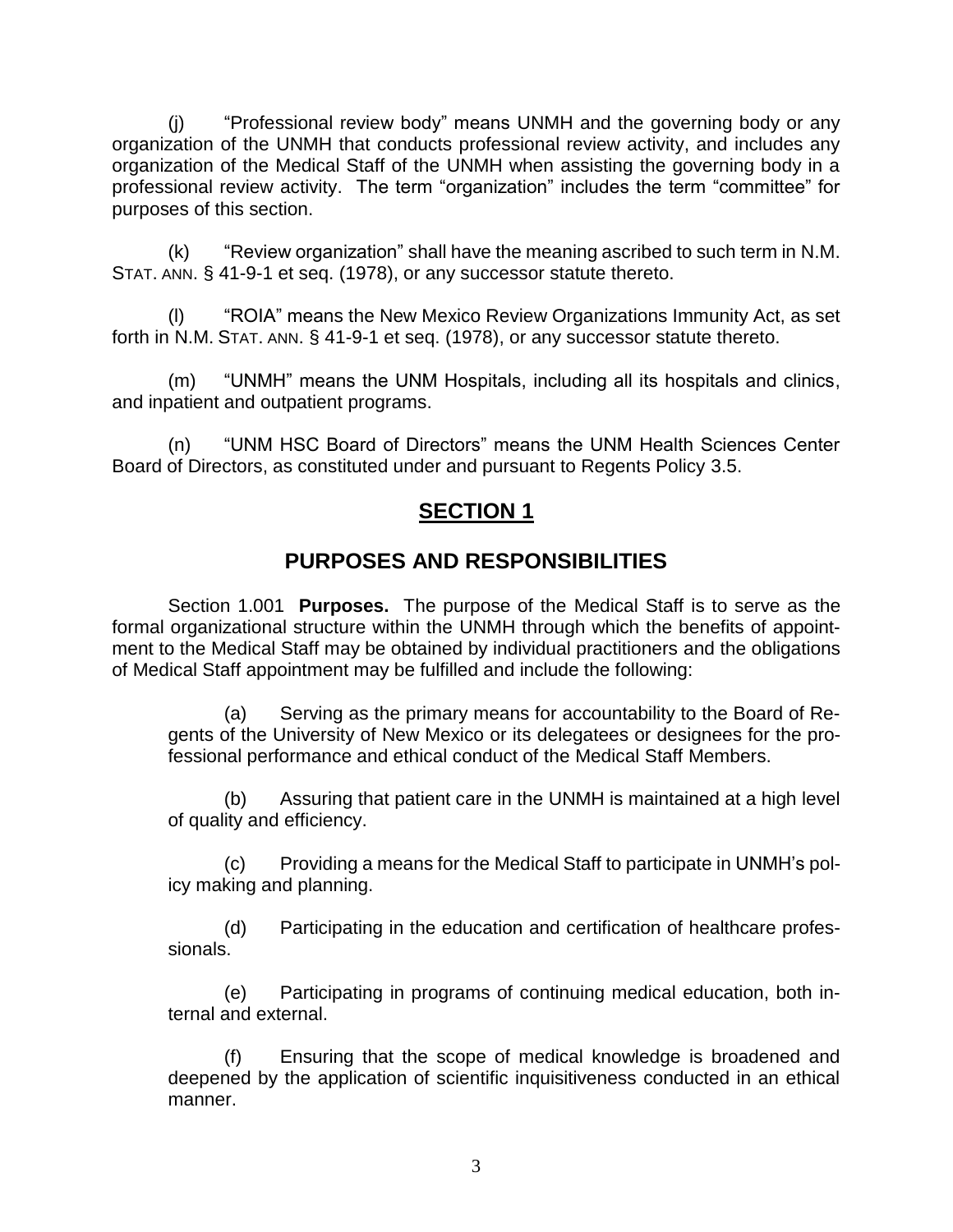(j) "Professional review body" means UNMH and the governing body or any organization of the UNMH that conducts professional review activity, and includes any organization of the Medical Staff of the UNMH when assisting the governing body in a professional review activity. The term "organization" includes the term "committee" for purposes of this section.

(k) "Review organization" shall have the meaning ascribed to such term in N.M. STAT. ANN. § 41-9-1 et seq. (1978), or any successor statute thereto.

(l) "ROIA" means the New Mexico Review Organizations Immunity Act, as set forth in N.M. STAT. ANN. § 41-9-1 et seq. (1978), or any successor statute thereto.

(m) "UNMH" means the UNM Hospitals, including all its hospitals and clinics, and inpatient and outpatient programs.

(n) "UNM HSC Board of Directors" means the UNM Health Sciences Center Board of Directors, as constituted under and pursuant to Regents Policy 3.5.

## SECTION 1

## PURPOSES AND RESPONSIBILITIES

Section 1.001 **Purposes.** The purpose of the Medical Staff is to serve as the formal organizational structure within the UNMH through which the benefits of appointment to the Medical Staff may be obtained by individual practitioners and the obligations of Medical Staff appointment may be fulfilled and include the following:

(a) Serving as the primary means for accountability to the Board of Regents of the University of New Mexico or its delegatees or designees for the professional performance and ethical conduct of the Medical Staff Members.

(b) Assuring that patient care in the UNMH is maintained at a high level of quality and efficiency.

(c) Providing a means for the Medical Staff to participate in UNMH's policy making and planning.

(d) Participating in the education and certification of healthcare professionals.

(e) Participating in programs of continuing medical education, both internal and external.

(f) Ensuring that the scope of medical knowledge is broadened and deepened by the application of scientific inquisitiveness conducted in an ethical manner.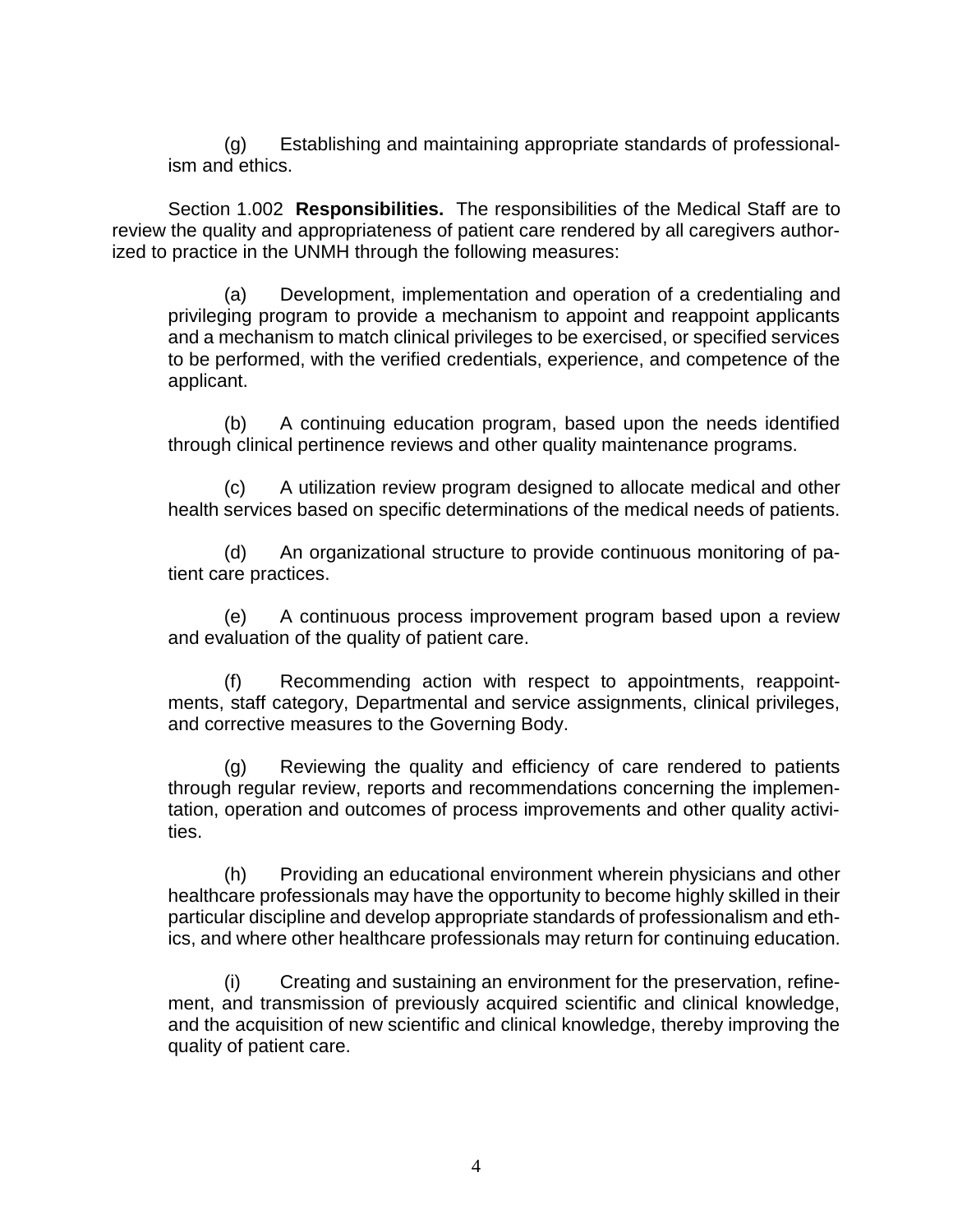(g) Establishing and maintaining appropriate standards of professionalism and ethics.

Section 1.002 **Responsibilities.** The responsibilities of the Medical Staff are to review the quality and appropriateness of patient care rendered by all caregivers authorized to practice in the UNMH through the following measures:

(a) Development, implementation and operation of a credentialing and privileging program to provide a mechanism to appoint and reappoint applicants and a mechanism to match clinical privileges to be exercised, or specified services to be performed, with the verified credentials, experience, and competence of the applicant.

(b) A continuing education program, based upon the needs identified through clinical pertinence reviews and other quality maintenance programs.

(c) A utilization review program designed to allocate medical and other health services based on specific determinations of the medical needs of patients.

(d) An organizational structure to provide continuous monitoring of patient care practices.

(e) A continuous process improvement program based upon a review and evaluation of the quality of patient care.

(f) Recommending action with respect to appointments, reappointments, staff category, Departmental and service assignments, clinical privileges, and corrective measures to the Governing Body.

(g) Reviewing the quality and efficiency of care rendered to patients through regular review, reports and recommendations concerning the implementation, operation and outcomes of process improvements and other quality activities.

(h) Providing an educational environment wherein physicians and other healthcare professionals may have the opportunity to become highly skilled in their particular discipline and develop appropriate standards of professionalism and ethics, and where other healthcare professionals may return for continuing education.

(i) Creating and sustaining an environment for the preservation, refinement, and transmission of previously acquired scientific and clinical knowledge, and the acquisition of new scientific and clinical knowledge, thereby improving the quality of patient care.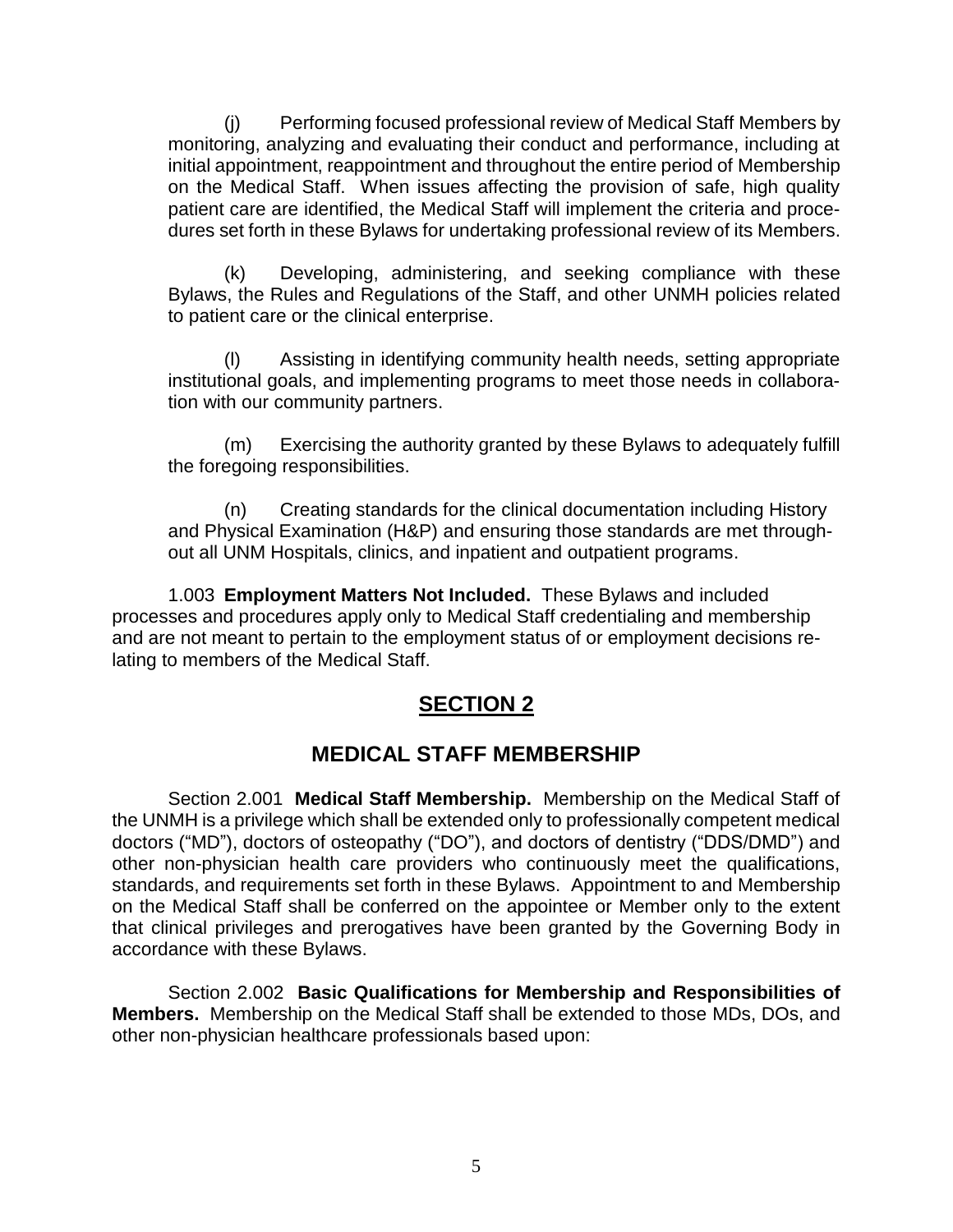(j) Performing focused professional review of Medical Staff Members by monitoring, analyzing and evaluating their conduct and performance, including at initial appointment, reappointment and throughout the entire period of Membership on the Medical Staff. When issues affecting the provision of safe, high quality patient care are identified, the Medical Staff will implement the criteria and procedures set forth in these Bylaws for undertaking professional review of its Members.

(k) Developing, administering, and seeking compliance with these Bylaws, the Rules and Regulations of the Staff, and other UNMH policies related to patient care or the clinical enterprise.

(l) Assisting in identifying community health needs, setting appropriate institutional goals, and implementing programs to meet those needs in collaboration with our community partners.

(m) Exercising the authority granted by these Bylaws to adequately fulfill the foregoing responsibilities.

(n) Creating standards for the clinical documentation including History and Physical Examination (H&P) and ensuring those standards are met throughout all UNM Hospitals, clinics, and inpatient and outpatient programs.

1.003 **Employment Matters Not Included.** These Bylaws and included processes and procedures apply only to Medical Staff credentialing and membership and are not meant to pertain to the employment status of or employment decisions relating to members of the Medical Staff.

# SECTION 2

## MEDICAL STAFF MEMBERSHIP

Section 2.001 **Medical Staff Membership.** Membership on the Medical Staff of the UNMH is a privilege which shall be extended only to professionally competent medical doctors ("MD"), doctors of osteopathy ("DO"), and doctors of dentistry ("DDS/DMD") and other non-physician health care providers who continuously meet the qualifications, standards, and requirements set forth in these Bylaws. Appointment to and Membership on the Medical Staff shall be conferred on the appointee or Member only to the extent that clinical privileges and prerogatives have been granted by the Governing Body in accordance with these Bylaws.

Section 2.002 **Basic Qualifications for Membership and Responsibilities of Members.** Membership on the Medical Staff shall be extended to those MDs, DOs, and other non-physician healthcare professionals based upon: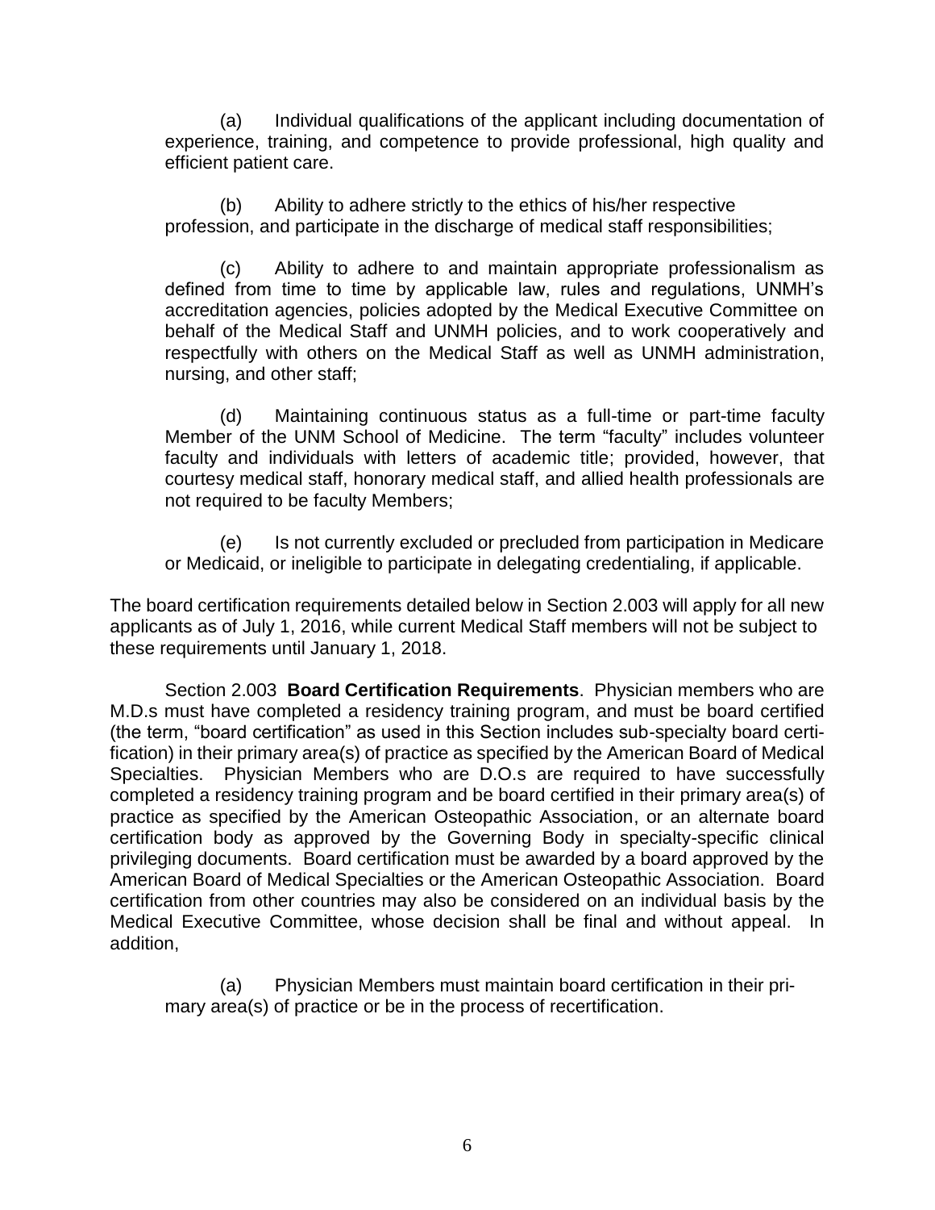(a) Individual qualifications of the applicant including documentation of experience, training, and competence to provide professional, high quality and efficient patient care.

(b) Ability to adhere strictly to the ethics of his/her respective profession, and participate in the discharge of medical staff responsibilities;

(c) Ability to adhere to and maintain appropriate professionalism as defined from time to time by applicable law, rules and regulations, UNMH's accreditation agencies, policies adopted by the Medical Executive Committee on behalf of the Medical Staff and UNMH policies, and to work cooperatively and respectfully with others on the Medical Staff as well as UNMH administration, nursing, and other staff;

(d) Maintaining continuous status as a full-time or part-time faculty Member of the UNM School of Medicine. The term "faculty" includes volunteer faculty and individuals with letters of academic title; provided, however, that courtesy medical staff, honorary medical staff, and allied health professionals are not required to be faculty Members;

(e) Is not currently excluded or precluded from participation in Medicare or Medicaid, or ineligible to participate in delegating credentialing, if applicable.

The board certification requirements detailed below in Section 2.003 will apply for all new applicants as of July 1, 2016, while current Medical Staff members will not be subject to these requirements until January 1, 2018.

Section 2.003 **Board Certification Requirements**. Physician members who are M.D.s must have completed a residency training program, and must be board certified (the term, "board certification" as used in this Section includes sub-specialty board certification) in their primary area(s) of practice as specified by the American Board of Medical Specialties. Physician Members who are D.O.s are required to have successfully completed a residency training program and be board certified in their primary area(s) of practice as specified by the American Osteopathic Association, or an alternate board certification body as approved by the Governing Body in specialty-specific clinical privileging documents. Board certification must be awarded by a board approved by the American Board of Medical Specialties or the American Osteopathic Association. Board certification from other countries may also be considered on an individual basis by the Medical Executive Committee, whose decision shall be final and without appeal. In addition,

(a) Physician Members must maintain board certification in their primary area(s) of practice or be in the process of recertification.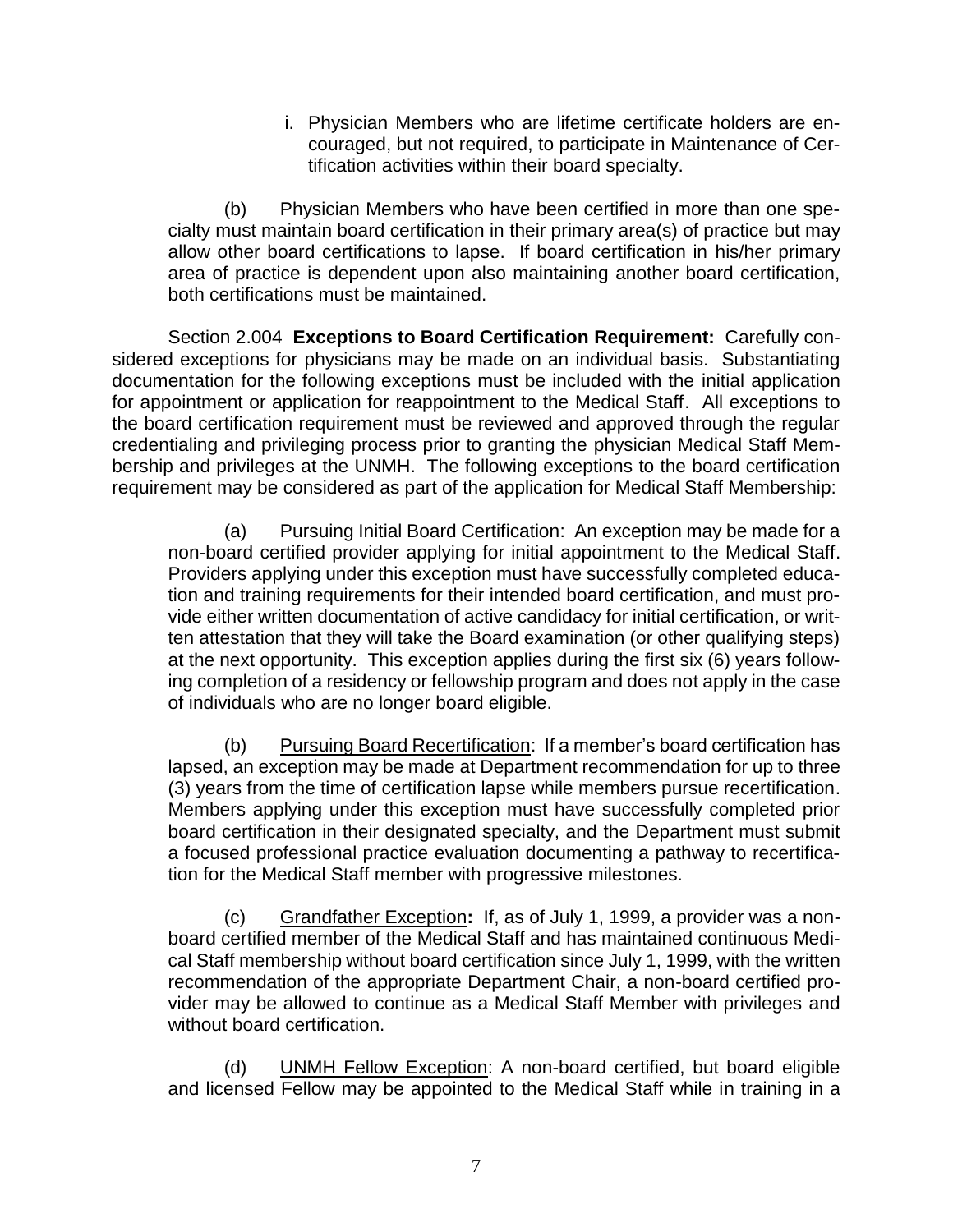i. Physician Members who are lifetime certificate holders are encouraged, but not required, to participate in Maintenance of Certification activities within their board specialty.

(b) Physician Members who have been certified in more than one specialty must maintain board certification in their primary area(s) of practice but may allow other board certifications to lapse. If board certification in his/her primary area of practice is dependent upon also maintaining another board certification, both certifications must be maintained.

Section 2.004 **Exceptions to Board Certification Requirement:** Carefully considered exceptions for physicians may be made on an individual basis. Substantiating documentation for the following exceptions must be included with the initial application for appointment or application for reappointment to the Medical Staff. All exceptions to the board certification requirement must be reviewed and approved through the regular credentialing and privileging process prior to granting the physician Medical Staff Membership and privileges at the UNMH. The following exceptions to the board certification requirement may be considered as part of the application for Medical Staff Membership:

(a) <u>Pursuing Initial Board Certification</u>: An exception may be made for a non-board certified provider applying for initial appointment to the Medical Staff. Providers applying under this exception must have successfully completed education and training requirements for their intended board certification, and must provide either written documentation of active candidacy for initial certification, or written attestation that they will take the Board examination (or other qualifying steps) at the next opportunity. This exception applies during the first six (6) years following completion of a residency or fellowship program and does not apply in the case of individuals who are no longer board eligible.

(b) <u>Pursuing Board Recertification</u>: If a member's board certification has lapsed, an exception may be made at Department recommendation for up to three (3) years from the time of certification lapse while members pursue recertification. Members applying under this exception must have successfully completed prior board certification in their designated specialty, and the Department must submit a focused professional practice evaluation documenting a pathway to recertification for the Medical Staff member with progressive milestones.

(c) <u>Grandfather Exception</u>**:** If, as of July 1, 1999, a provider was a non-board certified member of the Medical Staff and has maintained continuous Medical Staff membership without board certification since July 1, 1999, with the written recommendation of the appropriate Department Chair, a non-board certified provider may be allowed to continue as a Medical Staff Member with privileges and without board certification.

(d) <u>UNMH Fellow Exception</u>: A non-board certified, but board eligible and licensed Fellow may be appointed to the Medical Staff while in training in a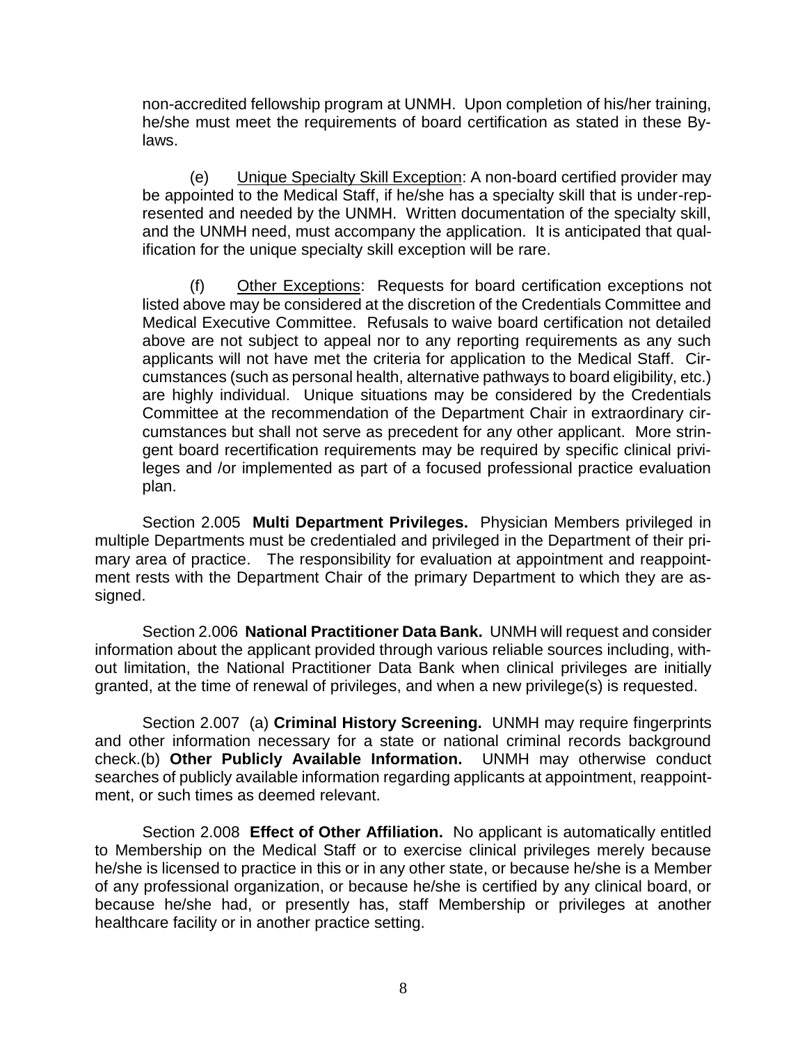non-accredited fellowship program at UNMH. Upon completion of his/her training, he/she must meet the requirements of board certification as stated in these By-laws.

(e) Unique Specialty Skill Exception: A non-board certified provider may be appointed to the Medical Staff, if he/she has a specialty skill that is under-represented and needed by the UNMH. Written documentation of the specialty skill, and the UNMH need, must accompany the application. It is anticipated that qualification for the unique specialty skill exception will be rare.

(f) Other Exceptions: Requests for board certification exceptions not listed above may be considered at the discretion of the Credentials Committee and Medical Executive Committee. Refusals to waive board certification not detailed above are not subject to appeal nor to any reporting requirements as any such applicants will not have met the criteria for application to the Medical Staff. Circumstances (such as personal health, alternative pathways to board eligibility, etc.) are highly individual. Unique situations may be considered by the Credentials Committee at the recommendation of the Department Chair in extraordinary circumstances but shall not serve as precedent for any other applicant. More stringent board recertification requirements may be required by specific clinical privileges and /or implemented as part of a focused professional practice evaluation plan.

Section 2.005 **Multi Department Privileges.** Physician Members privileged in multiple Departments must be credentialed and privileged in the Department of their primary area of practice. The responsibility for evaluation at appointment and reappointment rests with the Department Chair of the primary Department to which they are assigned.

Section 2.006 **National Practitioner Data Bank.** UNMH will request and consider information about the applicant provided through various reliable sources including, without limitation, the National Practitioner Data Bank when clinical privileges are initially granted, at the time of renewal of privileges, and when a new privilege(s) is requested.

Section 2.007 (a) **Criminal History Screening.** UNMH may require fingerprints and other information necessary for a state or national criminal records background check.(b) **Other Publicly Available Information.** UNMH may otherwise conduct searches of publicly available information regarding applicants at appointment, reappointment, or such times as deemed relevant.

Section 2.008 **Effect of Other Affiliation.** No applicant is automatically entitled to Membership on the Medical Staff or to exercise clinical privileges merely because he/she is licensed to practice in this or in any other state, or because he/she is a Member of any professional organization, or because he/she is certified by any clinical board, or because he/she had, or presently has, staff Membership or privileges at another healthcare facility or in another practice setting.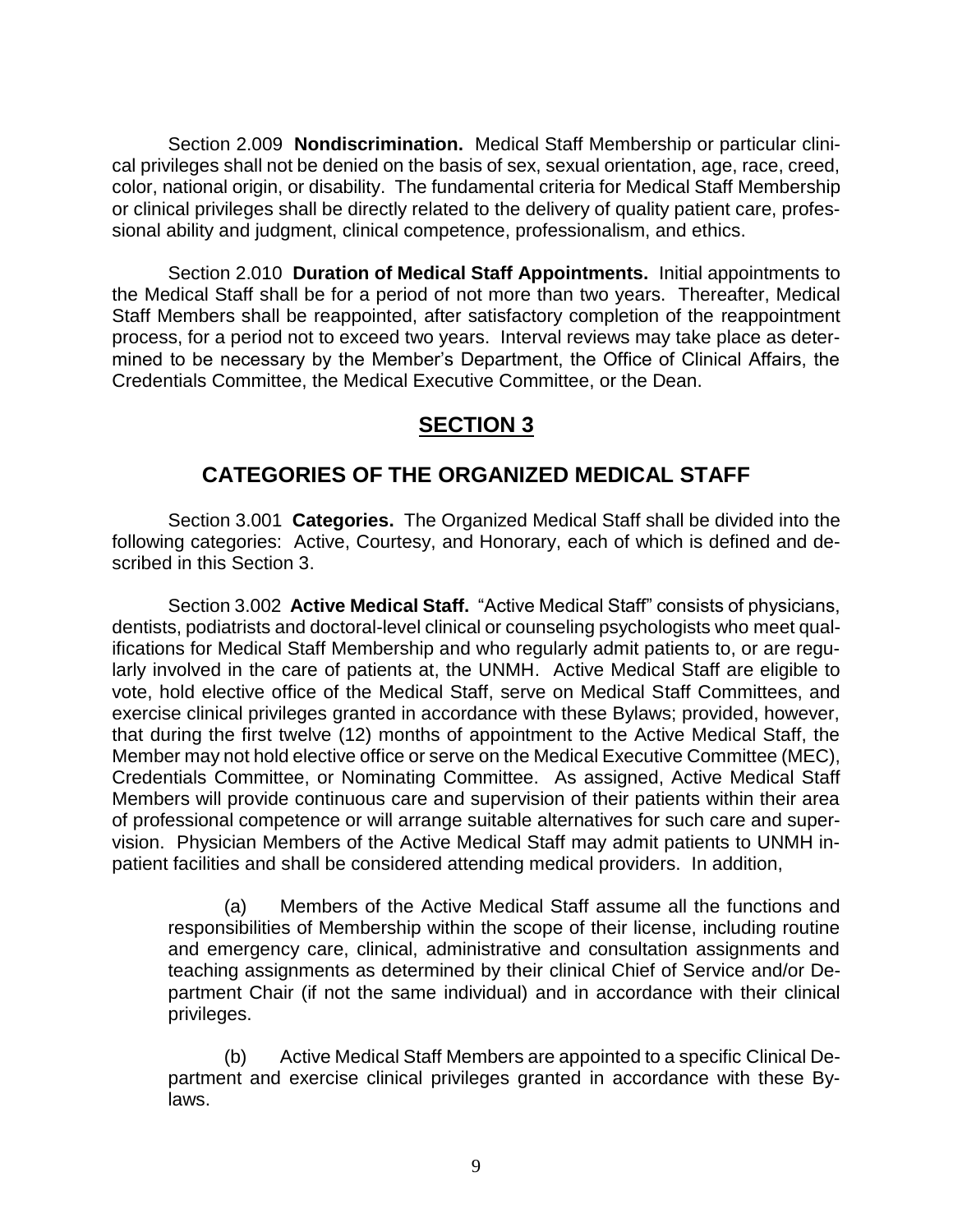Section 2.009 **Nondiscrimination.** Medical Staff Membership or particular clinical privileges shall not be denied on the basis of sex, sexual orientation, age, race, creed, color, national origin, or disability. The fundamental criteria for Medical Staff Membership or clinical privileges shall be directly related to the delivery of quality patient care, professional ability and judgment, clinical competence, professionalism, and ethics.

Section 2.010 **Duration of Medical Staff Appointments.** Initial appointments to the Medical Staff shall be for a period of not more than two years. Thereafter, Medical Staff Members shall be reappointed, after satisfactory completion of the reappointment process, for a period not to exceed two years. Interval reviews may take place as determined to be necessary by the Member's Department, the Office of Clinical Affairs, the Credentials Committee, the Medical Executive Committee, or the Dean.

## SECTION 3

## CATEGORIES OF THE ORGANIZED MEDICAL STAFF

Section 3.001 **Categories.** The Organized Medical Staff shall be divided into the following categories: Active, Courtesy, and Honorary, each of which is defined and described in this Section 3.

Section 3.002 **Active Medical Staff.** "Active Medical Staff" consists of physicians, dentists, podiatrists and doctoral-level clinical or counseling psychologists who meet qualifications for Medical Staff Membership and who regularly admit patients to, or are regularly involved in the care of patients at, the UNMH. Active Medical Staff are eligible to vote, hold elective office of the Medical Staff, serve on Medical Staff Committees, and exercise clinical privileges granted in accordance with these Bylaws; provided, however, that during the first twelve (12) months of appointment to the Active Medical Staff, the Member may not hold elective office or serve on the Medical Executive Committee (MEC), Credentials Committee, or Nominating Committee. As assigned, Active Medical Staff Members will provide continuous care and supervision of their patients within their area of professional competence or will arrange suitable alternatives for such care and supervision. Physician Members of the Active Medical Staff may admit patients to UNMH inpatient facilities and shall be considered attending medical providers. In addition,

(a) Members of the Active Medical Staff assume all the functions and responsibilities of Membership within the scope of their license, including routine and emergency care, clinical, administrative and consultation assignments and teaching assignments as determined by their clinical Chief of Service and/or Department Chair (if not the same individual) and in accordance with their clinical privileges.

(b) Active Medical Staff Members are appointed to a specific Clinical Department and exercise clinical privileges granted in accordance with these Bylaws.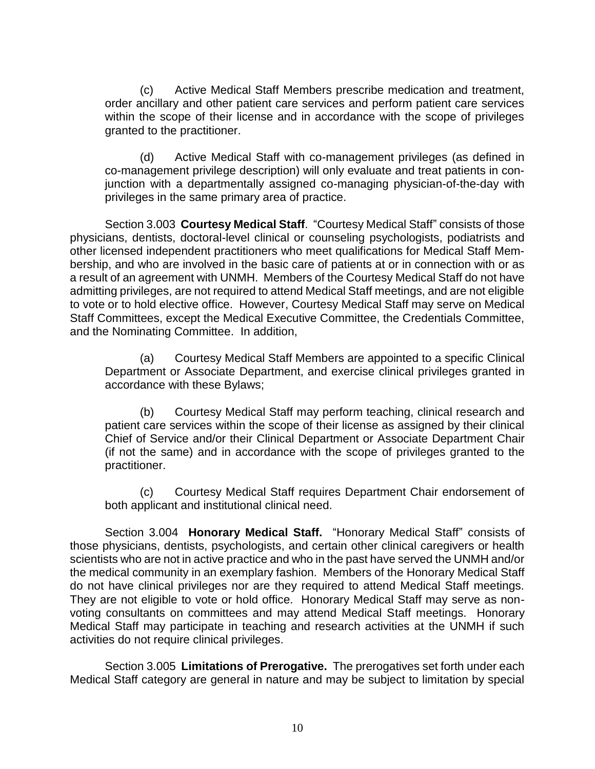(c) Active Medical Staff Members prescribe medication and treatment, order ancillary and other patient care services and perform patient care services within the scope of their license and in accordance with the scope of privileges granted to the practitioner.

(d) Active Medical Staff with co-management privileges (as defined in co-management privilege description) will only evaluate and treat patients in con-junction with a departmentally assigned co-managing physician-of-the-day with privileges in the same primary area of practice.

Section 3.003 **Courtesy Medical Staff**. "Courtesy Medical Staff" consists of those physicians, dentists, doctoral-level clinical or counseling psychologists, podiatrists and other licensed independent practitioners who meet qualifications for Medical Staff Membership, and who are involved in the basic care of patients at or in connection with or as a result of an agreement with UNMH. Members of the Courtesy Medical Staff do not have admitting privileges, are not required to attend Medical Staff meetings, and are not eligible to vote or to hold elective office. However, Courtesy Medical Staff may serve on Medical Staff Committees, except the Medical Executive Committee, the Credentials Committee, and the Nominating Committee. In addition,

(a) Courtesy Medical Staff Members are appointed to a specific Clinical Department or Associate Department, and exercise clinical privileges granted in accordance with these Bylaws;

(b) Courtesy Medical Staff may perform teaching, clinical research and patient care services within the scope of their license as assigned by their clinical Chief of Service and/or their Clinical Department or Associate Department Chair (if not the same) and in accordance with the scope of privileges granted to the practitioner.

(c) Courtesy Medical Staff requires Department Chair endorsement of both applicant and institutional clinical need.

Section 3.004 **Honorary Medical Staff.** "Honorary Medical Staff" consists of those physicians, dentists, psychologists, and certain other clinical caregivers or health scientists who are not in active practice and who in the past have served the UNMH and/or the medical community in an exemplary fashion. Members of the Honorary Medical Staff do not have clinical privileges nor are they required to attend Medical Staff meetings. They are not eligible to vote or hold office. Honorary Medical Staff may serve as non-voting consultants on committees and may attend Medical Staff meetings. Honorary Medical Staff may participate in teaching and research activities at the UNMH if such activities do not require clinical privileges.

Section 3.005 **Limitations of Prerogative.** The prerogatives set forth under each Medical Staff category are general in nature and may be subject to limitation by special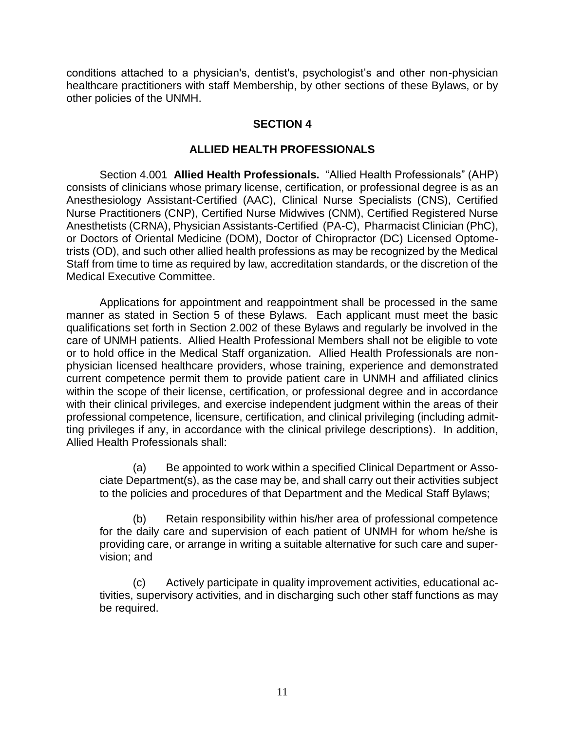conditions attached to a physician's, dentist's, psychologist's and other non-physician healthcare practitioners with staff Membership, by other sections of these Bylaws, or by other policies of the UNMH.

## SECTION 4

## ALLIED HEALTH PROFESSIONALS

Section 4.001 **Allied Health Professionals.** "Allied Health Professionals" (AHP) consists of clinicians whose primary license, certification, or professional degree is as an Anesthesiology Assistant-Certified (AAC), Clinical Nurse Specialists (CNS), Certified Nurse Practitioners (CNP), Certified Nurse Midwives (CNM), Certified Registered Nurse Anesthetists (CRNA), Physician Assistants-Certified (PA-C), Pharmacist Clinician (PhC), or Doctors of Oriental Medicine (DOM), Doctor of Chiropractor (DC) Licensed Optometrists (OD), and such other allied health professions as may be recognized by the Medical Staff from time to time as required by law, accreditation standards, or the discretion of the Medical Executive Committee.

Applications for appointment and reappointment shall be processed in the same manner as stated in Section 5 of these Bylaws. Each applicant must meet the basic qualifications set forth in Section 2.002 of these Bylaws and regularly be involved in the care of UNMH patients. Allied Health Professional Members shall not be eligible to vote or to hold office in the Medical Staff organization. Allied Health Professionals are non-physician licensed healthcare providers, whose training, experience and demonstrated current competence permit them to provide patient care in UNMH and affiliated clinics within the scope of their license, certification, or professional degree and in accordance with their clinical privileges, and exercise independent judgment within the areas of their professional competence, licensure, certification, and clinical privileging (including admitting privileges if any, in accordance with the clinical privilege descriptions). In addition, Allied Health Professionals shall:

(a) Be appointed to work within a specified Clinical Department or Associate Department(s), as the case may be, and shall carry out their activities subject to the policies and procedures of that Department and the Medical Staff Bylaws;

(b) Retain responsibility within his/her area of professional competence for the daily care and supervision of each patient of UNMH for whom he/she is providing care, or arrange in writing a suitable alternative for such care and supervision; and

(c) Actively participate in quality improvement activities, educational activities, supervisory activities, and in discharging such other staff functions as may be required.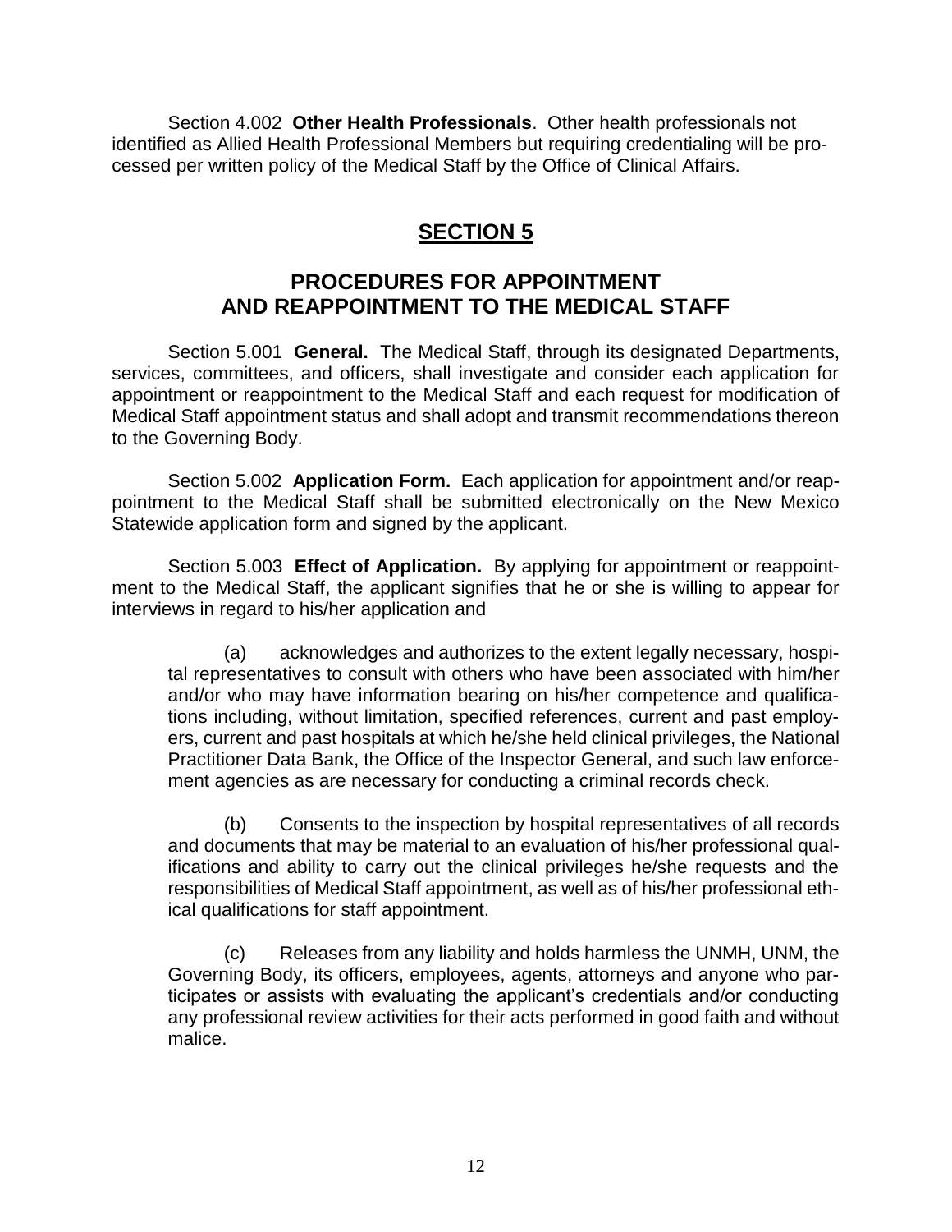Section 4.002 **Other Health Professionals**. Other health professionals not identified as Allied Health Professional Members but requiring credentialing will be processed per written policy of the Medical Staff by the Office of Clinical Affairs.

## SECTION 5

## PROCEDURES FOR APPOINTMENT AND REAPPOINTMENT TO THE MEDICAL STAFF

Section 5.001 **General.** The Medical Staff, through its designated Departments, services, committees, and officers, shall investigate and consider each application for appointment or reappointment to the Medical Staff and each request for modification of Medical Staff appointment status and shall adopt and transmit recommendations thereon to the Governing Body.

Section 5.002 **Application Form.** Each application for appointment and/or reappointment to the Medical Staff shall be submitted electronically on the New Mexico Statewide application form and signed by the applicant.

Section 5.003 **Effect of Application.** By applying for appointment or reappointment to the Medical Staff, the applicant signifies that he or she is willing to appear for interviews in regard to his/her application and

(a) acknowledges and authorizes to the extent legally necessary, hospital representatives to consult with others who have been associated with him/her and/or who may have information bearing on his/her competence and qualifications including, without limitation, specified references, current and past employers, current and past hospitals at which he/she held clinical privileges, the National Practitioner Data Bank, the Office of the Inspector General, and such law enforcement agencies as are necessary for conducting a criminal records check.

(b) Consents to the inspection by hospital representatives of all records and documents that may be material to an evaluation of his/her professional qualifications and ability to carry out the clinical privileges he/she requests and the responsibilities of Medical Staff appointment, as well as of his/her professional ethical qualifications for staff appointment.

(c) Releases from any liability and holds harmless the UNMH, UNM, the Governing Body, its officers, employees, agents, attorneys and anyone who participates or assists with evaluating the applicant's credentials and/or conducting any professional review activities for their acts performed in good faith and without malice.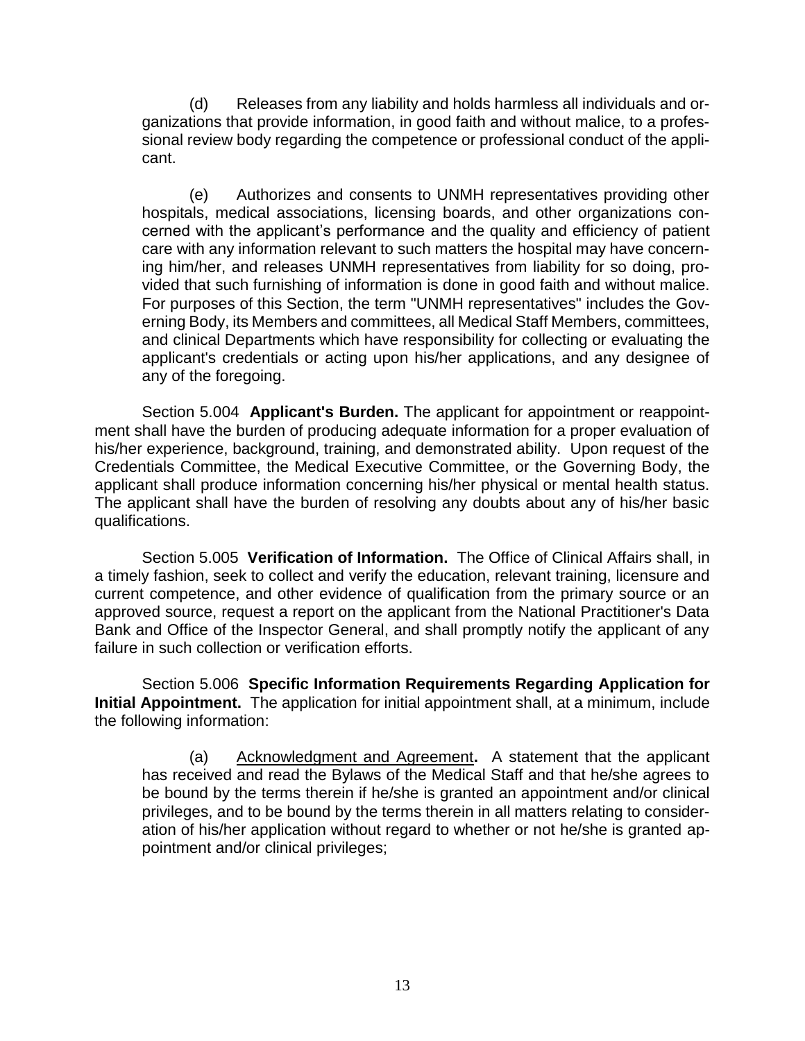(d) Releases from any liability and holds harmless all individuals and organizations that provide information, in good faith and without malice, to a professional review body regarding the competence or professional conduct of the applicant.

(e) Authorizes and consents to UNMH representatives providing other hospitals, medical associations, licensing boards, and other organizations concerned with the applicant's performance and the quality and efficiency of patient care with any information relevant to such matters the hospital may have concerning him/her, and releases UNMH representatives from liability for so doing, provided that such furnishing of information is done in good faith and without malice. For purposes of this Section, the term "UNMH representatives" includes the Governing Body, its Members and committees, all Medical Staff Members, committees, and clinical Departments which have responsibility for collecting or evaluating the applicant's credentials or acting upon his/her applications, and any designee of any of the foregoing.

Section 5.004 **Applicant's Burden.** The applicant for appointment or reappointment shall have the burden of producing adequate information for a proper evaluation of his/her experience, background, training, and demonstrated ability. Upon request of the Credentials Committee, the Medical Executive Committee, or the Governing Body, the applicant shall produce information concerning his/her physical or mental health status. The applicant shall have the burden of resolving any doubts about any of his/her basic qualifications.

Section 5.005 **Verification of Information.** The Office of Clinical Affairs shall, in a timely fashion, seek to collect and verify the education, relevant training, licensure and current competence, and other evidence of qualification from the primary source or an approved source, request a report on the applicant from the National Practitioner's Data Bank and Office of the Inspector General, and shall promptly notify the applicant of any failure in such collection or verification efforts.

Section 5.006 **Specific Information Requirements Regarding Application for Initial Appointment.** The application for initial appointment shall, at a minimum, include the following information:

(a) Acknowledgment and Agreement**.** A statement that the applicant has received and read the Bylaws of the Medical Staff and that he/she agrees to be bound by the terms therein if he/she is granted an appointment and/or clinical privileges, and to be bound by the terms therein in all matters relating to consideration of his/her application without regard to whether or not he/she is granted appointment and/or clinical privileges;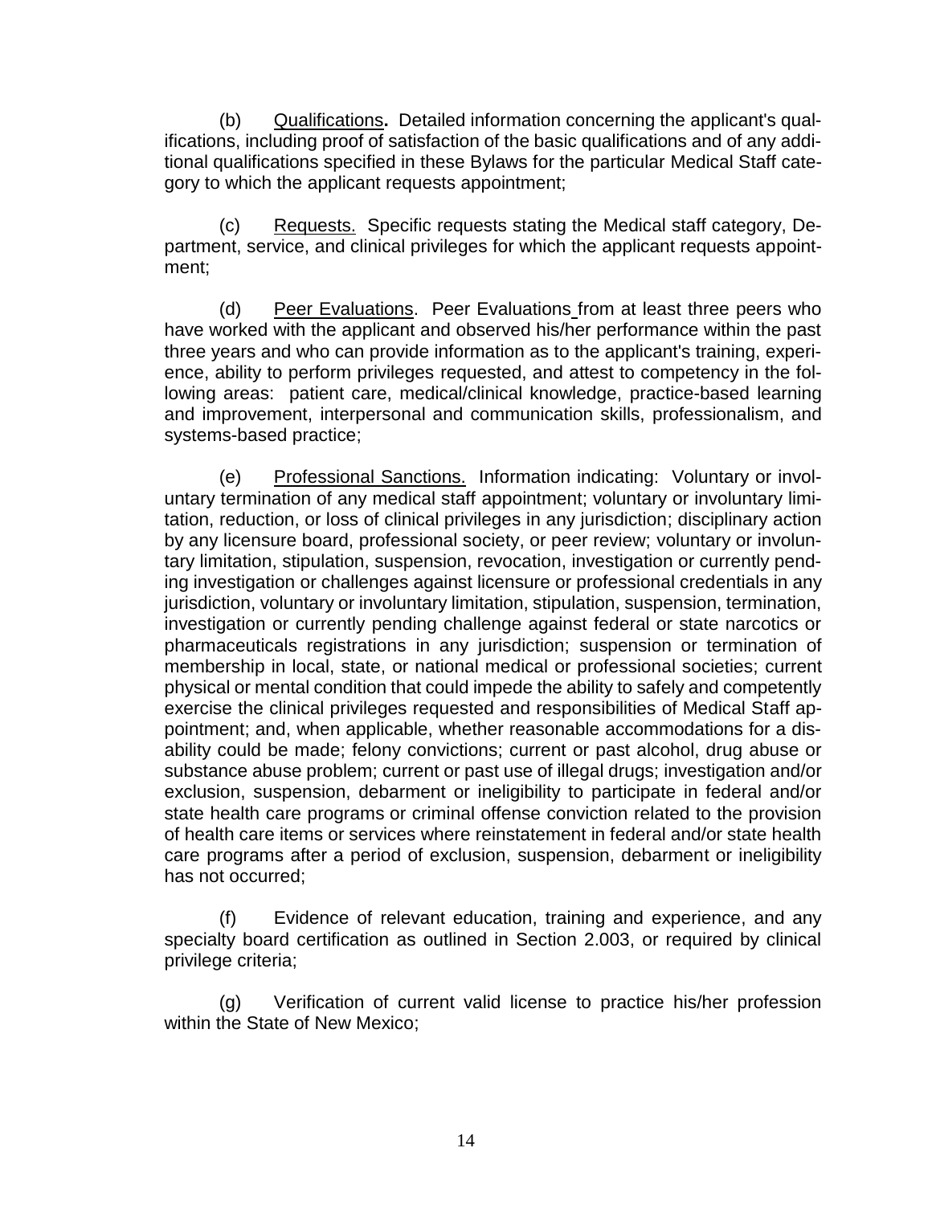(b) Qualifications**.** Detailed information concerning the applicant's qualifications, including proof of satisfaction of the basic qualifications and of any additional qualifications specified in these Bylaws for the particular Medical Staff category to which the applicant requests appointment;

(c) Requests. Specific requests stating the Medical staff category, Department, service, and clinical privileges for which the applicant requests appointment;

(d) Peer Evaluations. Peer Evaluations from at least three peers who have worked with the applicant and observed his/her performance within the past three years and who can provide information as to the applicant's training, experience, ability to perform privileges requested, and attest to competency in the following areas: patient care, medical/clinical knowledge, practice-based learning and improvement, interpersonal and communication skills, professionalism, and systems-based practice;

(e) Professional Sanctions. Information indicating: Voluntary or involuntary termination of any medical staff appointment; voluntary or involuntary limitation, reduction, or loss of clinical privileges in any jurisdiction; disciplinary action by any licensure board, professional society, or peer review; voluntary or involuntary limitation, stipulation, suspension, revocation, investigation or currently pending investigation or challenges against licensure or professional credentials in any jurisdiction, voluntary or involuntary limitation, stipulation, suspension, termination, investigation or currently pending challenge against federal or state narcotics or pharmaceuticals registrations in any jurisdiction; suspension or termination of membership in local, state, or national medical or professional societies; current physical or mental condition that could impede the ability to safely and competently exercise the clinical privileges requested and responsibilities of Medical Staff appointment; and, when applicable, whether reasonable accommodations for a disability could be made; felony convictions; current or past alcohol, drug abuse or substance abuse problem; current or past use of illegal drugs; investigation and/or exclusion, suspension, debarment or ineligibility to participate in federal and/or state health care programs or criminal offense conviction related to the provision of health care items or services where reinstatement in federal and/or state health care programs after a period of exclusion, suspension, debarment or ineligibility has not occurred;

(f) Evidence of relevant education, training and experience, and any specialty board certification as outlined in Section 2.003, or required by clinical privilege criteria;

(g) Verification of current valid license to practice his/her profession within the State of New Mexico;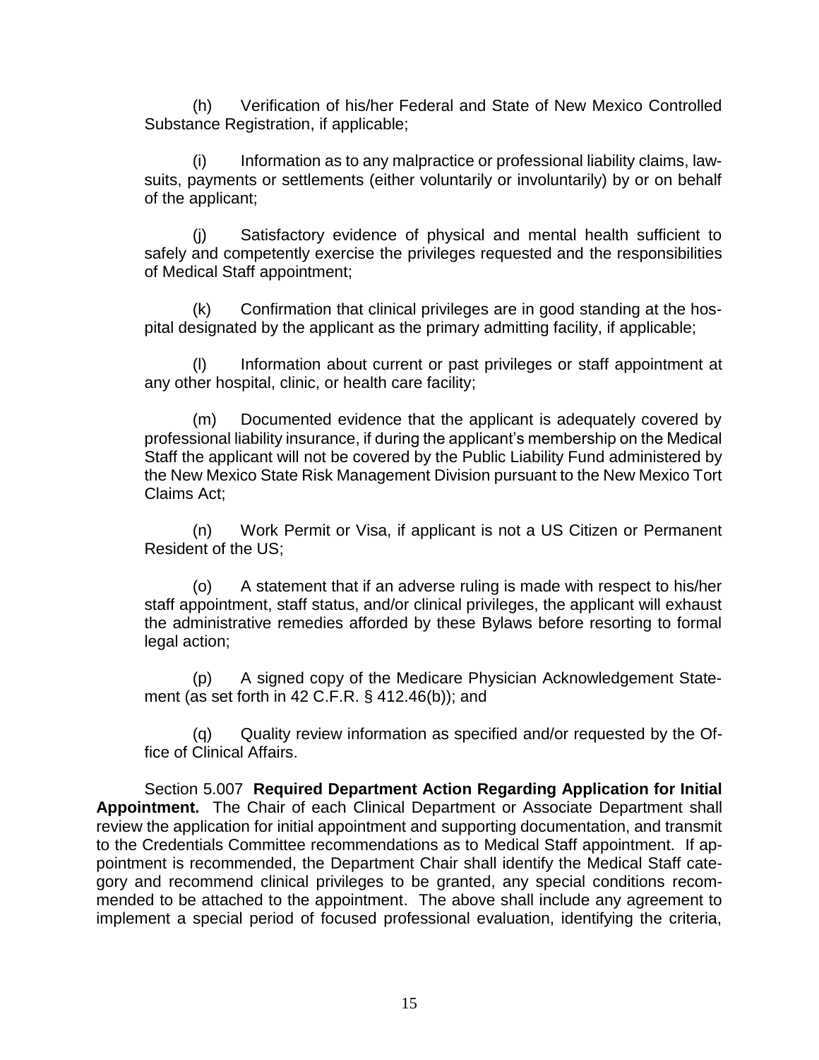(h) Verification of his/her Federal and State of New Mexico Controlled Substance Registration, if applicable;

(i) Information as to any malpractice or professional liability claims, lawsuits, payments or settlements (either voluntarily or involuntarily) by or on behalf of the applicant;

(j) Satisfactory evidence of physical and mental health sufficient to safely and competently exercise the privileges requested and the responsibilities of Medical Staff appointment;

(k) Confirmation that clinical privileges are in good standing at the hospital designated by the applicant as the primary admitting facility, if applicable;

(l) Information about current or past privileges or staff appointment at any other hospital, clinic, or health care facility;

(m) Documented evidence that the applicant is adequately covered by professional liability insurance, if during the applicant's membership on the Medical Staff the applicant will not be covered by the Public Liability Fund administered by the New Mexico State Risk Management Division pursuant to the New Mexico Tort Claims Act;

(n) Work Permit or Visa, if applicant is not a US Citizen or Permanent Resident of the US;

(o) A statement that if an adverse ruling is made with respect to his/her staff appointment, staff status, and/or clinical privileges, the applicant will exhaust the administrative remedies afforded by these Bylaws before resorting to formal legal action;

(p) A signed copy of the Medicare Physician Acknowledgement Statement (as set forth in 42 C.F.R. § 412.46(b)); and

(q) Quality review information as specified and/or requested by the Office of Clinical Affairs.

Section 5.007 **Required Department Action Regarding Application for Initial Appointment.** The Chair of each Clinical Department or Associate Department shall review the application for initial appointment and supporting documentation, and transmit to the Credentials Committee recommendations as to Medical Staff appointment. If appointment is recommended, the Department Chair shall identify the Medical Staff category and recommend clinical privileges to be granted, any special conditions recommended to be attached to the appointment. The above shall include any agreement to implement a special period of focused professional evaluation, identifying the criteria,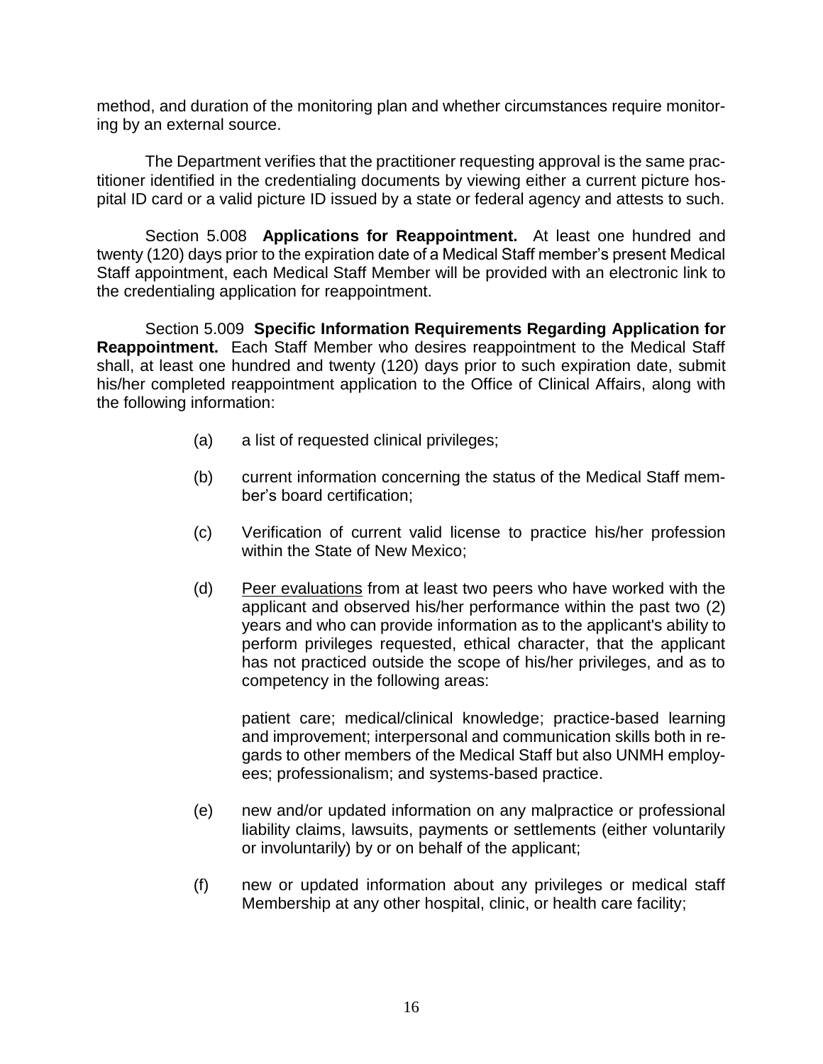method, and duration of the monitoring plan and whether circumstances require monitoring by an external source.

The Department verifies that the practitioner requesting approval is the same practitioner identified in the credentialing documents by viewing either a current picture hospital ID card or a valid picture ID issued by a state or federal agency and attests to such.

Section 5.008 **Applications for Reappointment.** At least one hundred and twenty (120) days prior to the expiration date of a Medical Staff member's present Medical Staff appointment, each Medical Staff Member will be provided with an electronic link to the credentialing application for reappointment.

Section 5.009 **Specific Information Requirements Regarding Application for Reappointment.** Each Staff Member who desires reappointment to the Medical Staff shall, at least one hundred and twenty (120) days prior to such expiration date, submit his/her completed reappointment application to the Office of Clinical Affairs, along with the following information:

(a) a list of requested clinical privileges;

(b) current information concerning the status of the Medical Staff member's board certification;

(c) Verification of current valid license to practice his/her profession within the State of New Mexico;

(d) Peer evaluations from at least two peers who have worked with the applicant and observed his/her performance within the past two (2) years and who can provide information as to the applicant's ability to perform privileges requested, ethical character, that the applicant has not practiced outside the scope of his/her privileges, and as to competency in the following areas:

patient care; medical/clinical knowledge; practice-based learning and improvement; interpersonal and communication skills both in regards to other members of the Medical Staff but also UNMH employees; professionalism; and systems-based practice.

(e) new and/or updated information on any malpractice or professional liability claims, lawsuits, payments or settlements (either voluntarily or involuntarily) by or on behalf of the applicant;

(f) new or updated information about any privileges or medical staff Membership at any other hospital, clinic, or health care facility;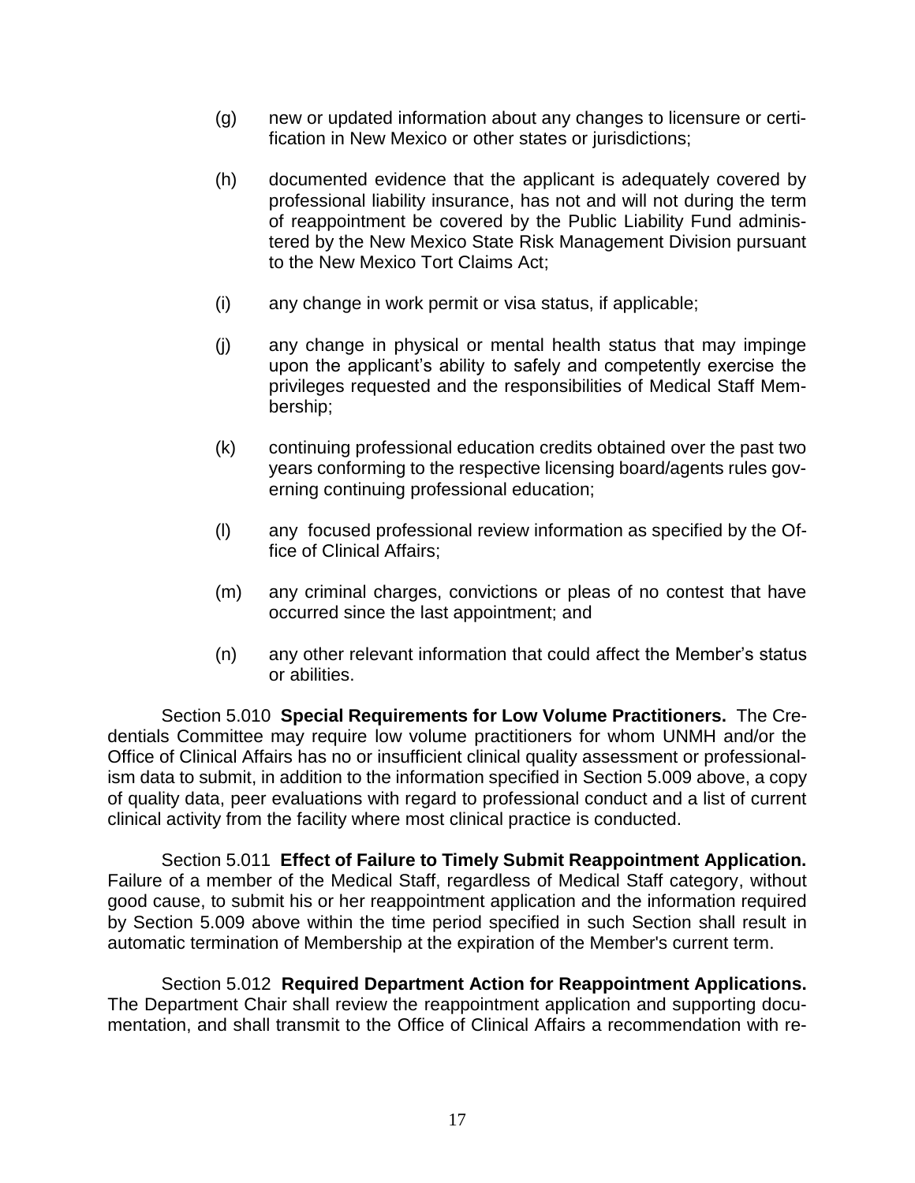(g) new or updated information about any changes to licensure or certification in New Mexico or other states or jurisdictions;

(h) documented evidence that the applicant is adequately covered by professional liability insurance, has not and will not during the term of reappointment be covered by the Public Liability Fund administered by the New Mexico State Risk Management Division pursuant to the New Mexico Tort Claims Act;

(i) any change in work permit or visa status, if applicable;

(j) any change in physical or mental health status that may impinge upon the applicant's ability to safely and competently exercise the privileges requested and the responsibilities of Medical Staff Membership;

(k) continuing professional education credits obtained over the past two years conforming to the respective licensing board/agents rules governing continuing professional education;

(l) any focused professional review information as specified by the Office of Clinical Affairs;

(m) any criminal charges, convictions or pleas of no contest that have occurred since the last appointment; and

(n) any other relevant information that could affect the Member's status or abilities.

Section 5.010 **Special Requirements for Low Volume Practitioners.** The Credentials Committee may require low volume practitioners for whom UNMH and/or the Office of Clinical Affairs has no or insufficient clinical quality assessment or professionalism data to submit, in addition to the information specified in Section 5.009 above, a copy of quality data, peer evaluations with regard to professional conduct and a list of current clinical activity from the facility where most clinical practice is conducted.

Section 5.011 **Effect of Failure to Timely Submit Reappointment Application.** Failure of a member of the Medical Staff, regardless of Medical Staff category, without good cause, to submit his or her reappointment application and the information required by Section 5.009 above within the time period specified in such Section shall result in automatic termination of Membership at the expiration of the Member's current term.

Section 5.012 **Required Department Action for Reappointment Applications.** The Department Chair shall review the reappointment application and supporting documentation, and shall transmit to the Office of Clinical Affairs a recommendation with re-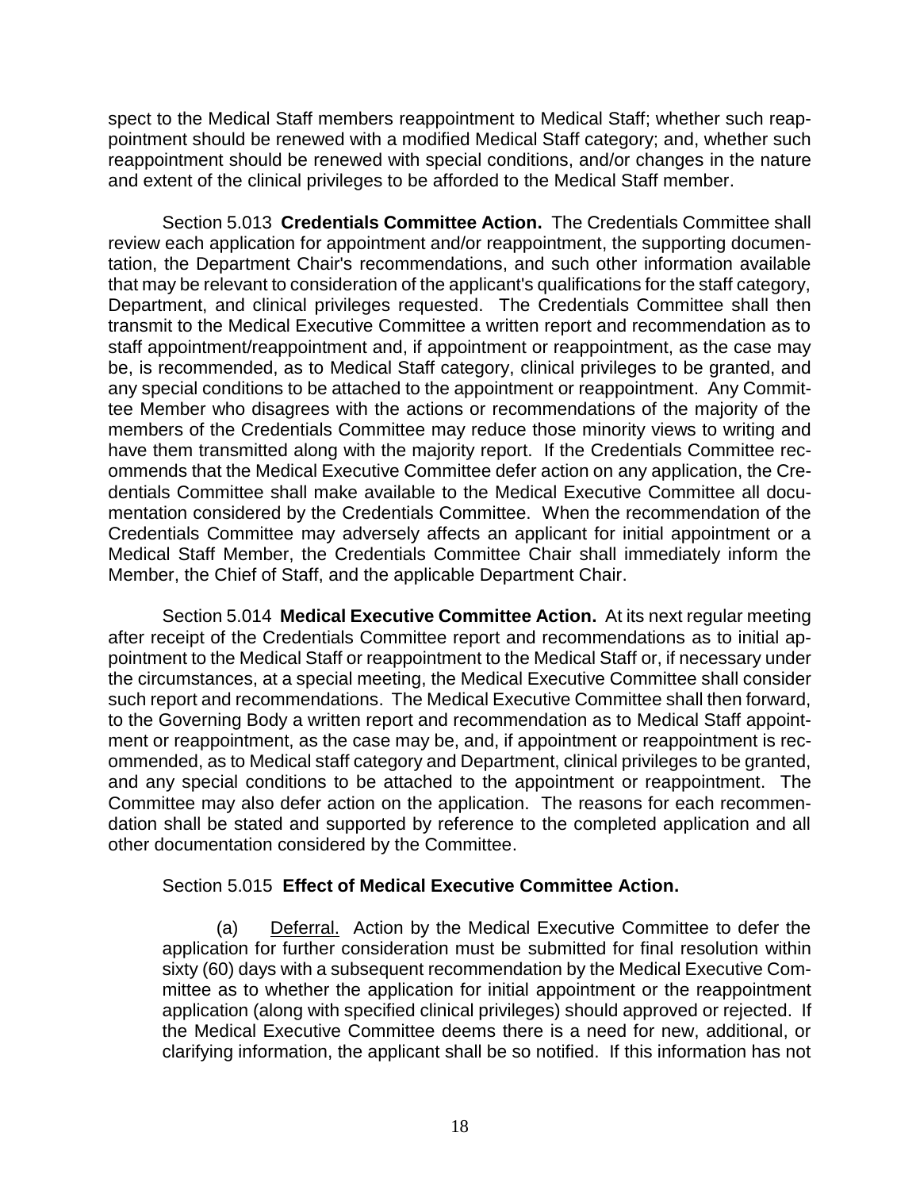spect to the Medical Staff members reappointment to Medical Staff; whether such reappointment should be renewed with a modified Medical Staff category; and, whether such reappointment should be renewed with special conditions, and/or changes in the nature and extent of the clinical privileges to be afforded to the Medical Staff member.

Section 5.013 **Credentials Committee Action.** The Credentials Committee shall review each application for appointment and/or reappointment, the supporting documentation, the Department Chair's recommendations, and such other information available that may be relevant to consideration of the applicant's qualifications for the staff category, Department, and clinical privileges requested. The Credentials Committee shall then transmit to the Medical Executive Committee a written report and recommendation as to staff appointment/reappointment and, if appointment or reappointment, as the case may be, is recommended, as to Medical Staff category, clinical privileges to be granted, and any special conditions to be attached to the appointment or reappointment. Any Committee Member who disagrees with the actions or recommendations of the majority of the members of the Credentials Committee may reduce those minority views to writing and have them transmitted along with the majority report. If the Credentials Committee recommends that the Medical Executive Committee defer action on any application, the Credentials Committee shall make available to the Medical Executive Committee all documentation considered by the Credentials Committee. When the recommendation of the Credentials Committee may adversely affects an applicant for initial appointment or a Medical Staff Member, the Credentials Committee Chair shall immediately inform the Member, the Chief of Staff, and the applicable Department Chair.

Section 5.014 **Medical Executive Committee Action.** At its next regular meeting after receipt of the Credentials Committee report and recommendations as to initial appointment to the Medical Staff or reappointment to the Medical Staff or, if necessary under the circumstances, at a special meeting, the Medical Executive Committee shall consider such report and recommendations. The Medical Executive Committee shall then forward, to the Governing Body a written report and recommendation as to Medical Staff appointment or reappointment, as the case may be, and, if appointment or reappointment is recommended, as to Medical staff category and Department, clinical privileges to be granted, and any special conditions to be attached to the appointment or reappointment. The Committee may also defer action on the application. The reasons for each recommendation shall be stated and supported by reference to the completed application and all other documentation considered by the Committee.

Section 5.015 **Effect of Medical Executive Committee Action.**

(a) Deferral. Action by the Medical Executive Committee to defer the application for further consideration must be submitted for final resolution within sixty (60) days with a subsequent recommendation by the Medical Executive Committee as to whether the application for initial appointment or the reappointment application (along with specified clinical privileges) should approved or rejected. If the Medical Executive Committee deems there is a need for new, additional, or clarifying information, the applicant shall be so notified. If this information has not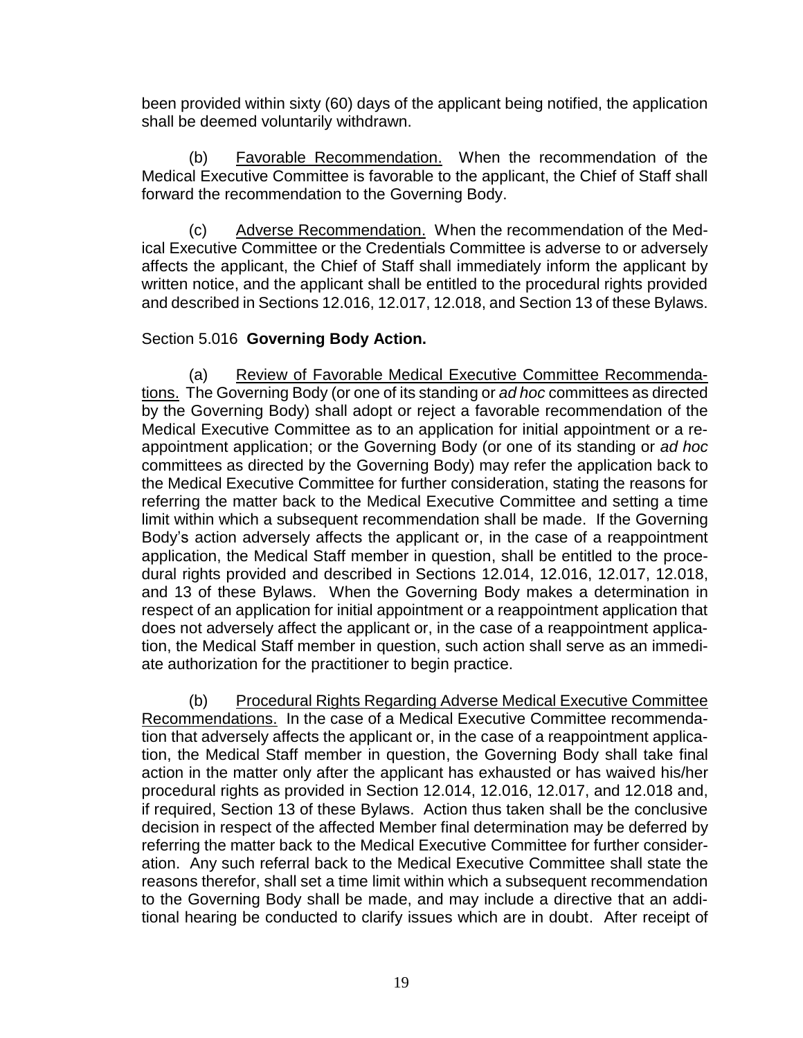been provided within sixty (60) days of the applicant being notified, the application shall be deemed voluntarily withdrawn.

(b) Favorable Recommendation. When the recommendation of the Medical Executive Committee is favorable to the applicant, the Chief of Staff shall forward the recommendation to the Governing Body.

(c) Adverse Recommendation. When the recommendation of the Medical Executive Committee or the Credentials Committee is adverse to or adversely affects the applicant, the Chief of Staff shall immediately inform the applicant by written notice, and the applicant shall be entitled to the procedural rights provided and described in Sections 12.016, 12.017, 12.018, and Section 13 of these Bylaws.

Section 5.016 **Governing Body Action.**

(a) Review of Favorable Medical Executive Committee Recommendations. The Governing Body (or one of its standing or *ad hoc* committees as directed by the Governing Body) shall adopt or reject a favorable recommendation of the Medical Executive Committee as to an application for initial appointment or a reappointment application; or the Governing Body (or one of its standing or *ad hoc* committees as directed by the Governing Body) may refer the application back to the Medical Executive Committee for further consideration, stating the reasons for referring the matter back to the Medical Executive Committee and setting a time limit within which a subsequent recommendation shall be made. If the Governing Body's action adversely affects the applicant or, in the case of a reappointment application, the Medical Staff member in question, shall be entitled to the procedural rights provided and described in Sections 12.014, 12.016, 12.017, 12.018, and 13 of these Bylaws. When the Governing Body makes a determination in respect of an application for initial appointment or a reappointment application that does not adversely affect the applicant or, in the case of a reappointment application, the Medical Staff member in question, such action shall serve as an immediate authorization for the practitioner to begin practice.

(b) Procedural Rights Regarding Adverse Medical Executive Committee Recommendations. In the case of a Medical Executive Committee recommendation that adversely affects the applicant or, in the case of a reappointment application, the Medical Staff member in question, the Governing Body shall take final action in the matter only after the applicant has exhausted or has waived his/her procedural rights as provided in Section 12.014, 12.016, 12.017, and 12.018 and, if required, Section 13 of these Bylaws. Action thus taken shall be the conclusive decision in respect of the affected Member final determination may be deferred by referring the matter back to the Medical Executive Committee for further consideration. Any such referral back to the Medical Executive Committee shall state the reasons therefor, shall set a time limit within which a subsequent recommendation to the Governing Body shall be made, and may include a directive that an additional hearing be conducted to clarify issues which are in doubt. After receipt of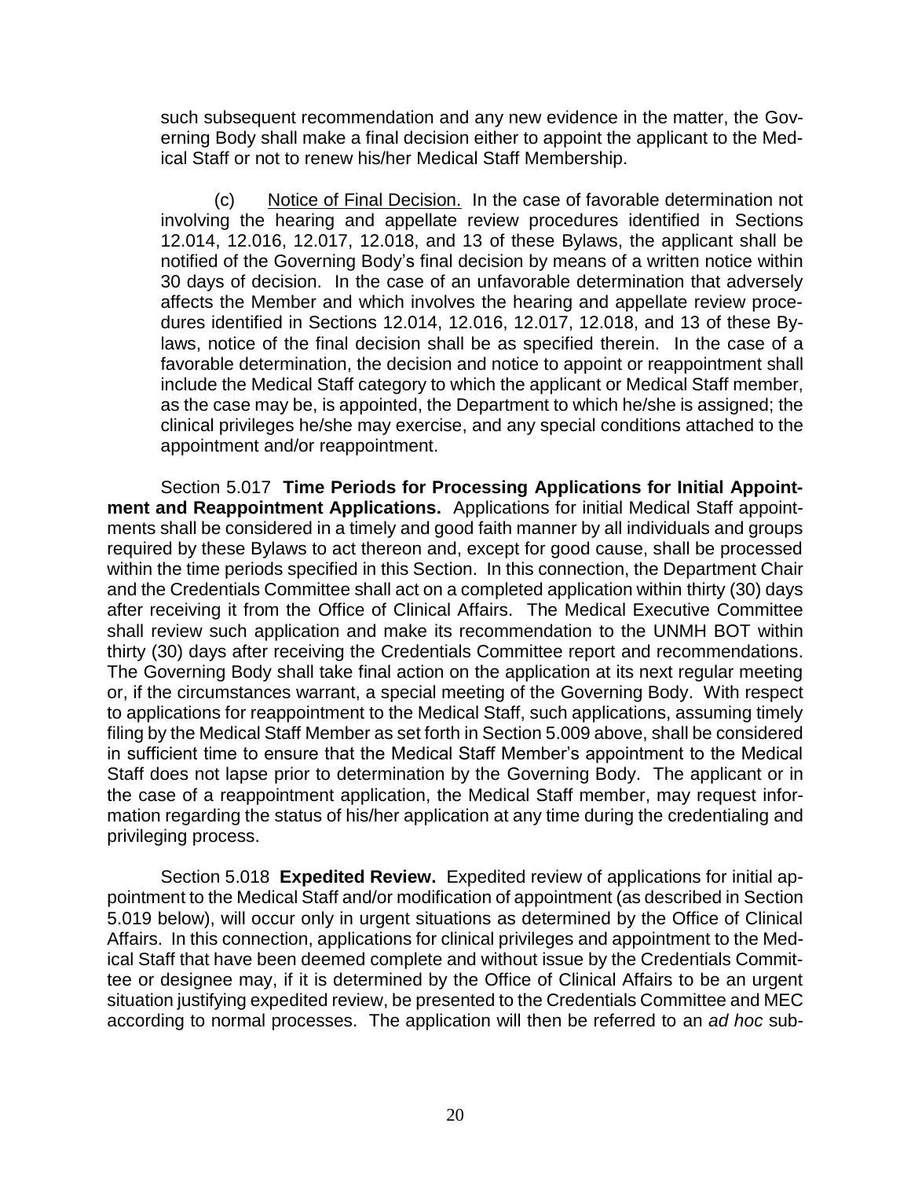such subsequent recommendation and any new evidence in the matter, the Governing Body shall make a final decision either to appoint the applicant to the Medical Staff or not to renew his/her Medical Staff Membership.

(c) Notice of Final Decision. In the case of favorable determination not involving the hearing and appellate review procedures identified in Sections 12.014, 12.016, 12.017, 12.018, and 13 of these Bylaws, the applicant shall be notified of the Governing Body's final decision by means of a written notice within 30 days of decision. In the case of an unfavorable determination that adversely affects the Member and which involves the hearing and appellate review procedures identified in Sections 12.014, 12.016, 12.017, 12.018, and 13 of these Bylaws, notice of the final decision shall be as specified therein. In the case of a favorable determination, the decision and notice to appoint or reappointment shall include the Medical Staff category to which the applicant or Medical Staff member, as the case may be, is appointed, the Department to which he/she is assigned; the clinical privileges he/she may exercise, and any special conditions attached to the appointment and/or reappointment.

Section 5.017 **Time Periods for Processing Applications for Initial Appointment and Reappointment Applications.** Applications for initial Medical Staff appointments shall be considered in a timely and good faith manner by all individuals and groups required by these Bylaws to act thereon and, except for good cause, shall be processed within the time periods specified in this Section. In this connection, the Department Chair and the Credentials Committee shall act on a completed application within thirty (30) days after receiving it from the Office of Clinical Affairs. The Medical Executive Committee shall review such application and make its recommendation to the UNMH BOT within thirty (30) days after receiving the Credentials Committee report and recommendations. The Governing Body shall take final action on the application at its next regular meeting or, if the circumstances warrant, a special meeting of the Governing Body. With respect to applications for reappointment to the Medical Staff, such applications, assuming timely filing by the Medical Staff Member as set forth in Section 5.009 above, shall be considered in sufficient time to ensure that the Medical Staff Member's appointment to the Medical Staff does not lapse prior to determination by the Governing Body. The applicant or in the case of a reappointment application, the Medical Staff member, may request information regarding the status of his/her application at any time during the credentialing and privileging process.

Section 5.018 **Expedited Review.** Expedited review of applications for initial appointment to the Medical Staff and/or modification of appointment (as described in Section 5.019 below), will occur only in urgent situations as determined by the Office of Clinical Affairs. In this connection, applications for clinical privileges and appointment to the Medical Staff that have been deemed complete and without issue by the Credentials Committee or designee may, if it is determined by the Office of Clinical Affairs to be an urgent situation justifying expedited review, be presented to the Credentials Committee and MEC according to normal processes. The application will then be referred to an *ad hoc* sub-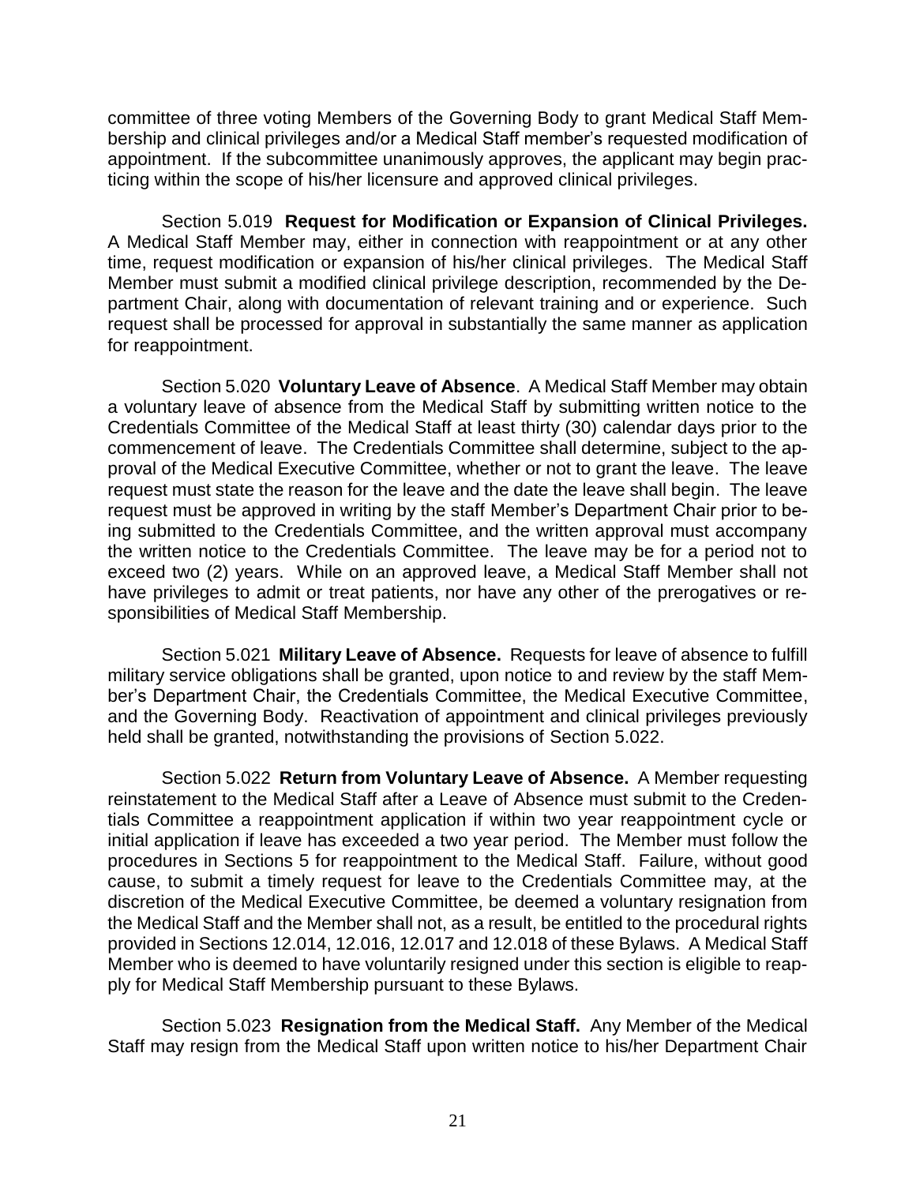committee of three voting Members of the Governing Body to grant Medical Staff Membership and clinical privileges and/or a Medical Staff member's requested modification of appointment. If the subcommittee unanimously approves, the applicant may begin practicing within the scope of his/her licensure and approved clinical privileges.

Section 5.019 **Request for Modification or Expansion of Clinical Privileges.** A Medical Staff Member may, either in connection with reappointment or at any other time, request modification or expansion of his/her clinical privileges. The Medical Staff Member must submit a modified clinical privilege description, recommended by the Department Chair, along with documentation of relevant training and or experience. Such request shall be processed for approval in substantially the same manner as application for reappointment.

Section 5.020 **Voluntary Leave of Absence**. A Medical Staff Member may obtain a voluntary leave of absence from the Medical Staff by submitting written notice to the Credentials Committee of the Medical Staff at least thirty (30) calendar days prior to the commencement of leave. The Credentials Committee shall determine, subject to the approval of the Medical Executive Committee, whether or not to grant the leave. The leave request must state the reason for the leave and the date the leave shall begin. The leave request must be approved in writing by the staff Member's Department Chair prior to being submitted to the Credentials Committee, and the written approval must accompany the written notice to the Credentials Committee. The leave may be for a period not to exceed two (2) years. While on an approved leave, a Medical Staff Member shall not have privileges to admit or treat patients, nor have any other of the prerogatives or responsibilities of Medical Staff Membership.

Section 5.021 **Military Leave of Absence.** Requests for leave of absence to fulfill military service obligations shall be granted, upon notice to and review by the staff Member's Department Chair, the Credentials Committee, the Medical Executive Committee, and the Governing Body. Reactivation of appointment and clinical privileges previously held shall be granted, notwithstanding the provisions of Section 5.022.

Section 5.022 **Return from Voluntary Leave of Absence.** A Member requesting reinstatement to the Medical Staff after a Leave of Absence must submit to the Credentials Committee a reappointment application if within two year reappointment cycle or initial application if leave has exceeded a two year period. The Member must follow the procedures in Sections 5 for reappointment to the Medical Staff. Failure, without good cause, to submit a timely request for leave to the Credentials Committee may, at the discretion of the Medical Executive Committee, be deemed a voluntary resignation from the Medical Staff and the Member shall not, as a result, be entitled to the procedural rights provided in Sections 12.014, 12.016, 12.017 and 12.018 of these Bylaws. A Medical Staff Member who is deemed to have voluntarily resigned under this section is eligible to reapply for Medical Staff Membership pursuant to these Bylaws.

Section 5.023 **Resignation from the Medical Staff.** Any Member of the Medical Staff may resign from the Medical Staff upon written notice to his/her Department Chair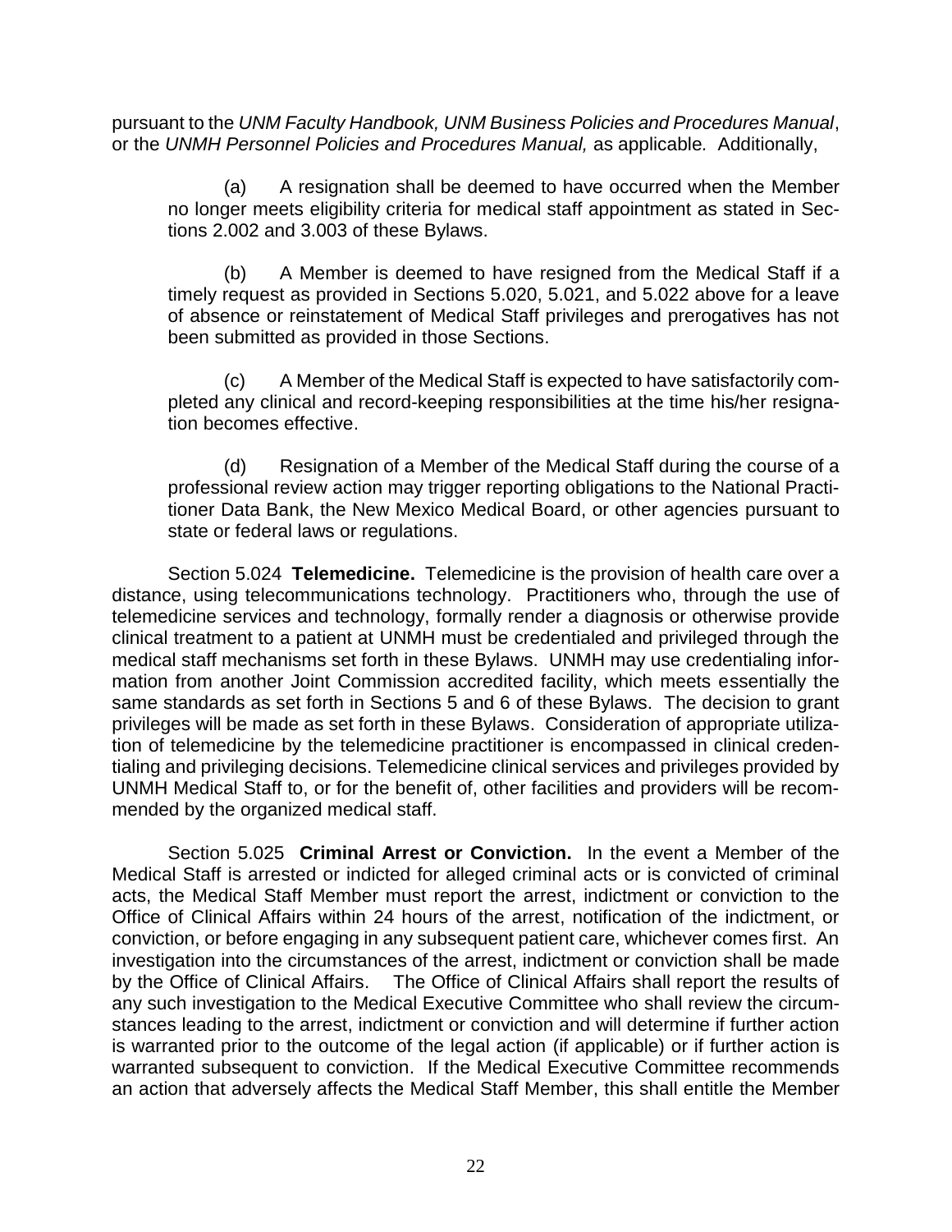pursuant to the *UNM Faculty Handbook, UNM Business Policies and Procedures Manual*, or the *UNMH Personnel Policies and Procedures Manual,* as applicable. Additionally,

(a) A resignation shall be deemed to have occurred when the Member no longer meets eligibility criteria for medical staff appointment as stated in Sections 2.002 and 3.003 of these Bylaws.

(b) A Member is deemed to have resigned from the Medical Staff if a timely request as provided in Sections 5.020, 5.021, and 5.022 above for a leave of absence or reinstatement of Medical Staff privileges and prerogatives has not been submitted as provided in those Sections.

(c) A Member of the Medical Staff is expected to have satisfactorily completed any clinical and record-keeping responsibilities at the time his/her resignation becomes effective.

(d) Resignation of a Member of the Medical Staff during the course of a professional review action may trigger reporting obligations to the National Practitioner Data Bank, the New Mexico Medical Board, or other agencies pursuant to state or federal laws or regulations.

Section 5.024 **Telemedicine.** Telemedicine is the provision of health care over a distance, using telecommunications technology. Practitioners who, through the use of telemedicine services and technology, formally render a diagnosis or otherwise provide clinical treatment to a patient at UNMH must be credentialed and privileged through the medical staff mechanisms set forth in these Bylaws. UNMH may use credentialing information from another Joint Commission accredited facility, which meets essentially the same standards as set forth in Sections 5 and 6 of these Bylaws. The decision to grant privileges will be made as set forth in these Bylaws. Consideration of appropriate utilization of telemedicine by the telemedicine practitioner is encompassed in clinical credentialing and privileging decisions. Telemedicine clinical services and privileges provided by UNMH Medical Staff to, or for the benefit of, other facilities and providers will be recommended by the organized medical staff.

Section 5.025 **Criminal Arrest or Conviction.** In the event a Member of the Medical Staff is arrested or indicted for alleged criminal acts or is convicted of criminal acts, the Medical Staff Member must report the arrest, indictment or conviction to the Office of Clinical Affairs within 24 hours of the arrest, notification of the indictment, or conviction, or before engaging in any subsequent patient care, whichever comes first. An investigation into the circumstances of the arrest, indictment or conviction shall be made by the Office of Clinical Affairs. The Office of Clinical Affairs shall report the results of any such investigation to the Medical Executive Committee who shall review the circumstances leading to the arrest, indictment or conviction and will determine if further action is warranted prior to the outcome of the legal action (if applicable) or if further action is warranted subsequent to conviction. If the Medical Executive Committee recommends an action that adversely affects the Medical Staff Member, this shall entitle the Member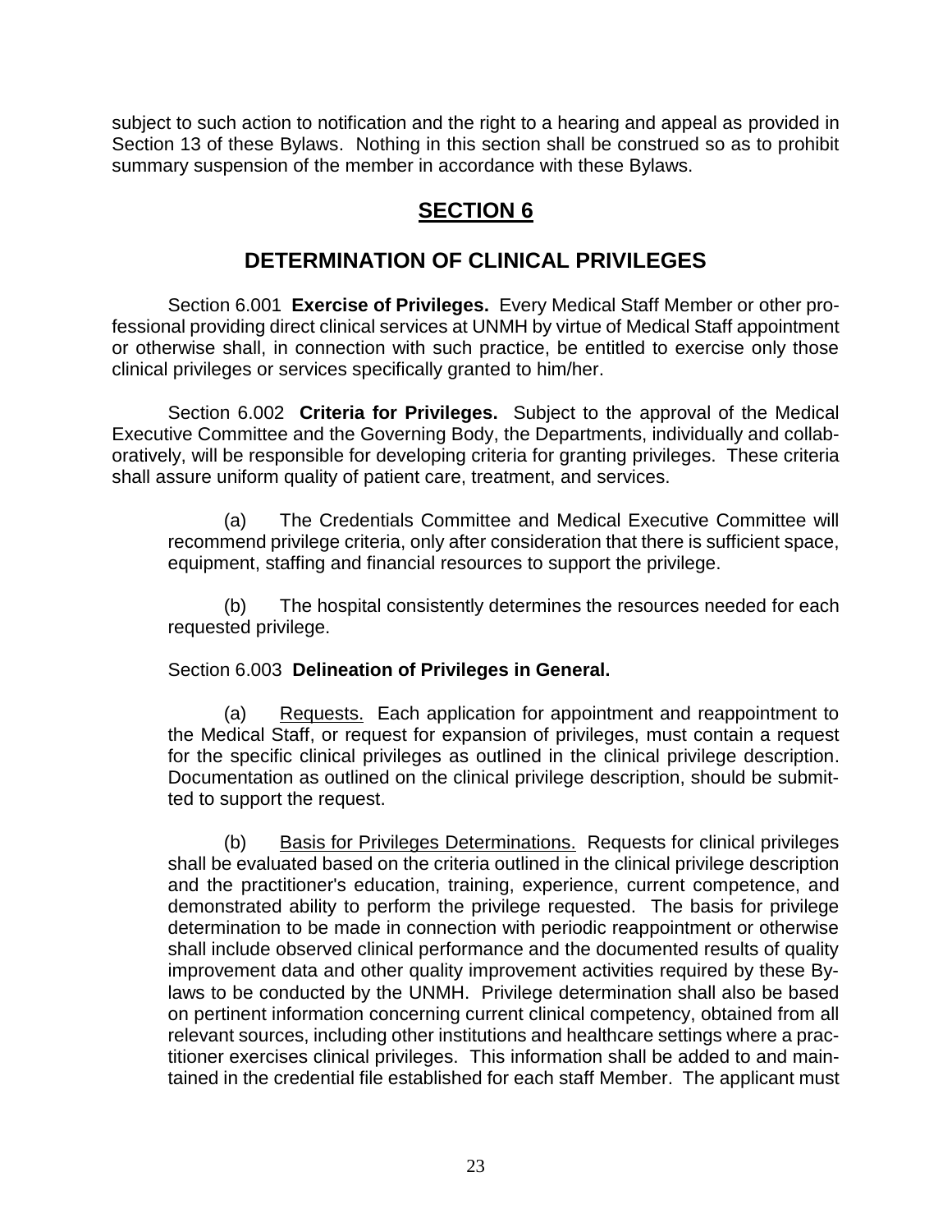subject to such action to notification and the right to a hearing and appeal as provided in Section 13 of these Bylaws. Nothing in this section shall be construed so as to prohibit summary suspension of the member in accordance with these Bylaws.

# SECTION 6

## DETERMINATION OF CLINICAL PRIVILEGES

Section 6.001 **Exercise of Privileges.** Every Medical Staff Member or other professional providing direct clinical services at UNMH by virtue of Medical Staff appointment or otherwise shall, in connection with such practice, be entitled to exercise only those clinical privileges or services specifically granted to him/her.

Section 6.002 **Criteria for Privileges.** Subject to the approval of the Medical Executive Committee and the Governing Body, the Departments, individually and collaboratively, will be responsible for developing criteria for granting privileges. These criteria shall assure uniform quality of patient care, treatment, and services.

(a) The Credentials Committee and Medical Executive Committee will recommend privilege criteria, only after consideration that there is sufficient space, equipment, staffing and financial resources to support the privilege.

(b) The hospital consistently determines the resources needed for each requested privilege.

Section 6.003 **Delineation of Privileges in General.**

(a) Requests. Each application for appointment and reappointment to the Medical Staff, or request for expansion of privileges, must contain a request for the specific clinical privileges as outlined in the clinical privilege description. Documentation as outlined on the clinical privilege description, should be submitted to support the request.

(b) Basis for Privileges Determinations. Requests for clinical privileges shall be evaluated based on the criteria outlined in the clinical privilege description and the practitioner's education, training, experience, current competence, and demonstrated ability to perform the privilege requested. The basis for privilege determination to be made in connection with periodic reappointment or otherwise shall include observed clinical performance and the documented results of quality improvement data and other quality improvement activities required by these Bylaws to be conducted by the UNMH. Privilege determination shall also be based on pertinent information concerning current clinical competency, obtained from all relevant sources, including other institutions and healthcare settings where a practitioner exercises clinical privileges. This information shall be added to and maintained in the credential file established for each staff Member. The applicant must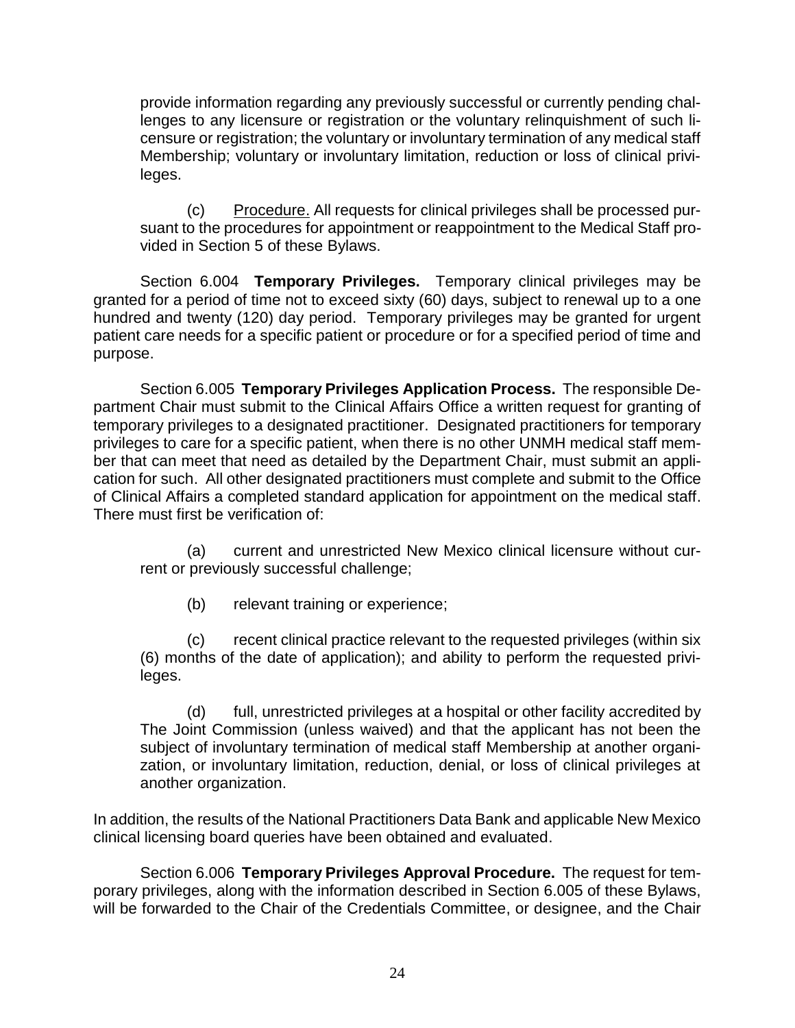provide information regarding any previously successful or currently pending challenges to any licensure or registration or the voluntary relinquishment of such licensure or registration; the voluntary or involuntary termination of any medical staff Membership; voluntary or involuntary limitation, reduction or loss of clinical privileges.

(c) Procedure. All requests for clinical privileges shall be processed pursuant to the procedures for appointment or reappointment to the Medical Staff provided in Section 5 of these Bylaws.

Section 6.004 **Temporary Privileges.** Temporary clinical privileges may be granted for a period of time not to exceed sixty (60) days, subject to renewal up to a one hundred and twenty (120) day period. Temporary privileges may be granted for urgent patient care needs for a specific patient or procedure or for a specified period of time and purpose.

Section 6.005 **Temporary Privileges Application Process.** The responsible Department Chair must submit to the Clinical Affairs Office a written request for granting of temporary privileges to a designated practitioner. Designated practitioners for temporary privileges to care for a specific patient, when there is no other UNMH medical staff member that can meet that need as detailed by the Department Chair, must submit an application for such. All other designated practitioners must complete and submit to the Office of Clinical Affairs a completed standard application for appointment on the medical staff. There must first be verification of:

(a) current and unrestricted New Mexico clinical licensure without current or previously successful challenge;

(b) relevant training or experience;

(c) recent clinical practice relevant to the requested privileges (within six (6) months of the date of application); and ability to perform the requested privileges.

(d) full, unrestricted privileges at a hospital or other facility accredited by The Joint Commission (unless waived) and that the applicant has not been the subject of involuntary termination of medical staff Membership at another organization, or involuntary limitation, reduction, denial, or loss of clinical privileges at another organization.

In addition, the results of the National Practitioners Data Bank and applicable New Mexico clinical licensing board queries have been obtained and evaluated.

Section 6.006 **Temporary Privileges Approval Procedure.** The request for temporary privileges, along with the information described in Section 6.005 of these Bylaws, will be forwarded to the Chair of the Credentials Committee, or designee, and the Chair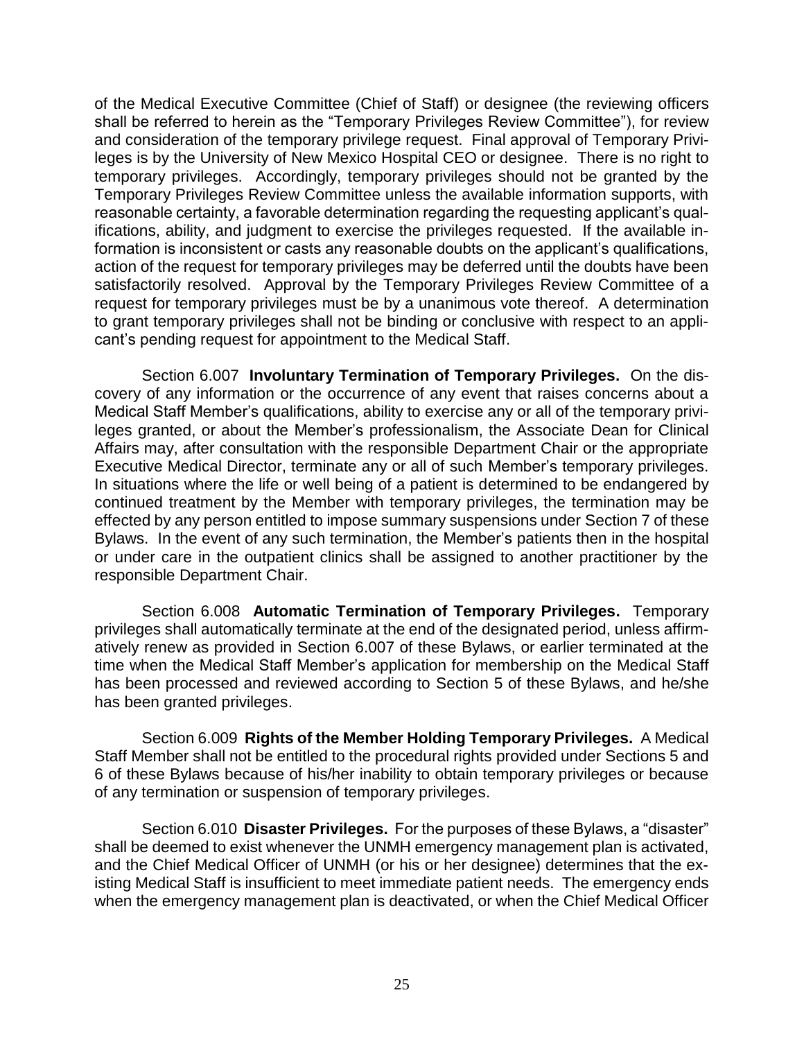of the Medical Executive Committee (Chief of Staff) or designee (the reviewing officers shall be referred to herein as the "Temporary Privileges Review Committee"), for review and consideration of the temporary privilege request. Final approval of Temporary Privileges is by the University of New Mexico Hospital CEO or designee. There is no right to temporary privileges. Accordingly, temporary privileges should not be granted by the Temporary Privileges Review Committee unless the available information supports, with reasonable certainty, a favorable determination regarding the requesting applicant's qualifications, ability, and judgment to exercise the privileges requested. If the available information is inconsistent or casts any reasonable doubts on the applicant's qualifications, action of the request for temporary privileges may be deferred until the doubts have been satisfactorily resolved. Approval by the Temporary Privileges Review Committee of a request for temporary privileges must be by a unanimous vote thereof. A determination to grant temporary privileges shall not be binding or conclusive with respect to an applicant's pending request for appointment to the Medical Staff.

Section 6.007 **Involuntary Termination of Temporary Privileges.** On the discovery of any information or the occurrence of any event that raises concerns about a Medical Staff Member's qualifications, ability to exercise any or all of the temporary privileges granted, or about the Member's professionalism, the Associate Dean for Clinical Affairs may, after consultation with the responsible Department Chair or the appropriate Executive Medical Director, terminate any or all of such Member's temporary privileges. In situations where the life or well being of a patient is determined to be endangered by continued treatment by the Member with temporary privileges, the termination may be effected by any person entitled to impose summary suspensions under Section 7 of these Bylaws. In the event of any such termination, the Member's patients then in the hospital or under care in the outpatient clinics shall be assigned to another practitioner by the responsible Department Chair.

Section 6.008 **Automatic Termination of Temporary Privileges.** Temporary privileges shall automatically terminate at the end of the designated period, unless affirmatively renew as provided in Section 6.007 of these Bylaws, or earlier terminated at the time when the Medical Staff Member's application for membership on the Medical Staff has been processed and reviewed according to Section 5 of these Bylaws, and he/she has been granted privileges.

Section 6.009 **Rights of the Member Holding Temporary Privileges.** A Medical Staff Member shall not be entitled to the procedural rights provided under Sections 5 and 6 of these Bylaws because of his/her inability to obtain temporary privileges or because of any termination or suspension of temporary privileges.

Section 6.010 **Disaster Privileges.** For the purposes of these Bylaws, a "disaster" shall be deemed to exist whenever the UNMH emergency management plan is activated, and the Chief Medical Officer of UNMH (or his or her designee) determines that the existing Medical Staff is insufficient to meet immediate patient needs. The emergency ends when the emergency management plan is deactivated, or when the Chief Medical Officer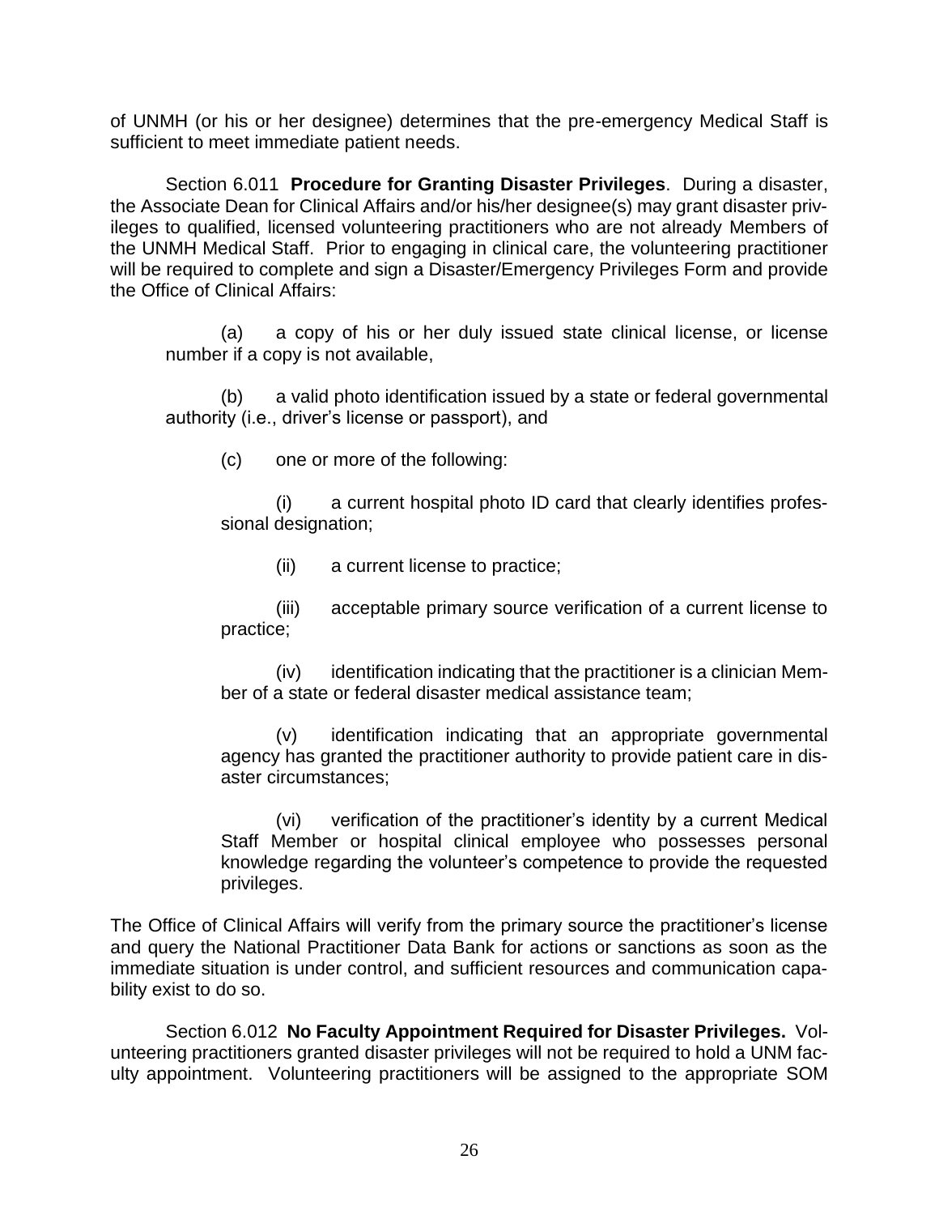of UNMH (or his or her designee) determines that the pre-emergency Medical Staff is sufficient to meet immediate patient needs.

Section 6.011 **Procedure for Granting Disaster Privileges**. During a disaster, the Associate Dean for Clinical Affairs and/or his/her designee(s) may grant disaster privileges to qualified, licensed volunteering practitioners who are not already Members of the UNMH Medical Staff. Prior to engaging in clinical care, the volunteering practitioner will be required to complete and sign a Disaster/Emergency Privileges Form and provide the Office of Clinical Affairs:

(a) a copy of his or her duly issued state clinical license, or license number if a copy is not available,

(b) a valid photo identification issued by a state or federal governmental authority (i.e., driver's license or passport), and

(c) one or more of the following:

(i) a current hospital photo ID card that clearly identifies professional designation;

(ii) a current license to practice;

(iii) acceptable primary source verification of a current license to practice;

(iv) identification indicating that the practitioner is a clinician Member of a state or federal disaster medical assistance team;

(v) identification indicating that an appropriate governmental agency has granted the practitioner authority to provide patient care in disaster circumstances;

(vi) verification of the practitioner's identity by a current Medical Staff Member or hospital clinical employee who possesses personal knowledge regarding the volunteer's competence to provide the requested privileges.

The Office of Clinical Affairs will verify from the primary source the practitioner's license and query the National Practitioner Data Bank for actions or sanctions as soon as the immediate situation is under control, and sufficient resources and communication capability exist to do so.

Section 6.012 **No Faculty Appointment Required for Disaster Privileges.** Volunteering practitioners granted disaster privileges will not be required to hold a UNM faculty appointment. Volunteering practitioners will be assigned to the appropriate SOM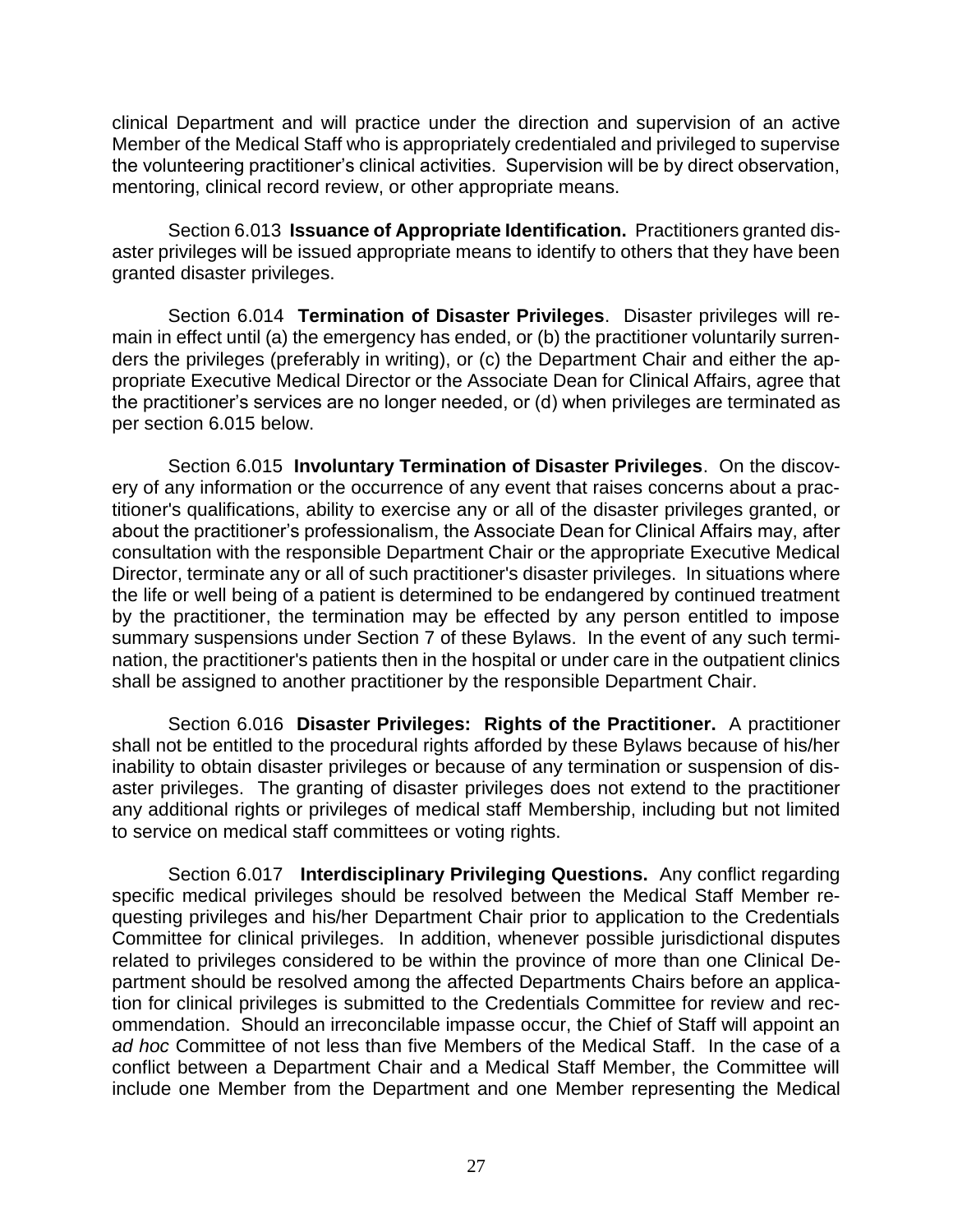clinical Department and will practice under the direction and supervision of an active Member of the Medical Staff who is appropriately credentialed and privileged to supervise the volunteering practitioner's clinical activities. Supervision will be by direct observation, mentoring, clinical record review, or other appropriate means.

Section 6.013 **Issuance of Appropriate Identification.** Practitioners granted disaster privileges will be issued appropriate means to identify to others that they have been granted disaster privileges.

Section 6.014 **Termination of Disaster Privileges**. Disaster privileges will remain in effect until (a) the emergency has ended, or (b) the practitioner voluntarily surrenders the privileges (preferably in writing), or (c) the Department Chair and either the appropriate Executive Medical Director or the Associate Dean for Clinical Affairs, agree that the practitioner's services are no longer needed, or (d) when privileges are terminated as per section 6.015 below.

Section 6.015 **Involuntary Termination of Disaster Privileges**. On the discovery of any information or the occurrence of any event that raises concerns about a practitioner's qualifications, ability to exercise any or all of the disaster privileges granted, or about the practitioner's professionalism, the Associate Dean for Clinical Affairs may, after consultation with the responsible Department Chair or the appropriate Executive Medical Director, terminate any or all of such practitioner's disaster privileges. In situations where the life or well being of a patient is determined to be endangered by continued treatment by the practitioner, the termination may be effected by any person entitled to impose summary suspensions under Section 7 of these Bylaws. In the event of any such termination, the practitioner's patients then in the hospital or under care in the outpatient clinics shall be assigned to another practitioner by the responsible Department Chair.

Section 6.016 **Disaster Privileges: Rights of the Practitioner.** A practitioner shall not be entitled to the procedural rights afforded by these Bylaws because of his/her inability to obtain disaster privileges or because of any termination or suspension of disaster privileges. The granting of disaster privileges does not extend to the practitioner any additional rights or privileges of medical staff Membership, including but not limited to service on medical staff committees or voting rights.

Section 6.017 **Interdisciplinary Privileging Questions.** Any conflict regarding specific medical privileges should be resolved between the Medical Staff Member requesting privileges and his/her Department Chair prior to application to the Credentials Committee for clinical privileges. In addition, whenever possible jurisdictional disputes related to privileges considered to be within the province of more than one Clinical Department should be resolved among the affected Departments Chairs before an application for clinical privileges is submitted to the Credentials Committee for review and recommendation. Should an irreconcilable impasse occur, the Chief of Staff will appoint an *ad hoc* Committee of not less than five Members of the Medical Staff. In the case of a conflict between a Department Chair and a Medical Staff Member, the Committee will include one Member from the Department and one Member representing the Medical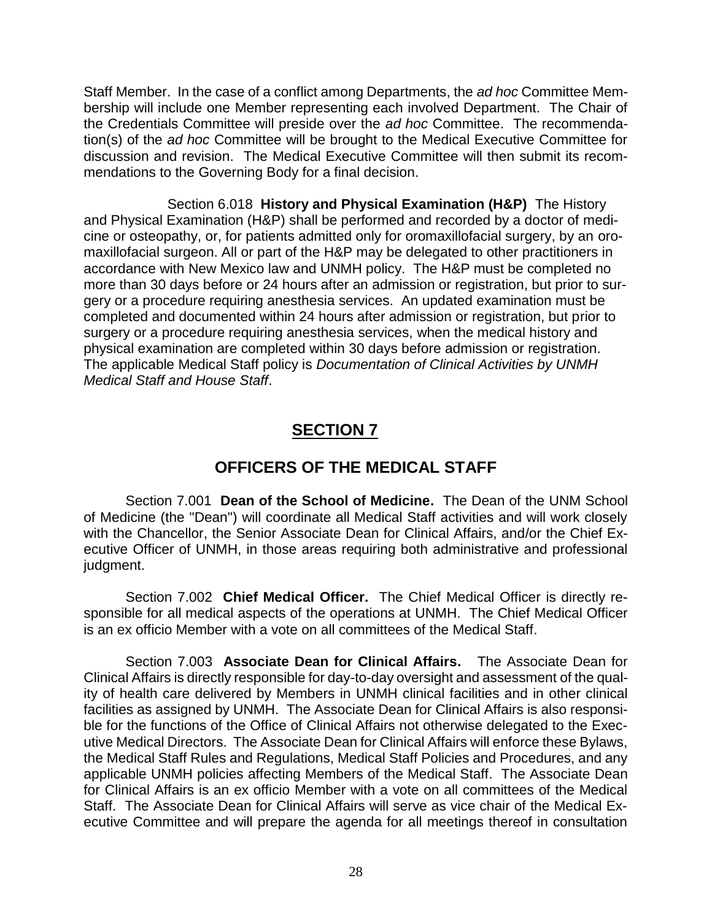Staff Member. In the case of a conflict among Departments, the *ad hoc* Committee Membership will include one Member representing each involved Department. The Chair of the Credentials Committee will preside over the *ad hoc* Committee. The recommendation(s) of the *ad hoc* Committee will be brought to the Medical Executive Committee for discussion and revision. The Medical Executive Committee will then submit its recommendations to the Governing Body for a final decision.

Section 6.018 **History and Physical Examination (H&P)** The History and Physical Examination (H&P) shall be performed and recorded by a doctor of medicine or osteopathy, or, for patients admitted only for oromaxillofacial surgery, by an oromaxillofacial surgeon. All or part of the H&P may be delegated to other practitioners in accordance with New Mexico law and UNMH policy. The H&P must be completed no more than 30 days before or 24 hours after an admission or registration, but prior to surgery or a procedure requiring anesthesia services. An updated examination must be completed and documented within 24 hours after admission or registration, but prior to surgery or a procedure requiring anesthesia services, when the medical history and physical examination are completed within 30 days before admission or registration. The applicable Medical Staff policy is *Documentation of Clinical Activities by UNMH Medical Staff and House Staff*.

# SECTION 7

## OFFICERS OF THE MEDICAL STAFF

Section 7.001 **Dean of the School of Medicine.** The Dean of the UNM School of Medicine (the "Dean") will coordinate all Medical Staff activities and will work closely with the Chancellor, the Senior Associate Dean for Clinical Affairs, and/or the Chief Executive Officer of UNMH, in those areas requiring both administrative and professional judgment.

Section 7.002 **Chief Medical Officer.** The Chief Medical Officer is directly responsible for all medical aspects of the operations at UNMH. The Chief Medical Officer is an ex officio Member with a vote on all committees of the Medical Staff.

Section 7.003 **Associate Dean for Clinical Affairs.** The Associate Dean for Clinical Affairs is directly responsible for day-to-day oversight and assessment of the quality of health care delivered by Members in UNMH clinical facilities and in other clinical facilities as assigned by UNMH. The Associate Dean for Clinical Affairs is also responsible for the functions of the Office of Clinical Affairs not otherwise delegated to the Executive Medical Directors. The Associate Dean for Clinical Affairs will enforce these Bylaws, the Medical Staff Rules and Regulations, Medical Staff Policies and Procedures, and any applicable UNMH policies affecting Members of the Medical Staff. The Associate Dean for Clinical Affairs is an ex officio Member with a vote on all committees of the Medical Staff. The Associate Dean for Clinical Affairs will serve as vice chair of the Medical Executive Committee and will prepare the agenda for all meetings thereof in consultation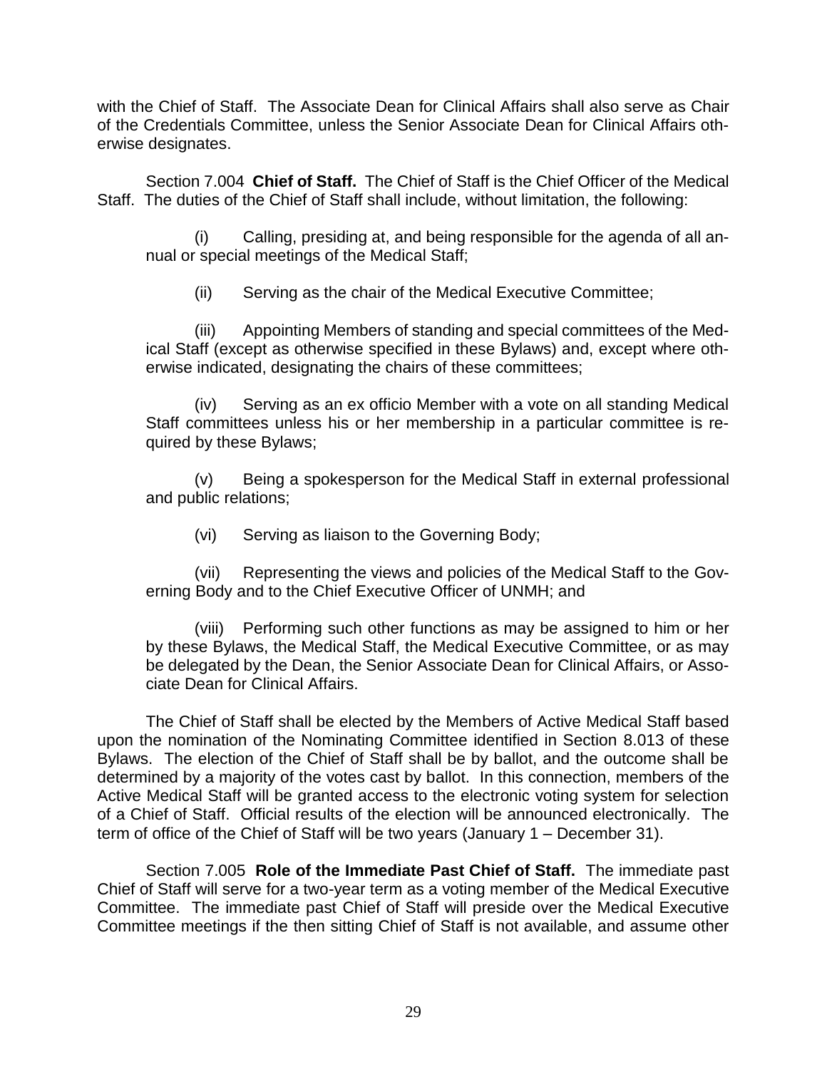with the Chief of Staff. The Associate Dean for Clinical Affairs shall also serve as Chair of the Credentials Committee, unless the Senior Associate Dean for Clinical Affairs otherwise designates.

Section 7.004 **Chief of Staff.** The Chief of Staff is the Chief Officer of the Medical Staff. The duties of the Chief of Staff shall include, without limitation, the following:

(i) Calling, presiding at, and being responsible for the agenda of all annual or special meetings of the Medical Staff;

(ii) Serving as the chair of the Medical Executive Committee;

(iii) Appointing Members of standing and special committees of the Medical Staff (except as otherwise specified in these Bylaws) and, except where otherwise indicated, designating the chairs of these committees;

(iv) Serving as an ex officio Member with a vote on all standing Medical Staff committees unless his or her membership in a particular committee is required by these Bylaws;

(v) Being a spokesperson for the Medical Staff in external professional and public relations;

(vi) Serving as liaison to the Governing Body;

(vii) Representing the views and policies of the Medical Staff to the Governing Body and to the Chief Executive Officer of UNMH; and

(viii) Performing such other functions as may be assigned to him or her by these Bylaws, the Medical Staff, the Medical Executive Committee, or as may be delegated by the Dean, the Senior Associate Dean for Clinical Affairs, or Associate Dean for Clinical Affairs.

The Chief of Staff shall be elected by the Members of Active Medical Staff based upon the nomination of the Nominating Committee identified in Section 8.013 of these Bylaws. The election of the Chief of Staff shall be by ballot, and the outcome shall be determined by a majority of the votes cast by ballot. In this connection, members of the Active Medical Staff will be granted access to the electronic voting system for selection of a Chief of Staff. Official results of the election will be announced electronically. The term of office of the Chief of Staff will be two years (January 1 – December 31).

Section 7.005 **Role of the Immediate Past Chief of Staff.** The immediate past Chief of Staff will serve for a two-year term as a voting member of the Medical Executive Committee. The immediate past Chief of Staff will preside over the Medical Executive Committee meetings if the then sitting Chief of Staff is not available, and assume other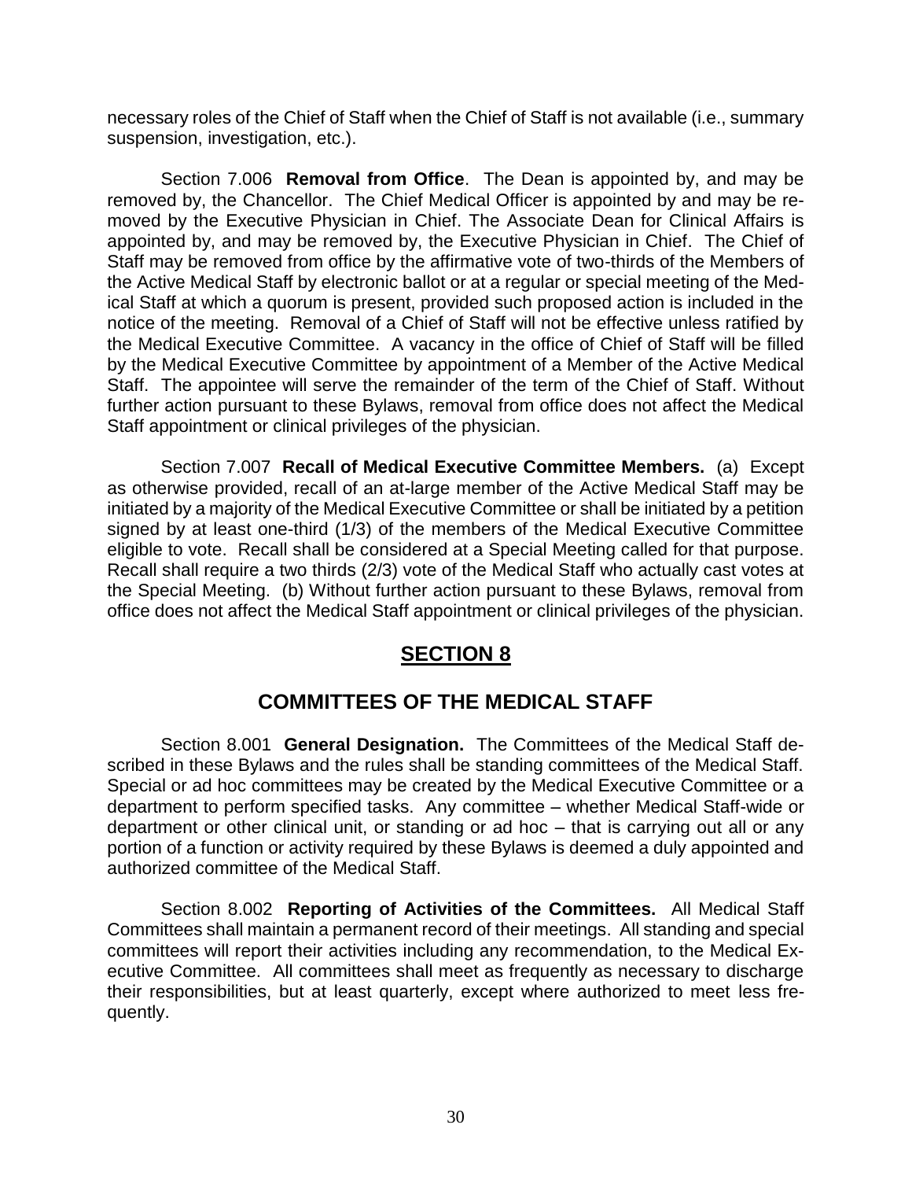necessary roles of the Chief of Staff when the Chief of Staff is not available (i.e., summary suspension, investigation, etc.).

Section 7.006 **Removal from Office**. The Dean is appointed by, and may be removed by, the Chancellor. The Chief Medical Officer is appointed by and may be removed by the Executive Physician in Chief. The Associate Dean for Clinical Affairs is appointed by, and may be removed by, the Executive Physician in Chief. The Chief of Staff may be removed from office by the affirmative vote of two-thirds of the Members of the Active Medical Staff by electronic ballot or at a regular or special meeting of the Medical Staff at which a quorum is present, provided such proposed action is included in the notice of the meeting. Removal of a Chief of Staff will not be effective unless ratified by the Medical Executive Committee. A vacancy in the office of Chief of Staff will be filled by the Medical Executive Committee by appointment of a Member of the Active Medical Staff. The appointee will serve the remainder of the term of the Chief of Staff. Without further action pursuant to these Bylaws, removal from office does not affect the Medical Staff appointment or clinical privileges of the physician.

Section 7.007 **Recall of Medical Executive Committee Members.** (a) Except as otherwise provided, recall of an at-large member of the Active Medical Staff may be initiated by a majority of the Medical Executive Committee or shall be initiated by a petition signed by at least one-third (1/3) of the members of the Medical Executive Committee eligible to vote. Recall shall be considered at a Special Meeting called for that purpose. Recall shall require a two thirds (2/3) vote of the Medical Staff who actually cast votes at the Special Meeting. (b) Without further action pursuant to these Bylaws, removal from office does not affect the Medical Staff appointment or clinical privileges of the physician.

# SECTION 8

## COMMITTEES OF THE MEDICAL STAFF

Section 8.001 **General Designation.** The Committees of the Medical Staff described in these Bylaws and the rules shall be standing committees of the Medical Staff. Special or ad hoc committees may be created by the Medical Executive Committee or a department to perform specified tasks. Any committee – whether Medical Staff-wide or department or other clinical unit, or standing or ad hoc – that is carrying out all or any portion of a function or activity required by these Bylaws is deemed a duly appointed and authorized committee of the Medical Staff.

Section 8.002 **Reporting of Activities of the Committees.** All Medical Staff Committees shall maintain a permanent record of their meetings. All standing and special committees will report their activities including any recommendation, to the Medical Executive Committee. All committees shall meet as frequently as necessary to discharge their responsibilities, but at least quarterly, except where authorized to meet less frequently.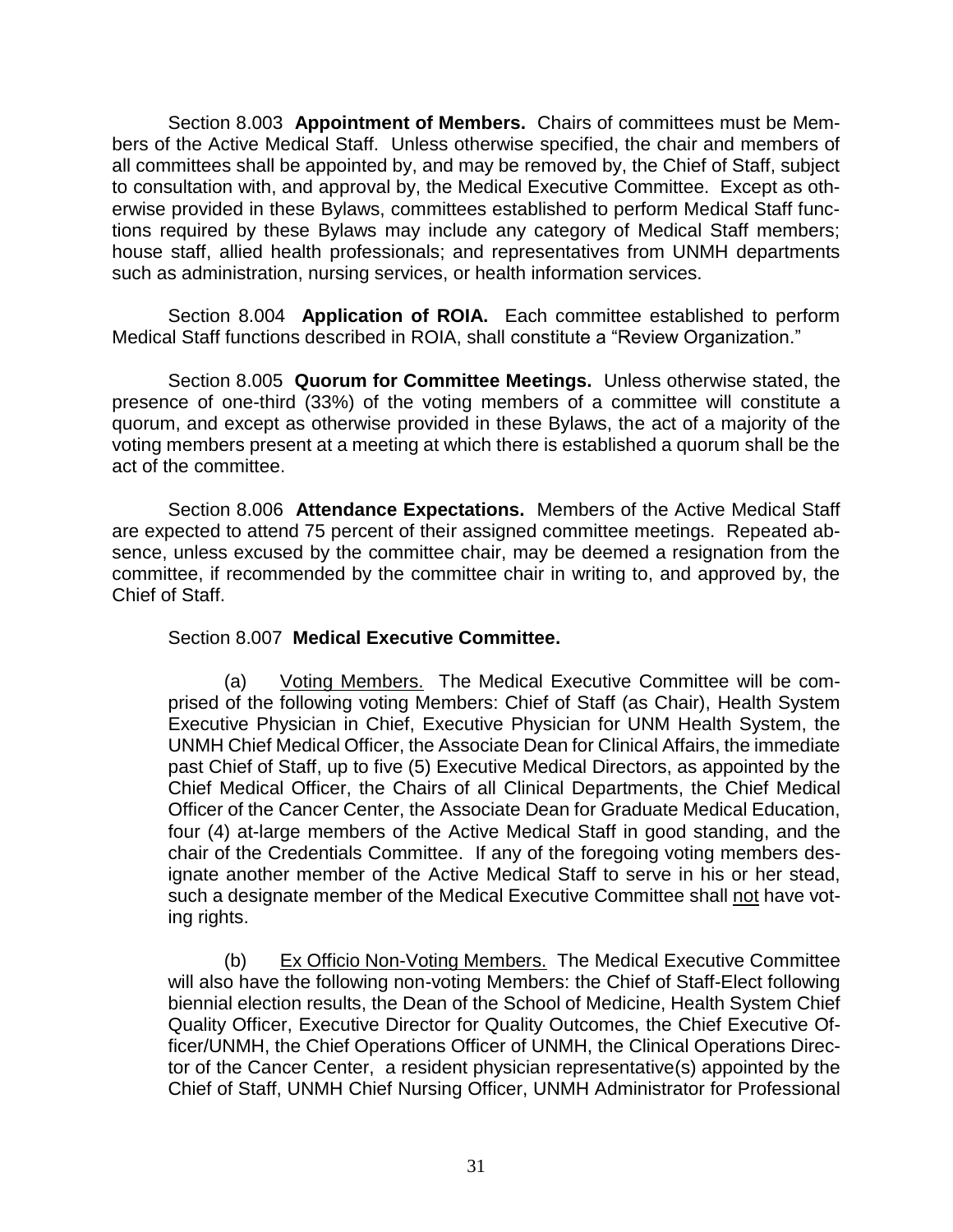Section 8.003 **Appointment of Members.** Chairs of committees must be Members of the Active Medical Staff. Unless otherwise specified, the chair and members of all committees shall be appointed by, and may be removed by, the Chief of Staff, subject to consultation with, and approval by, the Medical Executive Committee. Except as otherwise provided in these Bylaws, committees established to perform Medical Staff functions required by these Bylaws may include any category of Medical Staff members; house staff, allied health professionals; and representatives from UNMH departments such as administration, nursing services, or health information services.

Section 8.004 **Application of ROIA.** Each committee established to perform Medical Staff functions described in ROIA, shall constitute a "Review Organization."

Section 8.005 **Quorum for Committee Meetings.** Unless otherwise stated, the presence of one-third (33%) of the voting members of a committee will constitute a quorum, and except as otherwise provided in these Bylaws, the act of a majority of the voting members present at a meeting at which there is established a quorum shall be the act of the committee.

Section 8.006 **Attendance Expectations.** Members of the Active Medical Staff are expected to attend 75 percent of their assigned committee meetings. Repeated absence, unless excused by the committee chair, may be deemed a resignation from the committee, if recommended by the committee chair in writing to, and approved by, the Chief of Staff.

Section 8.007 **Medical Executive Committee.**

(a) Voting Members. The Medical Executive Committee will be comprised of the following voting Members: Chief of Staff (as Chair), Health System Executive Physician in Chief, Executive Physician for UNM Health System, the UNMH Chief Medical Officer, the Associate Dean for Clinical Affairs, the immediate past Chief of Staff, up to five (5) Executive Medical Directors, as appointed by the Chief Medical Officer, the Chairs of all Clinical Departments, the Chief Medical Officer of the Cancer Center, the Associate Dean for Graduate Medical Education, four (4) at-large members of the Active Medical Staff in good standing, and the chair of the Credentials Committee. If any of the foregoing voting members designate another member of the Active Medical Staff to serve in his or her stead, such a designate member of the Medical Executive Committee shall not have voting rights.

(b) Ex Officio Non-Voting Members. The Medical Executive Committee will also have the following non-voting Members: the Chief of Staff-Elect following biennial election results, the Dean of the School of Medicine, Health System Chief Quality Officer, Executive Director for Quality Outcomes, the Chief Executive Officer/UNMH, the Chief Operations Officer of UNMH, the Clinical Operations Director of the Cancer Center, a resident physician representative(s) appointed by the Chief of Staff, UNMH Chief Nursing Officer, UNMH Administrator for Professional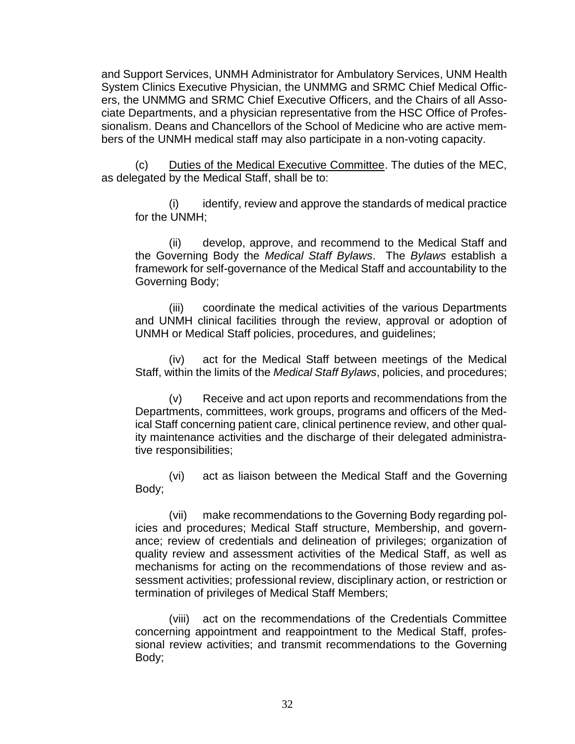and Support Services, UNMH Administrator for Ambulatory Services, UNM Health System Clinics Executive Physician, the UNMMG and SRMC Chief Medical Officers, the UNMMG and SRMC Chief Executive Officers, and the Chairs of all Associate Departments, and a physician representative from the HSC Office of Professionalism. Deans and Chancellors of the School of Medicine who are active members of the UNMH medical staff may also participate in a non-voting capacity.

(c) Duties of the Medical Executive Committee. The duties of the MEC, as delegated by the Medical Staff, shall be to:

(i) identify, review and approve the standards of medical practice for the UNMH;

(ii) develop, approve, and recommend to the Medical Staff and the Governing Body the *Medical Staff Bylaws*. The *Bylaws* establish a framework for self-governance of the Medical Staff and accountability to the Governing Body;

(iii) coordinate the medical activities of the various Departments and UNMH clinical facilities through the review, approval or adoption of UNMH or Medical Staff policies, procedures, and guidelines;

(iv) act for the Medical Staff between meetings of the Medical Staff, within the limits of the *Medical Staff Bylaws*, policies, and procedures;

(v) Receive and act upon reports and recommendations from the Departments, committees, work groups, programs and officers of the Medical Staff concerning patient care, clinical pertinence review, and other quality maintenance activities and the discharge of their delegated administrative responsibilities;

(vi) act as liaison between the Medical Staff and the Governing Body;

(vii) make recommendations to the Governing Body regarding policies and procedures; Medical Staff structure, Membership, and governance; review of credentials and delineation of privileges; organization of quality review and assessment activities of the Medical Staff, as well as mechanisms for acting on the recommendations of those review and assessment activities; professional review, disciplinary action, or restriction or termination of privileges of Medical Staff Members;

(viii) act on the recommendations of the Credentials Committee concerning appointment and reappointment to the Medical Staff, professional review activities; and transmit recommendations to the Governing Body;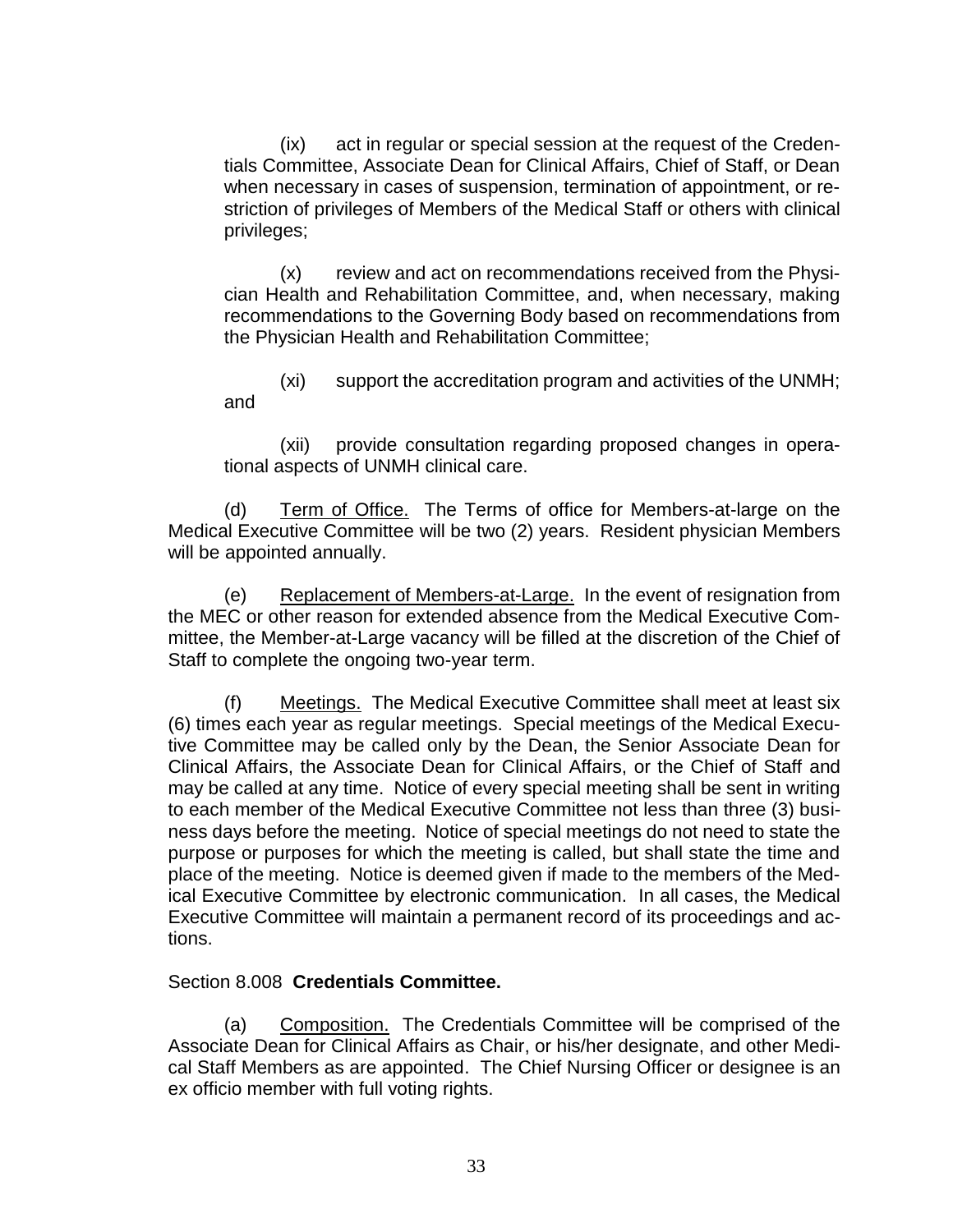(ix) act in regular or special session at the request of the Credentials Committee, Associate Dean for Clinical Affairs, Chief of Staff, or Dean when necessary in cases of suspension, termination of appointment, or restriction of privileges of Members of the Medical Staff or others with clinical privileges;

(x) review and act on recommendations received from the Physician Health and Rehabilitation Committee, and, when necessary, making recommendations to the Governing Body based on recommendations from the Physician Health and Rehabilitation Committee;

(xi) support the accreditation program and activities of the UNMH; and

(xii) provide consultation regarding proposed changes in operational aspects of UNMH clinical care.

(d) Term of Office. The Terms of office for Members-at-large on the Medical Executive Committee will be two (2) years. Resident physician Members will be appointed annually.

(e) Replacement of Members-at-Large. In the event of resignation from the MEC or other reason for extended absence from the Medical Executive Committee, the Member-at-Large vacancy will be filled at the discretion of the Chief of Staff to complete the ongoing two-year term.

(f) Meetings. The Medical Executive Committee shall meet at least six (6) times each year as regular meetings. Special meetings of the Medical Executive Committee may be called only by the Dean, the Senior Associate Dean for Clinical Affairs, the Associate Dean for Clinical Affairs, or the Chief of Staff and may be called at any time. Notice of every special meeting shall be sent in writing to each member of the Medical Executive Committee not less than three (3) business days before the meeting. Notice of special meetings do not need to state the purpose or purposes for which the meeting is called, but shall state the time and place of the meeting. Notice is deemed given if made to the members of the Medical Executive Committee by electronic communication. In all cases, the Medical Executive Committee will maintain a permanent record of its proceedings and actions.

Section 8.008 **Credentials Committee.**

(a) Composition. The Credentials Committee will be comprised of the Associate Dean for Clinical Affairs as Chair, or his/her designate, and other Medical Staff Members as are appointed. The Chief Nursing Officer or designee is an ex officio member with full voting rights.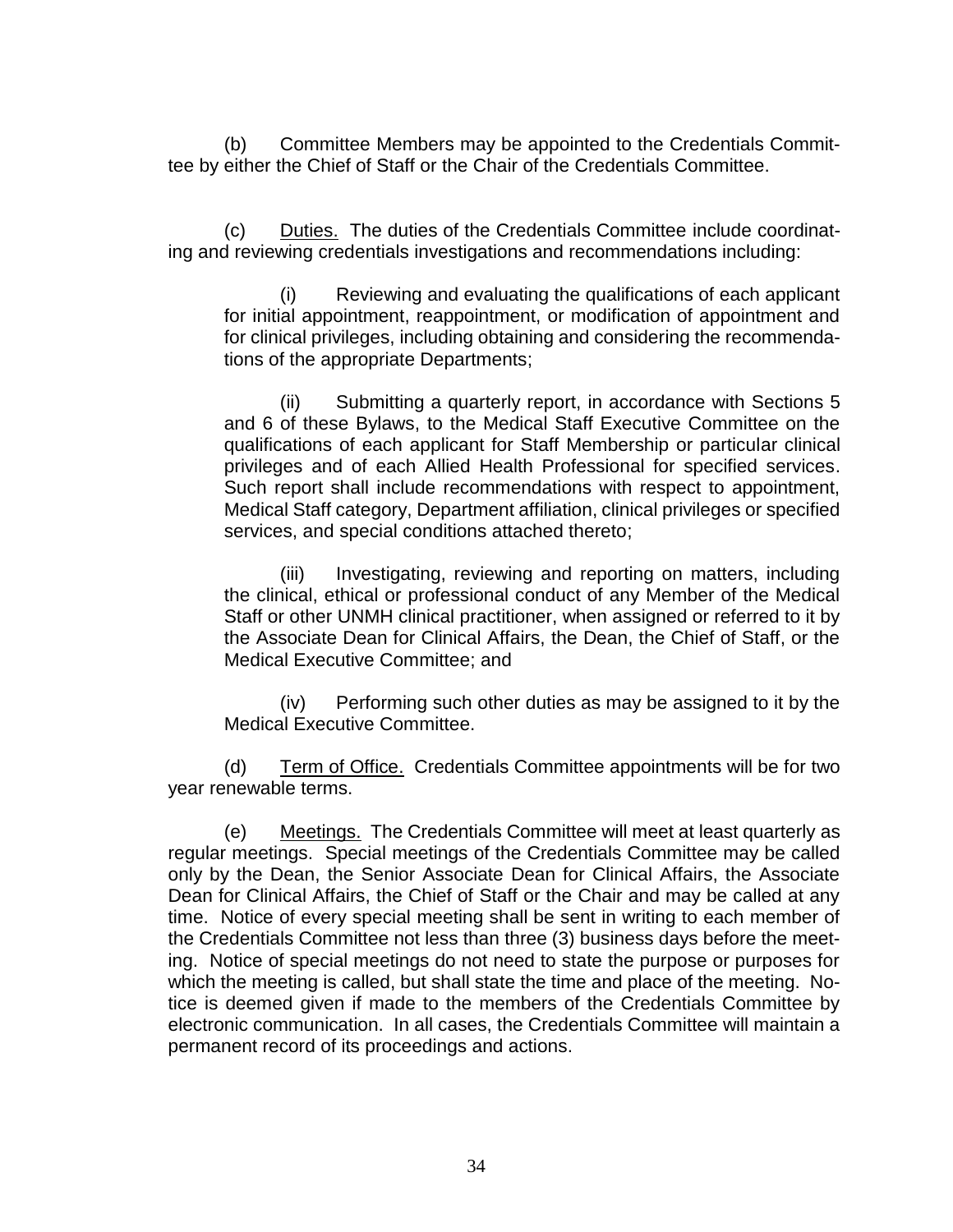(b) Committee Members may be appointed to the Credentials Committee by either the Chief of Staff or the Chair of the Credentials Committee.

(c) Duties. The duties of the Credentials Committee include coordinating and reviewing credentials investigations and recommendations including:

> (i) Reviewing and evaluating the qualifications of each applicant for initial appointment, reappointment, or modification of appointment and for clinical privileges, including obtaining and considering the recommendations of the appropriate Departments;
>
> (ii) Submitting a quarterly report, in accordance with Sections 5 and 6 of these Bylaws, to the Medical Staff Executive Committee on the qualifications of each applicant for Staff Membership or particular clinical privileges and of each Allied Health Professional for specified services. Such report shall include recommendations with respect to appointment, Medical Staff category, Department affiliation, clinical privileges or specified services, and special conditions attached thereto;
>
> (iii) Investigating, reviewing and reporting on matters, including the clinical, ethical or professional conduct of any Member of the Medical Staff or other UNMH clinical practitioner, when assigned or referred to it by the Associate Dean for Clinical Affairs, the Dean, the Chief of Staff, or the Medical Executive Committee; and
>
> (iv) Performing such other duties as may be assigned to it by the Medical Executive Committee.

(d) Term of Office. Credentials Committee appointments will be for two year renewable terms.

(e) Meetings. The Credentials Committee will meet at least quarterly as regular meetings. Special meetings of the Credentials Committee may be called only by the Dean, the Senior Associate Dean for Clinical Affairs, the Associate Dean for Clinical Affairs, the Chief of Staff or the Chair and may be called at any time. Notice of every special meeting shall be sent in writing to each member of the Credentials Committee not less than three (3) business days before the meeting. Notice of special meetings do not need to state the purpose or purposes for which the meeting is called, but shall state the time and place of the meeting. Notice is deemed given if made to the members of the Credentials Committee by electronic communication. In all cases, the Credentials Committee will maintain a permanent record of its proceedings and actions.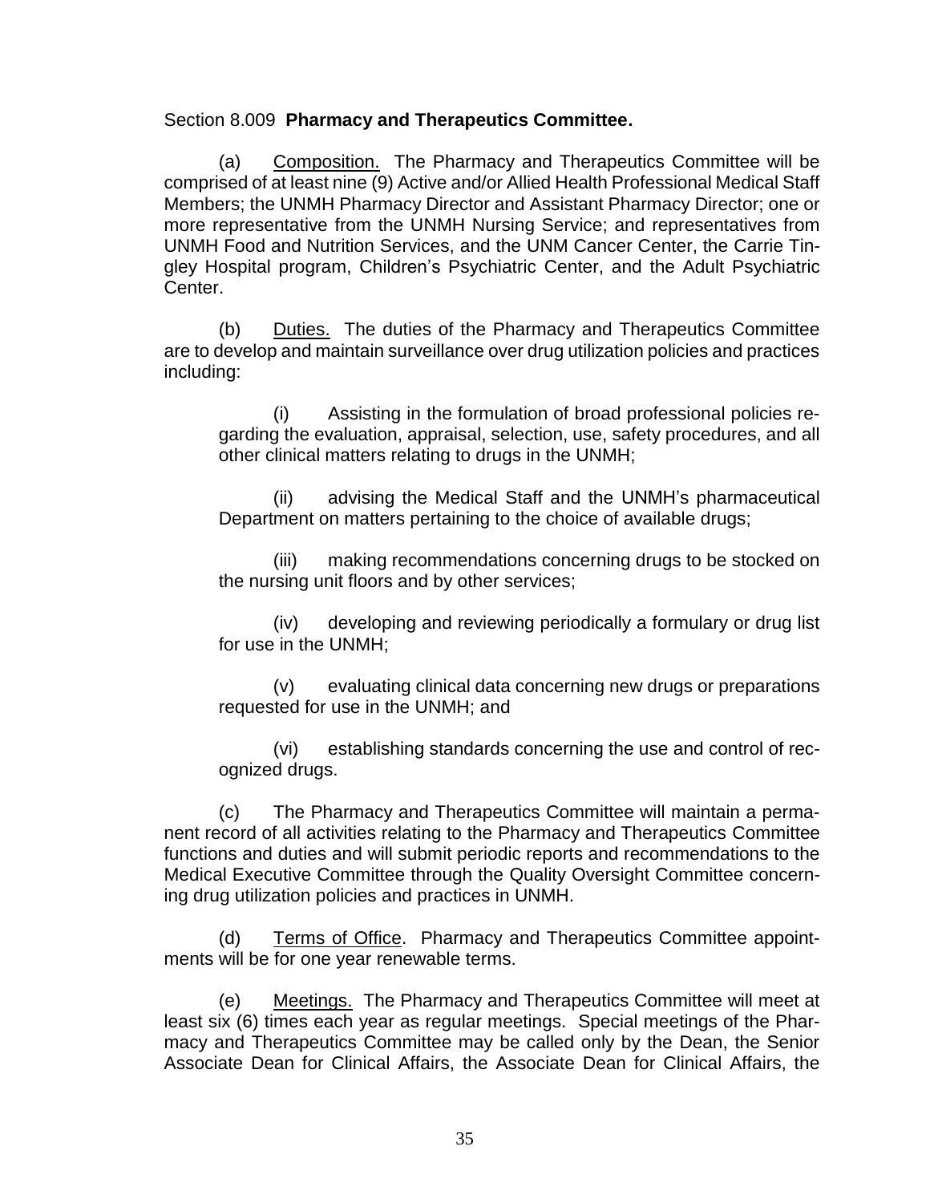Section 8.009 **Pharmacy and Therapeutics Committee.**

(a) Composition. The Pharmacy and Therapeutics Committee will be comprised of at least nine (9) Active and/or Allied Health Professional Medical Staff Members; the UNMH Pharmacy Director and Assistant Pharmacy Director; one or more representative from the UNMH Nursing Service; and representatives from UNMH Food and Nutrition Services, and the UNM Cancer Center, the Carrie Tingley Hospital program, Children's Psychiatric Center, and the Adult Psychiatric Center.

(b) Duties. The duties of the Pharmacy and Therapeutics Committee are to develop and maintain surveillance over drug utilization policies and practices including:

> (i) Assisting in the formulation of broad professional policies regarding the evaluation, appraisal, selection, use, safety procedures, and all other clinical matters relating to drugs in the UNMH;
>
> (ii) advising the Medical Staff and the UNMH's pharmaceutical Department on matters pertaining to the choice of available drugs;
>
> (iii) making recommendations concerning drugs to be stocked on the nursing unit floors and by other services;
>
> (iv) developing and reviewing periodically a formulary or drug list for use in the UNMH;
>
> (v) evaluating clinical data concerning new drugs or preparations requested for use in the UNMH; and
>
> (vi) establishing standards concerning the use and control of recognized drugs.

(c) The Pharmacy and Therapeutics Committee will maintain a permanent record of all activities relating to the Pharmacy and Therapeutics Committee functions and duties and will submit periodic reports and recommendations to the Medical Executive Committee through the Quality Oversight Committee concerning drug utilization policies and practices in UNMH.

(d) Terms of Office. Pharmacy and Therapeutics Committee appointments will be for one year renewable terms.

(e) Meetings. The Pharmacy and Therapeutics Committee will meet at least six (6) times each year as regular meetings. Special meetings of the Pharmacy and Therapeutics Committee may be called only by the Dean, the Senior Associate Dean for Clinical Affairs, the Associate Dean for Clinical Affairs, the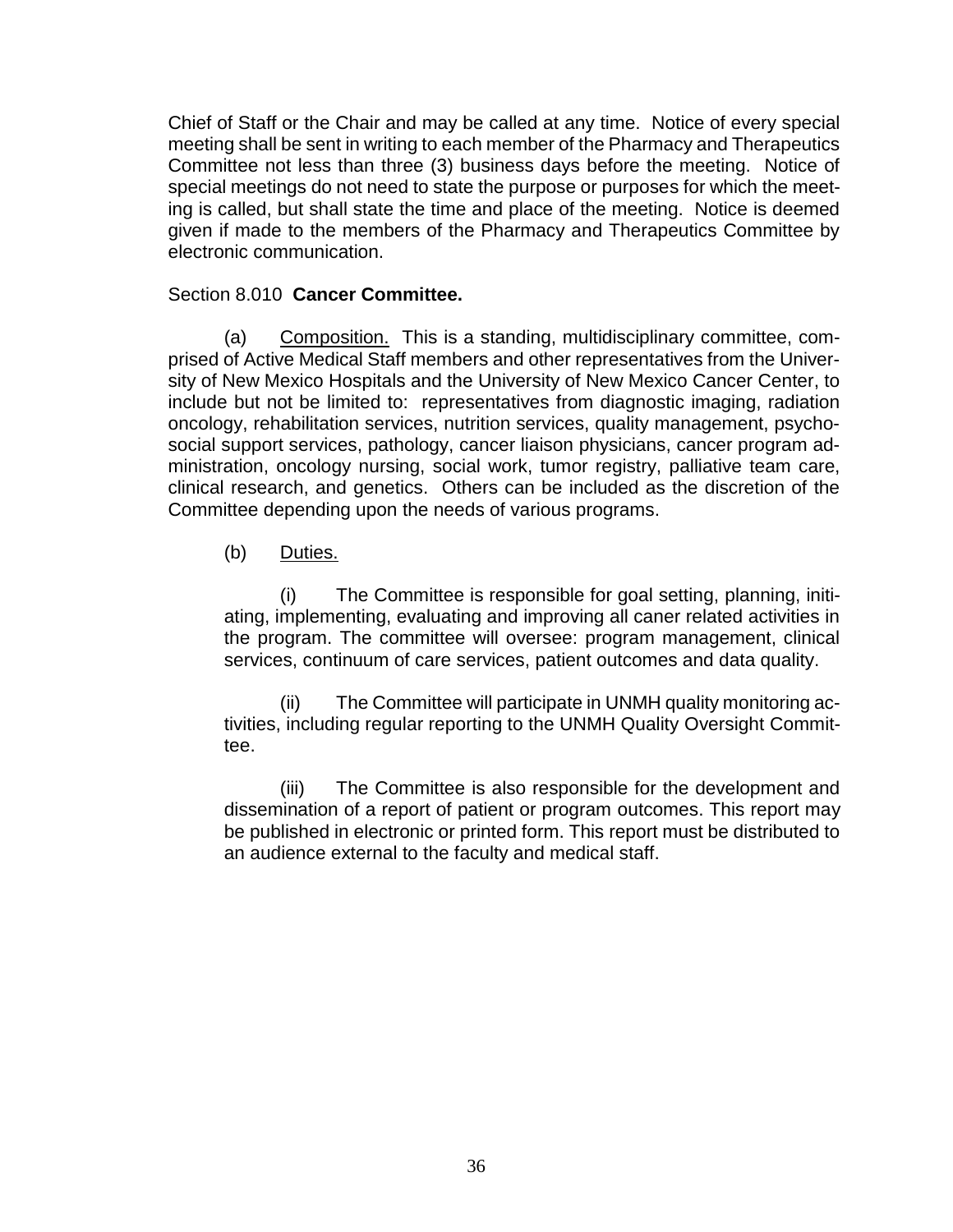Chief of Staff or the Chair and may be called at any time. Notice of every special meeting shall be sent in writing to each member of the Pharmacy and Therapeutics Committee not less than three (3) business days before the meeting. Notice of special meetings do not need to state the purpose or purposes for which the meeting is called, but shall state the time and place of the meeting. Notice is deemed given if made to the members of the Pharmacy and Therapeutics Committee by electronic communication.

Section 8.010 **Cancer Committee.**

(a) Composition. This is a standing, multidisciplinary committee, comprised of Active Medical Staff members and other representatives from the University of New Mexico Hospitals and the University of New Mexico Cancer Center, to include but not be limited to: representatives from diagnostic imaging, radiation oncology, rehabilitation services, nutrition services, quality management, psychosocial support services, pathology, cancer liaison physicians, cancer program administration, oncology nursing, social work, tumor registry, palliative team care, clinical research, and genetics. Others can be included as the discretion of the Committee depending upon the needs of various programs.

(b) Duties.

(i) The Committee is responsible for goal setting, planning, initiating, implementing, evaluating and improving all caner related activities in the program. The committee will oversee: program management, clinical services, continuum of care services, patient outcomes and data quality.

(ii) The Committee will participate in UNMH quality monitoring activities, including regular reporting to the UNMH Quality Oversight Committee.

(iii) The Committee is also responsible for the development and dissemination of a report of patient or program outcomes. This report may be published in electronic or printed form. This report must be distributed to an audience external to the faculty and medical staff.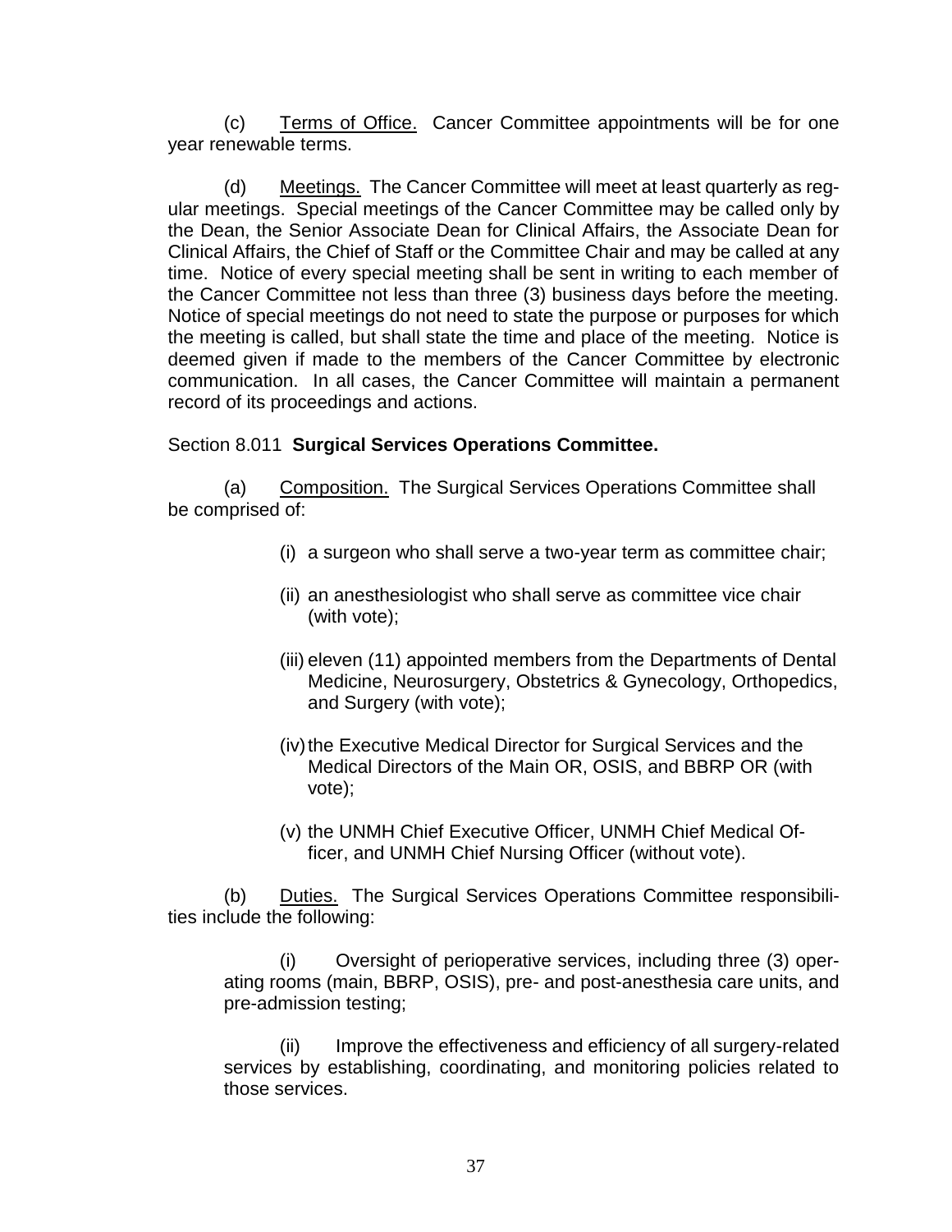(c) Terms of Office. Cancer Committee appointments will be for one year renewable terms.

(d) Meetings. The Cancer Committee will meet at least quarterly as regular meetings. Special meetings of the Cancer Committee may be called only by the Dean, the Senior Associate Dean for Clinical Affairs, the Associate Dean for Clinical Affairs, the Chief of Staff or the Committee Chair and may be called at any time. Notice of every special meeting shall be sent in writing to each member of the Cancer Committee not less than three (3) business days before the meeting. Notice of special meetings do not need to state the purpose or purposes for which the meeting is called, but shall state the time and place of the meeting. Notice is deemed given if made to the members of the Cancer Committee by electronic communication. In all cases, the Cancer Committee will maintain a permanent record of its proceedings and actions.

Section 8.011 **Surgical Services Operations Committee.**

(a) Composition. The Surgical Services Operations Committee shall be comprised of:

(i) a surgeon who shall serve a two-year term as committee chair;

(ii) an anesthesiologist who shall serve as committee vice chair (with vote);

(iii) eleven (11) appointed members from the Departments of Dental Medicine, Neurosurgery, Obstetrics & Gynecology, Orthopedics, and Surgery (with vote);

(iv) the Executive Medical Director for Surgical Services and the Medical Directors of the Main OR, OSIS, and BBRP OR (with vote);

(v) the UNMH Chief Executive Officer, UNMH Chief Medical Officer, and UNMH Chief Nursing Officer (without vote).

(b) Duties. The Surgical Services Operations Committee responsibilities include the following:

(i) Oversight of perioperative services, including three (3) operating rooms (main, BBRP, OSIS), pre- and post-anesthesia care units, and pre-admission testing;

(ii) Improve the effectiveness and efficiency of all surgery-related services by establishing, coordinating, and monitoring policies related to those services.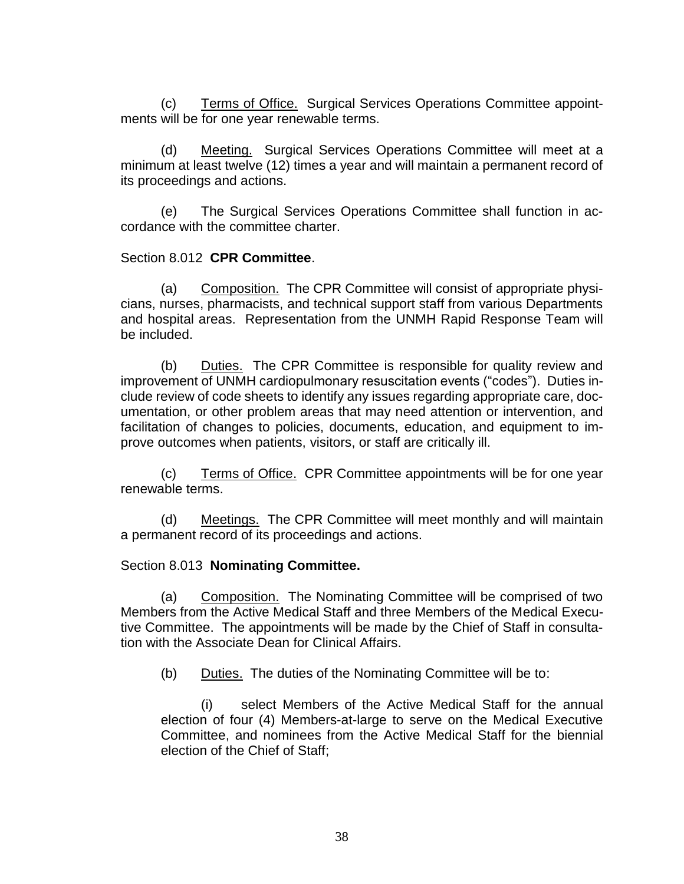(c) Terms of Office. Surgical Services Operations Committee appointments will be for one year renewable terms.

(d) Meeting. Surgical Services Operations Committee will meet at a minimum at least twelve (12) times a year and will maintain a permanent record of its proceedings and actions.

(e) The Surgical Services Operations Committee shall function in accordance with the committee charter.

Section 8.012 **CPR Committee**.

(a) Composition. The CPR Committee will consist of appropriate physicians, nurses, pharmacists, and technical support staff from various Departments and hospital areas. Representation from the UNMH Rapid Response Team will be included.

(b) Duties. The CPR Committee is responsible for quality review and improvement of UNMH cardiopulmonary resuscitation events ("codes"). Duties include review of code sheets to identify any issues regarding appropriate care, documentation, or other problem areas that may need attention or intervention, and facilitation of changes to policies, documents, education, and equipment to improve outcomes when patients, visitors, or staff are critically ill.

(c) Terms of Office. CPR Committee appointments will be for one year renewable terms.

(d) Meetings. The CPR Committee will meet monthly and will maintain a permanent record of its proceedings and actions.

Section 8.013 **Nominating Committee.**

(a) Composition. The Nominating Committee will be comprised of two Members from the Active Medical Staff and three Members of the Medical Executive Committee. The appointments will be made by the Chief of Staff in consultation with the Associate Dean for Clinical Affairs.

(b) Duties. The duties of the Nominating Committee will be to:

(i) select Members of the Active Medical Staff for the annual election of four (4) Members-at-large to serve on the Medical Executive Committee, and nominees from the Active Medical Staff for the biennial election of the Chief of Staff;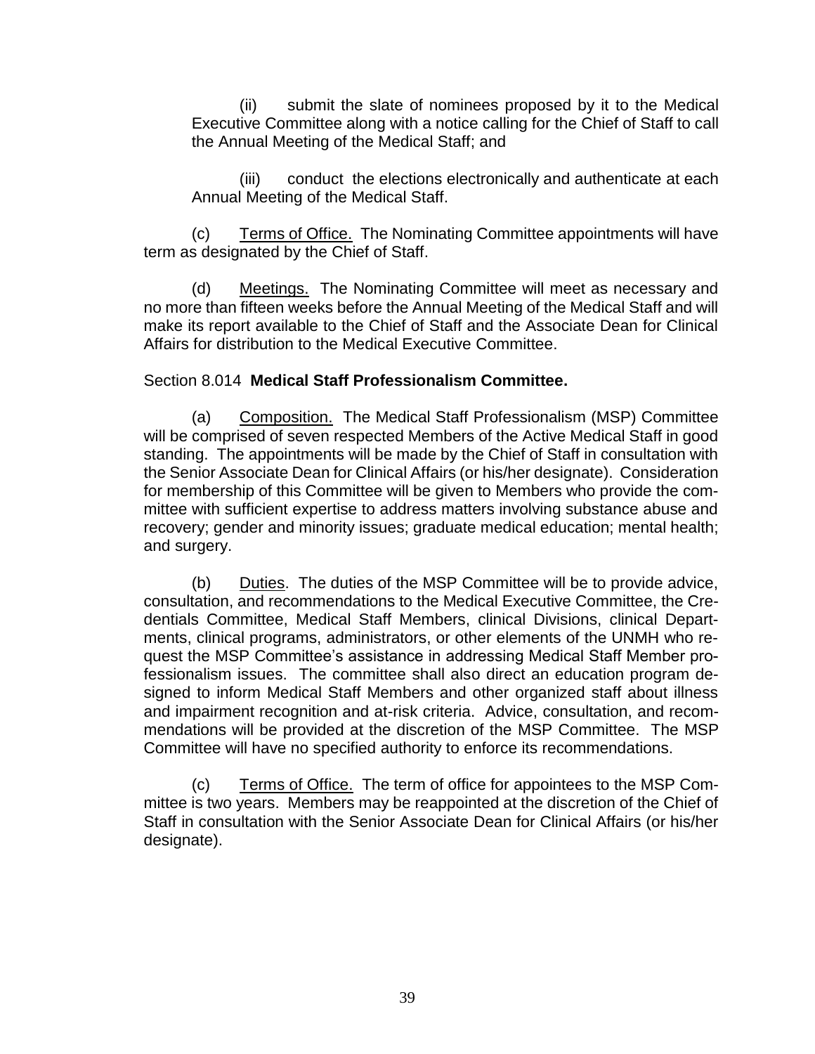(ii) submit the slate of nominees proposed by it to the Medical Executive Committee along with a notice calling for the Chief of Staff to call the Annual Meeting of the Medical Staff; and

(iii) conduct the elections electronically and authenticate at each Annual Meeting of the Medical Staff.

(c) Terms of Office. The Nominating Committee appointments will have term as designated by the Chief of Staff.

(d) Meetings. The Nominating Committee will meet as necessary and no more than fifteen weeks before the Annual Meeting of the Medical Staff and will make its report available to the Chief of Staff and the Associate Dean for Clinical Affairs for distribution to the Medical Executive Committee.

Section 8.014 **Medical Staff Professionalism Committee.**

(a) Composition. The Medical Staff Professionalism (MSP) Committee will be comprised of seven respected Members of the Active Medical Staff in good standing. The appointments will be made by the Chief of Staff in consultation with the Senior Associate Dean for Clinical Affairs (or his/her designate). Consideration for membership of this Committee will be given to Members who provide the committee with sufficient expertise to address matters involving substance abuse and recovery; gender and minority issues; graduate medical education; mental health; and surgery.

(b) Duties. The duties of the MSP Committee will be to provide advice, consultation, and recommendations to the Medical Executive Committee, the Credentials Committee, Medical Staff Members, clinical Divisions, clinical Departments, clinical programs, administrators, or other elements of the UNMH who request the MSP Committee's assistance in addressing Medical Staff Member professionalism issues. The committee shall also direct an education program designed to inform Medical Staff Members and other organized staff about illness and impairment recognition and at-risk criteria. Advice, consultation, and recommendations will be provided at the discretion of the MSP Committee. The MSP Committee will have no specified authority to enforce its recommendations.

(c) Terms of Office. The term of office for appointees to the MSP Committee is two years. Members may be reappointed at the discretion of the Chief of Staff in consultation with the Senior Associate Dean for Clinical Affairs (or his/her designate).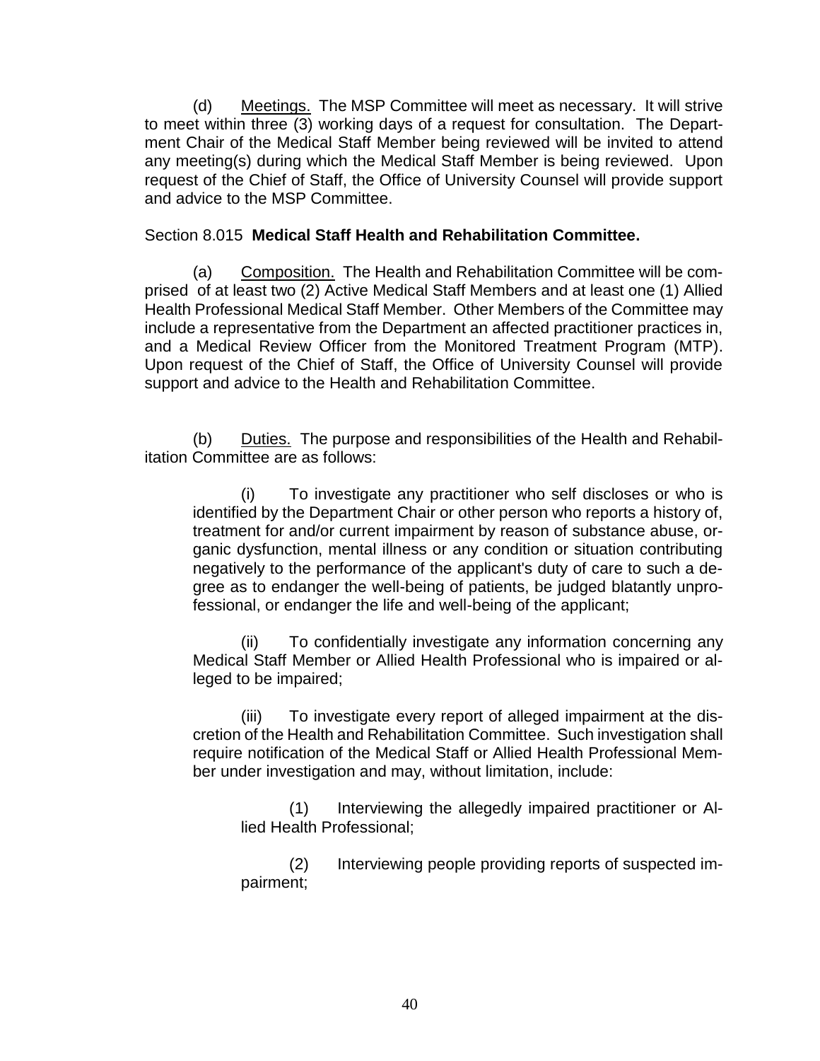(d) Meetings. The MSP Committee will meet as necessary. It will strive to meet within three (3) working days of a request for consultation. The Department Chair of the Medical Staff Member being reviewed will be invited to attend any meeting(s) during which the Medical Staff Member is being reviewed. Upon request of the Chief of Staff, the Office of University Counsel will provide support and advice to the MSP Committee.

Section 8.015 **Medical Staff Health and Rehabilitation Committee.**

(a) Composition. The Health and Rehabilitation Committee will be comprised of at least two (2) Active Medical Staff Members and at least one (1) Allied Health Professional Medical Staff Member. Other Members of the Committee may include a representative from the Department an affected practitioner practices in, and a Medical Review Officer from the Monitored Treatment Program (MTP). Upon request of the Chief of Staff, the Office of University Counsel will provide support and advice to the Health and Rehabilitation Committee.

(b) Duties. The purpose and responsibilities of the Health and Rehabilitation Committee are as follows:

(i) To investigate any practitioner who self discloses or who is identified by the Department Chair or other person who reports a history of, treatment for and/or current impairment by reason of substance abuse, organic dysfunction, mental illness or any condition or situation contributing negatively to the performance of the applicant's duty of care to such a degree as to endanger the well-being of patients, be judged blatantly unprofessional, or endanger the life and well-being of the applicant;

(ii) To confidentially investigate any information concerning any Medical Staff Member or Allied Health Professional who is impaired or alleged to be impaired;

(iii) To investigate every report of alleged impairment at the discretion of the Health and Rehabilitation Committee. Such investigation shall require notification of the Medical Staff or Allied Health Professional Member under investigation and may, without limitation, include:

(1) Interviewing the allegedly impaired practitioner or Allied Health Professional;

(2) Interviewing people providing reports of suspected impairment;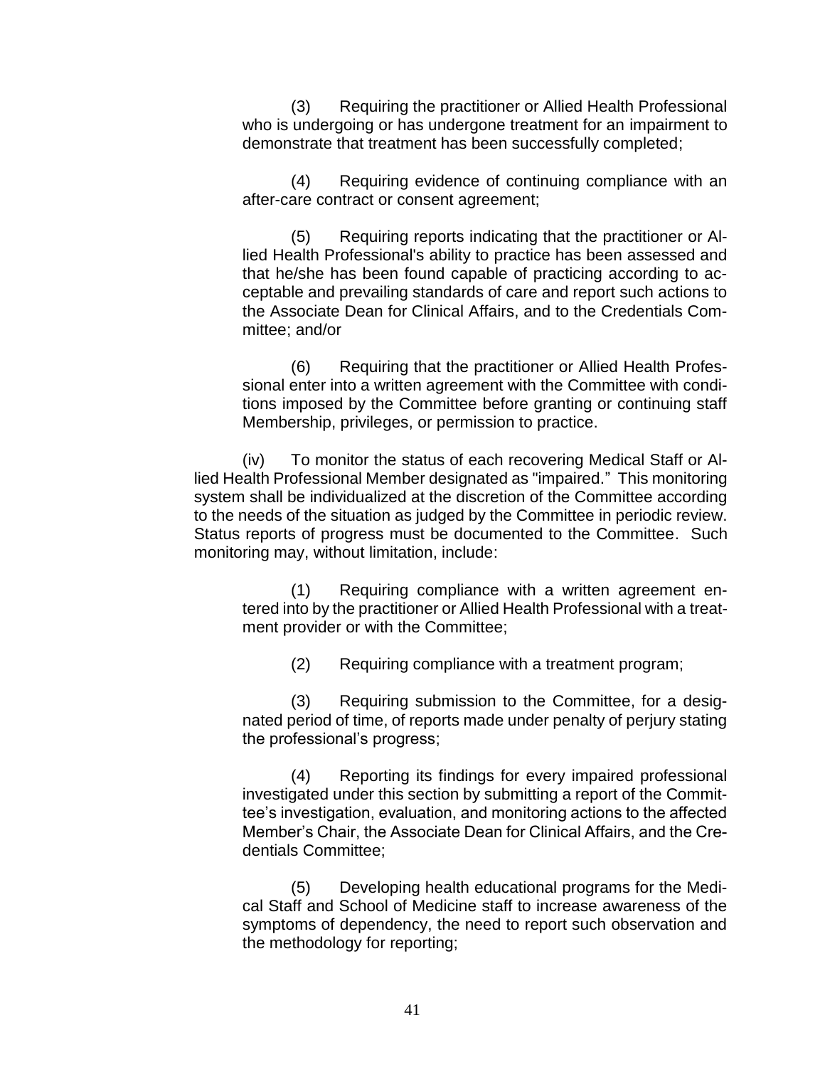(3) Requiring the practitioner or Allied Health Professional who is undergoing or has undergone treatment for an impairment to demonstrate that treatment has been successfully completed;

(4) Requiring evidence of continuing compliance with an after-care contract or consent agreement;

(5) Requiring reports indicating that the practitioner or Allied Health Professional's ability to practice has been assessed and that he/she has been found capable of practicing according to acceptable and prevailing standards of care and report such actions to the Associate Dean for Clinical Affairs, and to the Credentials Committee; and/or

(6) Requiring that the practitioner or Allied Health Professional enter into a written agreement with the Committee with conditions imposed by the Committee before granting or continuing staff Membership, privileges, or permission to practice.

(iv) To monitor the status of each recovering Medical Staff or Allied Health Professional Member designated as "impaired." This monitoring system shall be individualized at the discretion of the Committee according to the needs of the situation as judged by the Committee in periodic review. Status reports of progress must be documented to the Committee. Such monitoring may, without limitation, include:

(1) Requiring compliance with a written agreement entered into by the practitioner or Allied Health Professional with a treatment provider or with the Committee;

(2) Requiring compliance with a treatment program;

(3) Requiring submission to the Committee, for a designated period of time, of reports made under penalty of perjury stating the professional's progress;

(4) Reporting its findings for every impaired professional investigated under this section by submitting a report of the Committee's investigation, evaluation, and monitoring actions to the affected Member's Chair, the Associate Dean for Clinical Affairs, and the Credentials Committee;

(5) Developing health educational programs for the Medical Staff and School of Medicine staff to increase awareness of the symptoms of dependency, the need to report such observation and the methodology for reporting;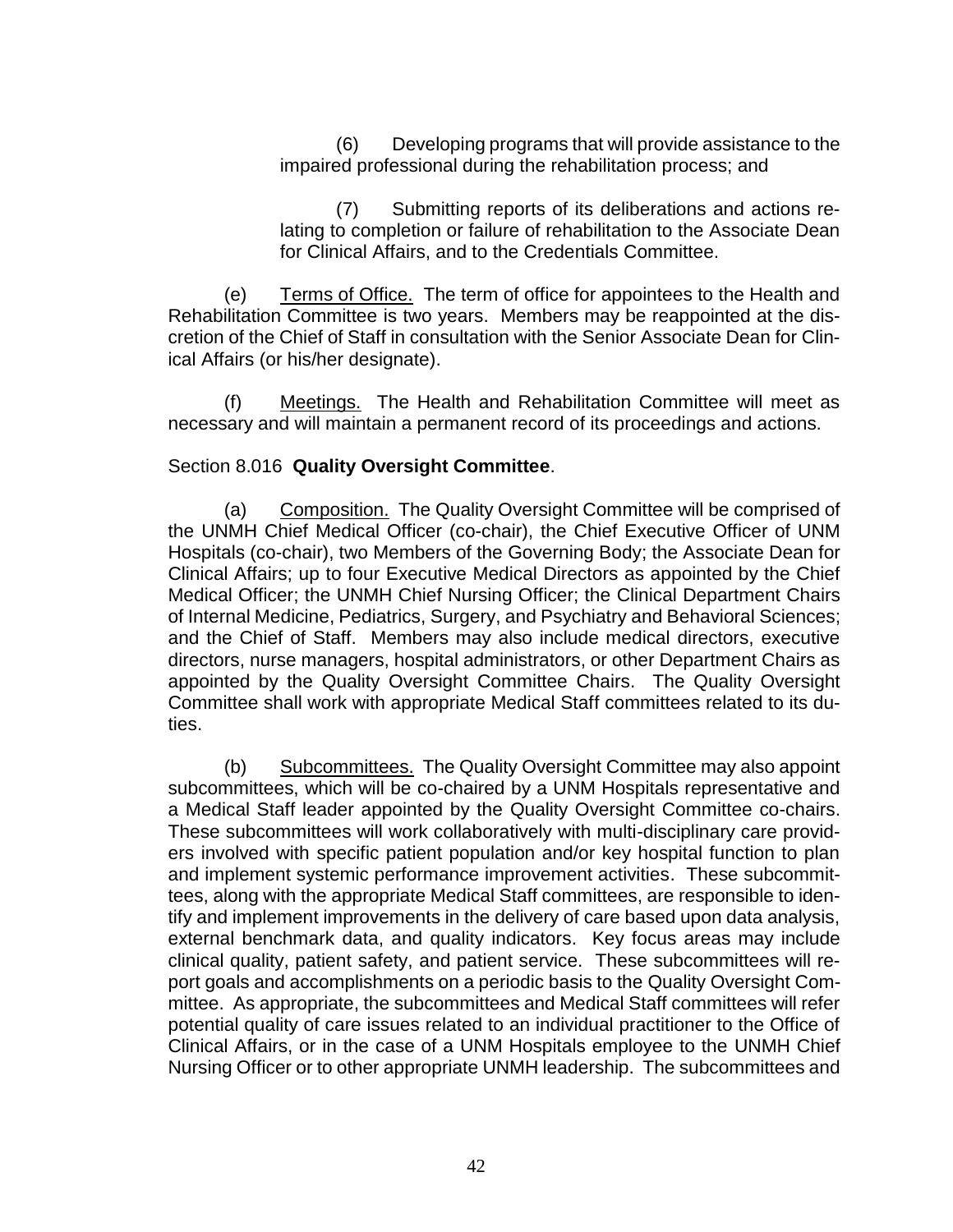(6) Developing programs that will provide assistance to the impaired professional during the rehabilitation process; and

(7) Submitting reports of its deliberations and actions relating to completion or failure of rehabilitation to the Associate Dean for Clinical Affairs, and to the Credentials Committee.

(e) Terms of Office. The term of office for appointees to the Health and Rehabilitation Committee is two years. Members may be reappointed at the discretion of the Chief of Staff in consultation with the Senior Associate Dean for Clinical Affairs (or his/her designate).

(f) Meetings. The Health and Rehabilitation Committee will meet as necessary and will maintain a permanent record of its proceedings and actions.

Section 8.016 **Quality Oversight Committee**.

(a) Composition. The Quality Oversight Committee will be comprised of the UNMH Chief Medical Officer (co-chair), the Chief Executive Officer of UNM Hospitals (co-chair), two Members of the Governing Body; the Associate Dean for Clinical Affairs; up to four Executive Medical Directors as appointed by the Chief Medical Officer; the UNMH Chief Nursing Officer; the Clinical Department Chairs of Internal Medicine, Pediatrics, Surgery, and Psychiatry and Behavioral Sciences; and the Chief of Staff. Members may also include medical directors, executive directors, nurse managers, hospital administrators, or other Department Chairs as appointed by the Quality Oversight Committee Chairs. The Quality Oversight Committee shall work with appropriate Medical Staff committees related to its duties.

(b) Subcommittees. The Quality Oversight Committee may also appoint subcommittees, which will be co-chaired by a UNM Hospitals representative and a Medical Staff leader appointed by the Quality Oversight Committee co-chairs. These subcommittees will work collaboratively with multi-disciplinary care providers involved with specific patient population and/or key hospital function to plan and implement systemic performance improvement activities. These subcommittees, along with the appropriate Medical Staff committees, are responsible to identify and implement improvements in the delivery of care based upon data analysis, external benchmark data, and quality indicators. Key focus areas may include clinical quality, patient safety, and patient service. These subcommittees will report goals and accomplishments on a periodic basis to the Quality Oversight Committee. As appropriate, the subcommittees and Medical Staff committees will refer potential quality of care issues related to an individual practitioner to the Office of Clinical Affairs, or in the case of a UNM Hospitals employee to the UNMH Chief Nursing Officer or to other appropriate UNMH leadership. The subcommittees and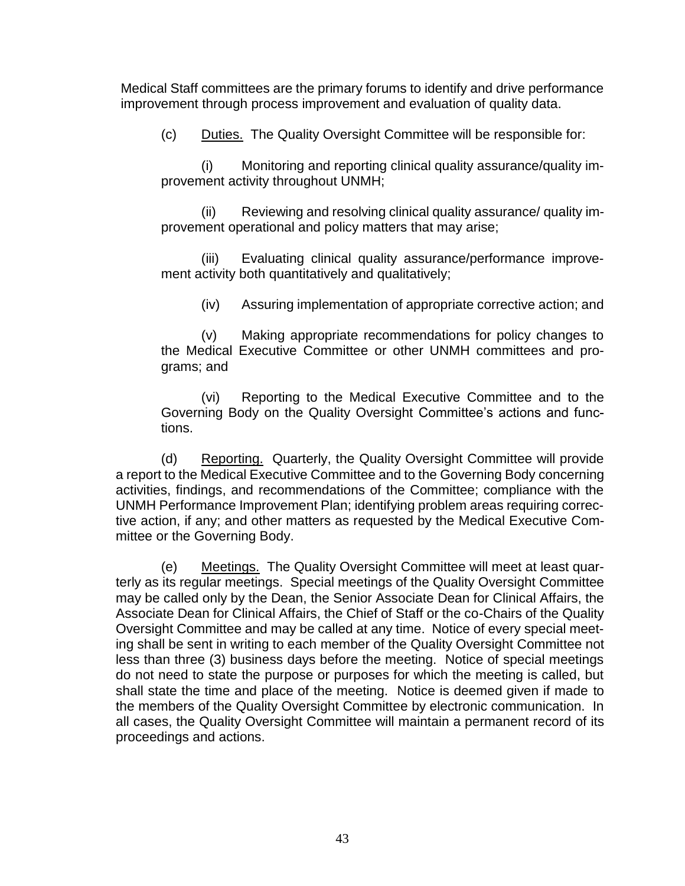Medical Staff committees are the primary forums to identify and drive performance improvement through process improvement and evaluation of quality data.

(c) Duties. The Quality Oversight Committee will be responsible for:

(i) Monitoring and reporting clinical quality assurance/quality improvement activity throughout UNMH;

(ii) Reviewing and resolving clinical quality assurance/ quality improvement operational and policy matters that may arise;

(iii) Evaluating clinical quality assurance/performance improvement activity both quantitatively and qualitatively;

(iv) Assuring implementation of appropriate corrective action; and

(v) Making appropriate recommendations for policy changes to the Medical Executive Committee or other UNMH committees and programs; and

(vi) Reporting to the Medical Executive Committee and to the Governing Body on the Quality Oversight Committee's actions and functions.

(d) Reporting. Quarterly, the Quality Oversight Committee will provide a report to the Medical Executive Committee and to the Governing Body concerning activities, findings, and recommendations of the Committee; compliance with the UNMH Performance Improvement Plan; identifying problem areas requiring corrective action, if any; and other matters as requested by the Medical Executive Committee or the Governing Body.

(e) Meetings. The Quality Oversight Committee will meet at least quarterly as its regular meetings. Special meetings of the Quality Oversight Committee may be called only by the Dean, the Senior Associate Dean for Clinical Affairs, the Associate Dean for Clinical Affairs, the Chief of Staff or the co-Chairs of the Quality Oversight Committee and may be called at any time. Notice of every special meeting shall be sent in writing to each member of the Quality Oversight Committee not less than three (3) business days before the meeting. Notice of special meetings do not need to state the purpose or purposes for which the meeting is called, but shall state the time and place of the meeting. Notice is deemed given if made to the members of the Quality Oversight Committee by electronic communication. In all cases, the Quality Oversight Committee will maintain a permanent record of its proceedings and actions.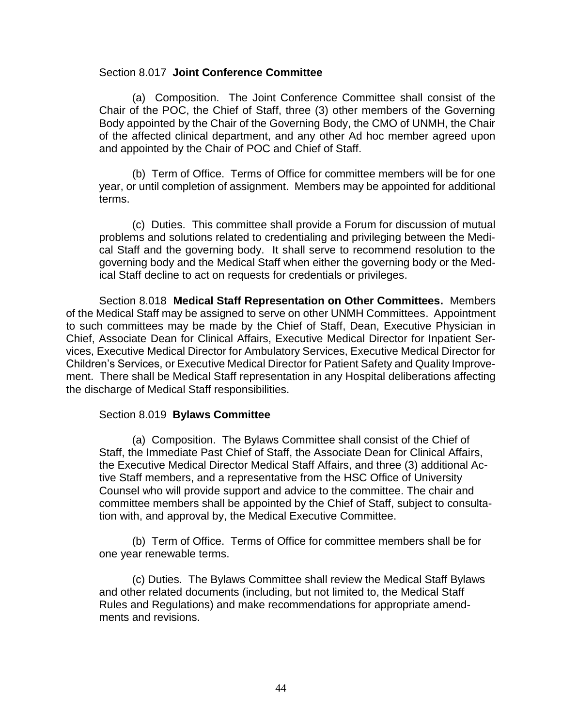Section 8.017 **Joint Conference Committee**

(a) Composition. The Joint Conference Committee shall consist of the Chair of the POC, the Chief of Staff, three (3) other members of the Governing Body appointed by the Chair of the Governing Body, the CMO of UNMH, the Chair of the affected clinical department, and any other Ad hoc member agreed upon and appointed by the Chair of POC and Chief of Staff.

(b) Term of Office. Terms of Office for committee members will be for one year, or until completion of assignment. Members may be appointed for additional terms.

(c) Duties. This committee shall provide a Forum for discussion of mutual problems and solutions related to credentialing and privileging between the Medical Staff and the governing body. It shall serve to recommend resolution to the governing body and the Medical Staff when either the governing body or the Medical Staff decline to act on requests for credentials or privileges.

Section 8.018 **Medical Staff Representation on Other Committees.** Members of the Medical Staff may be assigned to serve on other UNMH Committees. Appointment to such committees may be made by the Chief of Staff, Dean, Executive Physician in Chief, Associate Dean for Clinical Affairs, Executive Medical Director for Inpatient Services, Executive Medical Director for Ambulatory Services, Executive Medical Director for Children's Services, or Executive Medical Director for Patient Safety and Quality Improvement. There shall be Medical Staff representation in any Hospital deliberations affecting the discharge of Medical Staff responsibilities.

Section 8.019 **Bylaws Committee**

(a) Composition. The Bylaws Committee shall consist of the Chief of Staff, the Immediate Past Chief of Staff, the Associate Dean for Clinical Affairs, the Executive Medical Director Medical Staff Affairs, and three (3) additional Active Staff members, and a representative from the HSC Office of University Counsel who will provide support and advice to the committee. The chair and committee members shall be appointed by the Chief of Staff, subject to consultation with, and approval by, the Medical Executive Committee.

(b) Term of Office. Terms of Office for committee members shall be for one year renewable terms.

(c) Duties. The Bylaws Committee shall review the Medical Staff Bylaws and other related documents (including, but not limited to, the Medical Staff Rules and Regulations) and make recommendations for appropriate amendments and revisions.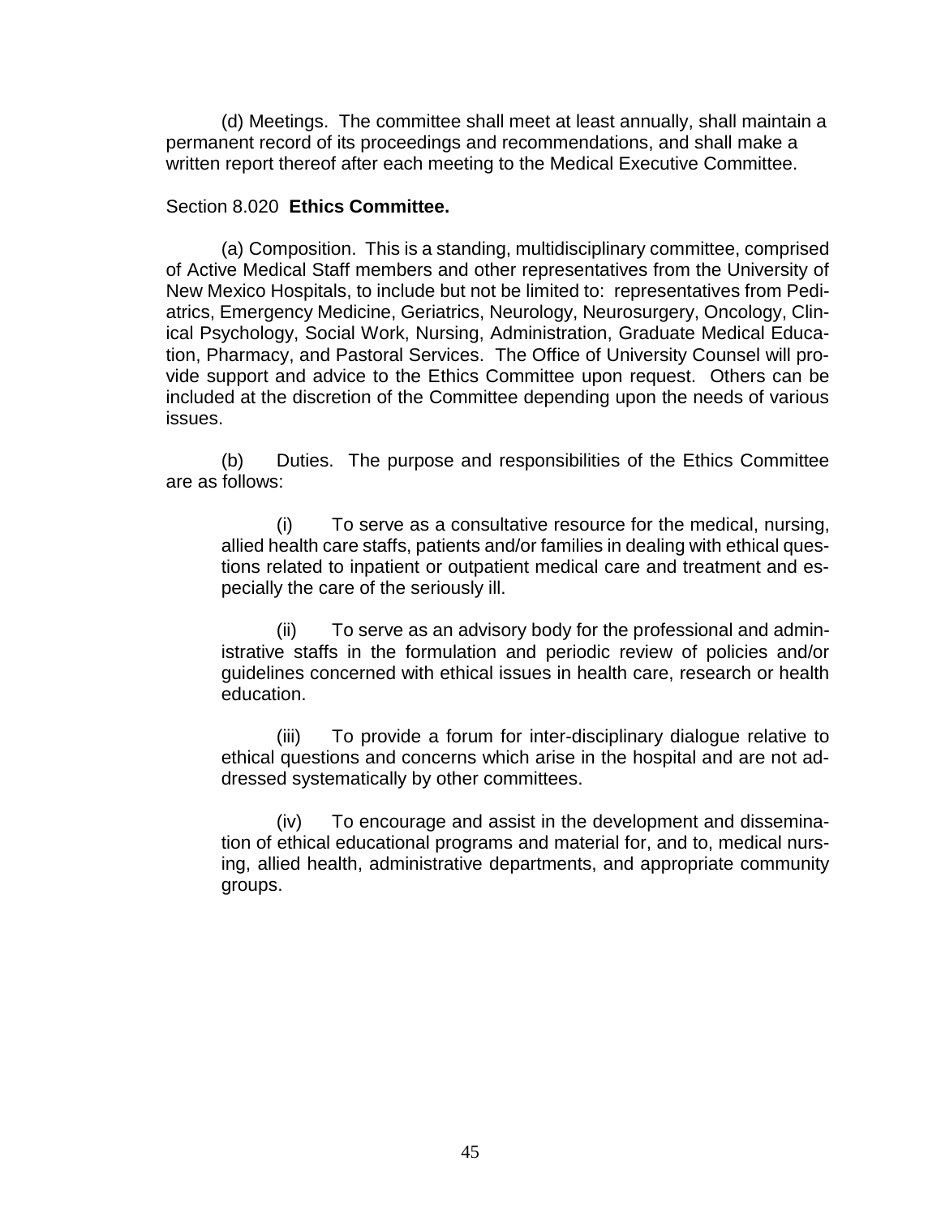(d) Meetings. The committee shall meet at least annually, shall maintain a permanent record of its proceedings and recommendations, and shall make a written report thereof after each meeting to the Medical Executive Committee.

Section 8.020 **Ethics Committee.**

(a) Composition. This is a standing, multidisciplinary committee, comprised of Active Medical Staff members and other representatives from the University of New Mexico Hospitals, to include but not be limited to: representatives from Pediatrics, Emergency Medicine, Geriatrics, Neurology, Neurosurgery, Oncology, Clinical Psychology, Social Work, Nursing, Administration, Graduate Medical Education, Pharmacy, and Pastoral Services. The Office of University Counsel will provide support and advice to the Ethics Committee upon request. Others can be included at the discretion of the Committee depending upon the needs of various issues.

(b) Duties. The purpose and responsibilities of the Ethics Committee are as follows:

(i) To serve as a consultative resource for the medical, nursing, allied health care staffs, patients and/or families in dealing with ethical questions related to inpatient or outpatient medical care and treatment and especially the care of the seriously ill.

(ii) To serve as an advisory body for the professional and administrative staffs in the formulation and periodic review of policies and/or guidelines concerned with ethical issues in health care, research or health education.

(iii) To provide a forum for inter-disciplinary dialogue relative to ethical questions and concerns which arise in the hospital and are not addressed systematically by other committees.

(iv) To encourage and assist in the development and dissemination of ethical educational programs and material for, and to, medical nursing, allied health, administrative departments, and appropriate community groups.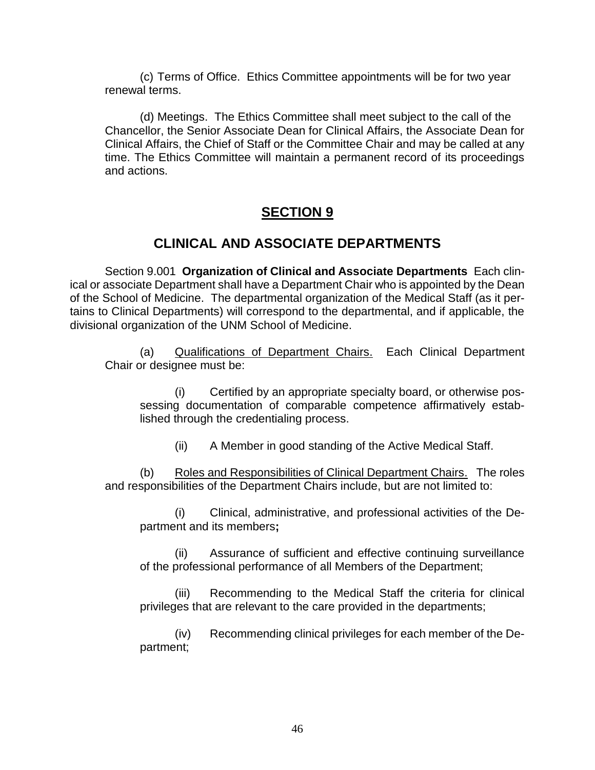(c) Terms of Office. Ethics Committee appointments will be for two year renewal terms.

(d) Meetings. The Ethics Committee shall meet subject to the call of the Chancellor, the Senior Associate Dean for Clinical Affairs, the Associate Dean for Clinical Affairs, the Chief of Staff or the Committee Chair and may be called at any time. The Ethics Committee will maintain a permanent record of its proceedings and actions.

## SECTION 9

## CLINICAL AND ASSOCIATE DEPARTMENTS

Section 9.001 **Organization of Clinical and Associate Departments** Each clinical or associate Department shall have a Department Chair who is appointed by the Dean of the School of Medicine. The departmental organization of the Medical Staff (as it pertains to Clinical Departments) will correspond to the departmental, and if applicable, the divisional organization of the UNM School of Medicine.

(a) Qualifications of Department Chairs. Each Clinical Department Chair or designee must be:

(i) Certified by an appropriate specialty board, or otherwise possessing documentation of comparable competence affirmatively established through the credentialing process.

(ii) A Member in good standing of the Active Medical Staff.

(b) Roles and Responsibilities of Clinical Department Chairs. The roles and responsibilities of the Department Chairs include, but are not limited to:

(i) Clinical, administrative, and professional activities of the Department and its members**;**

(ii) Assurance of sufficient and effective continuing surveillance of the professional performance of all Members of the Department;

(iii) Recommending to the Medical Staff the criteria for clinical privileges that are relevant to the care provided in the departments;

(iv) Recommending clinical privileges for each member of the Department;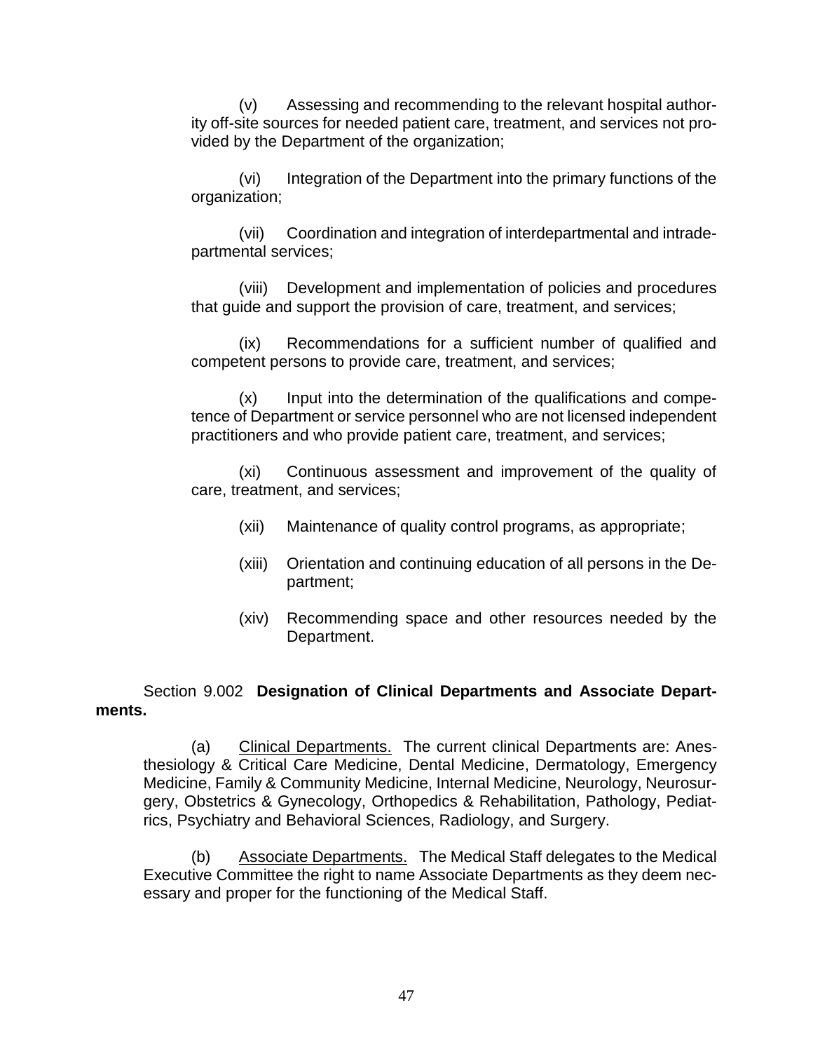(v) Assessing and recommending to the relevant hospital authority off-site sources for needed patient care, treatment, and services not provided by the Department of the organization;

(vi) Integration of the Department into the primary functions of the organization;

(vii) Coordination and integration of interdepartmental and intradepartmental services;

(viii) Development and implementation of policies and procedures that guide and support the provision of care, treatment, and services;

(ix) Recommendations for a sufficient number of qualified and competent persons to provide care, treatment, and services;

(x) Input into the determination of the qualifications and competence of Department or service personnel who are not licensed independent practitioners and who provide patient care, treatment, and services;

(xi) Continuous assessment and improvement of the quality of care, treatment, and services;

(xii) Maintenance of quality control programs, as appropriate;

(xiii) Orientation and continuing education of all persons in the Department;

(xiv) Recommending space and other resources needed by the Department.

Section 9.002 **Designation of Clinical Departments and Associate Departments.**

(a) Clinical Departments. The current clinical Departments are: Anesthesiology & Critical Care Medicine, Dental Medicine, Dermatology, Emergency Medicine, Family & Community Medicine, Internal Medicine, Neurology, Neurosurgery, Obstetrics & Gynecology, Orthopedics & Rehabilitation, Pathology, Pediatrics, Psychiatry and Behavioral Sciences, Radiology, and Surgery.

(b) Associate Departments. The Medical Staff delegates to the Medical Executive Committee the right to name Associate Departments as they deem necessary and proper for the functioning of the Medical Staff.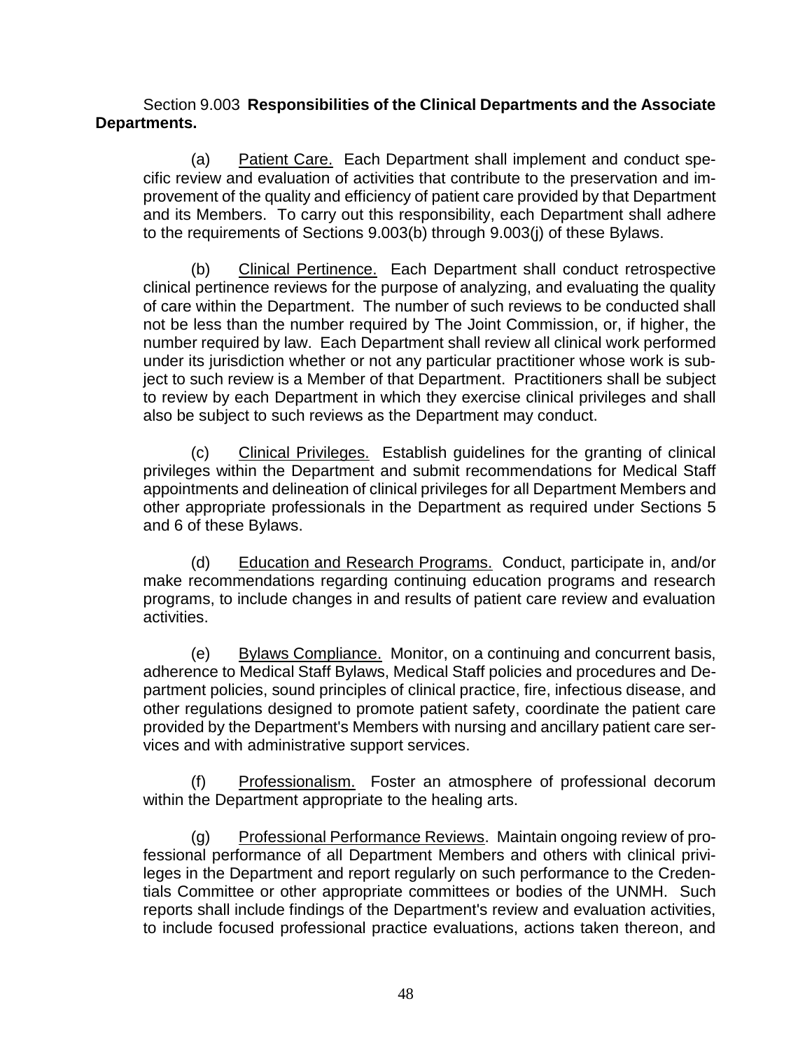Section 9.003 **Responsibilities of the Clinical Departments and the Associate Departments.**

(a) Patient Care. Each Department shall implement and conduct specific review and evaluation of activities that contribute to the preservation and improvement of the quality and efficiency of patient care provided by that Department and its Members. To carry out this responsibility, each Department shall adhere to the requirements of Sections 9.003(b) through 9.003(j) of these Bylaws.

(b) Clinical Pertinence. Each Department shall conduct retrospective clinical pertinence reviews for the purpose of analyzing, and evaluating the quality of care within the Department. The number of such reviews to be conducted shall not be less than the number required by The Joint Commission, or, if higher, the number required by law. Each Department shall review all clinical work performed under its jurisdiction whether or not any particular practitioner whose work is subject to such review is a Member of that Department. Practitioners shall be subject to review by each Department in which they exercise clinical privileges and shall also be subject to such reviews as the Department may conduct.

(c) Clinical Privileges. Establish guidelines for the granting of clinical privileges within the Department and submit recommendations for Medical Staff appointments and delineation of clinical privileges for all Department Members and other appropriate professionals in the Department as required under Sections 5 and 6 of these Bylaws.

(d) Education and Research Programs. Conduct, participate in, and/or make recommendations regarding continuing education programs and research programs, to include changes in and results of patient care review and evaluation activities.

(e) Bylaws Compliance. Monitor, on a continuing and concurrent basis, adherence to Medical Staff Bylaws, Medical Staff policies and procedures and Department policies, sound principles of clinical practice, fire, infectious disease, and other regulations designed to promote patient safety, coordinate the patient care provided by the Department's Members with nursing and ancillary patient care services and with administrative support services.

(f) Professionalism. Foster an atmosphere of professional decorum within the Department appropriate to the healing arts.

(g) Professional Performance Reviews. Maintain ongoing review of professional performance of all Department Members and others with clinical privileges in the Department and report regularly on such performance to the Credentials Committee or other appropriate committees or bodies of the UNMH. Such reports shall include findings of the Department's review and evaluation activities, to include focused professional practice evaluations, actions taken thereon, and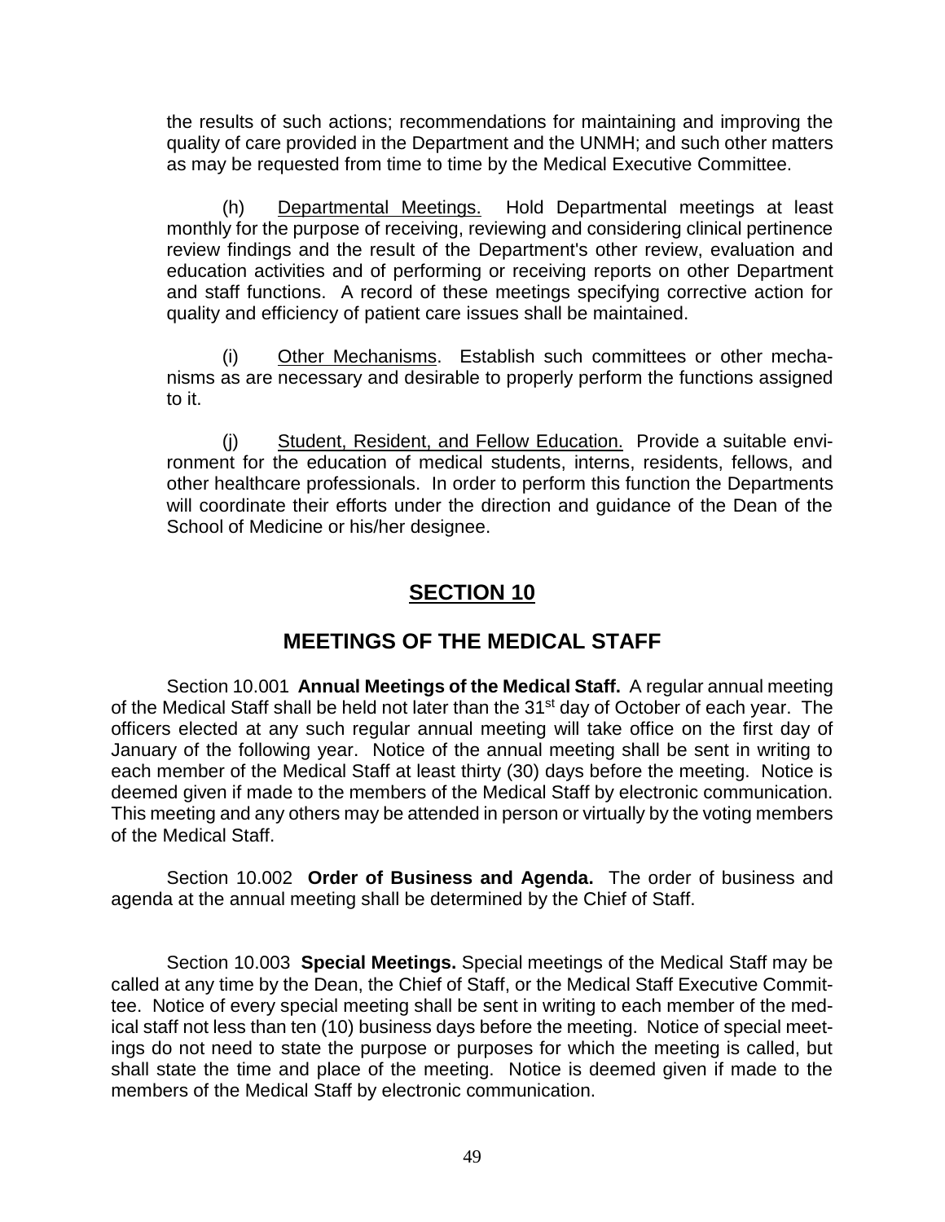the results of such actions; recommendations for maintaining and improving the quality of care provided in the Department and the UNMH; and such other matters as may be requested from time to time by the Medical Executive Committee.

(h) Departmental Meetings. Hold Departmental meetings at least monthly for the purpose of receiving, reviewing and considering clinical pertinence review findings and the result of the Department's other review, evaluation and education activities and of performing or receiving reports on other Department and staff functions. A record of these meetings specifying corrective action for quality and efficiency of patient care issues shall be maintained.

(i) Other Mechanisms. Establish such committees or other mechanisms as are necessary and desirable to properly perform the functions assigned to it.

(j) Student, Resident, and Fellow Education. Provide a suitable environment for the education of medical students, interns, residents, fellows, and other healthcare professionals. In order to perform this function the Departments will coordinate their efforts under the direction and guidance of the Dean of the School of Medicine or his/her designee.

# SECTION 10

## MEETINGS OF THE MEDICAL STAFF

Section 10.001 **Annual Meetings of the Medical Staff.** A regular annual meeting of the Medical Staff shall be held not later than the 31st day of October of each year. The officers elected at any such regular annual meeting will take office on the first day of January of the following year. Notice of the annual meeting shall be sent in writing to each member of the Medical Staff at least thirty (30) days before the meeting. Notice is deemed given if made to the members of the Medical Staff by electronic communication. This meeting and any others may be attended in person or virtually by the voting members of the Medical Staff.

Section 10.002 **Order of Business and Agenda.** The order of business and agenda at the annual meeting shall be determined by the Chief of Staff.

Section 10.003 **Special Meetings.** Special meetings of the Medical Staff may be called at any time by the Dean, the Chief of Staff, or the Medical Staff Executive Committee. Notice of every special meeting shall be sent in writing to each member of the medical staff not less than ten (10) business days before the meeting. Notice of special meetings do not need to state the purpose or purposes for which the meeting is called, but shall state the time and place of the meeting. Notice is deemed given if made to the members of the Medical Staff by electronic communication.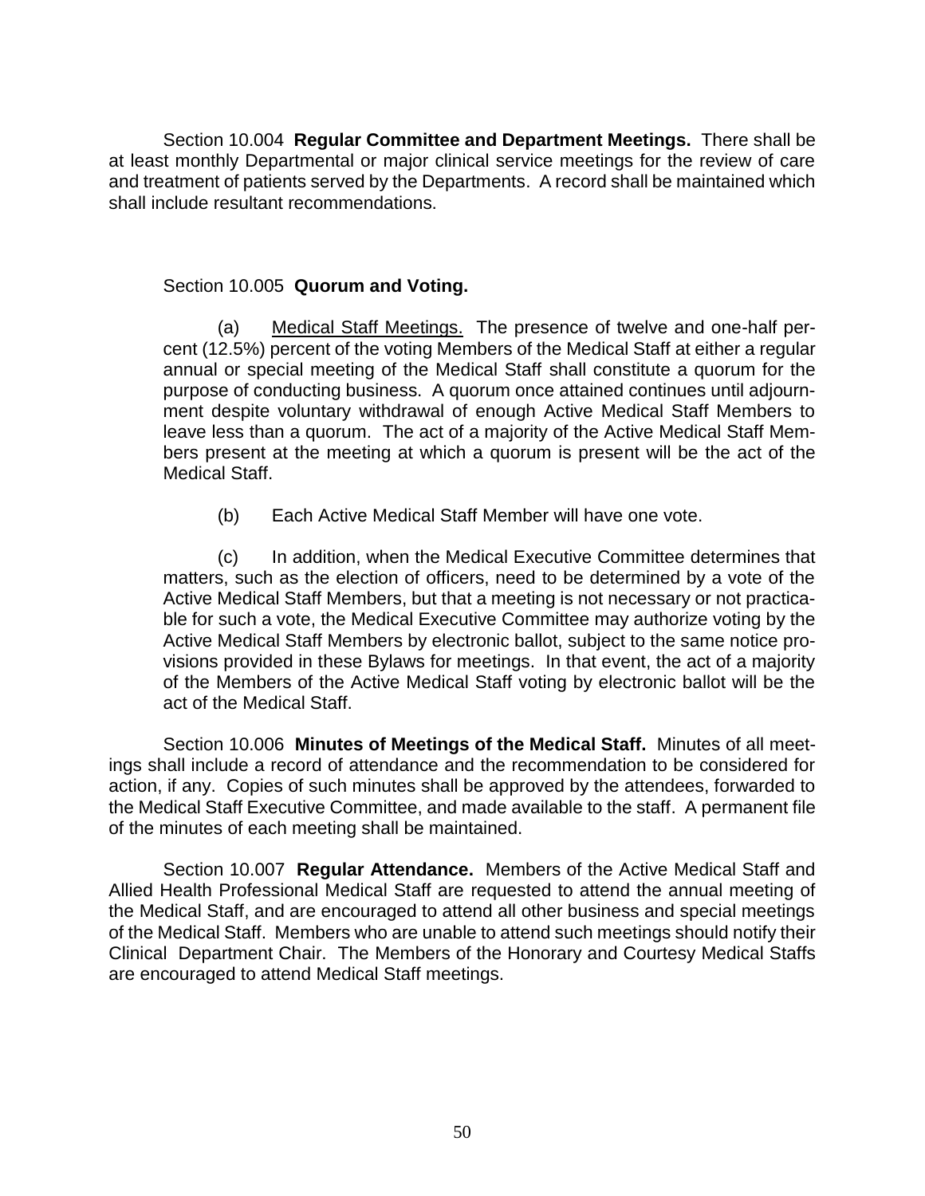Section 10.004 **Regular Committee and Department Meetings.** There shall be at least monthly Departmental or major clinical service meetings for the review of care and treatment of patients served by the Departments. A record shall be maintained which shall include resultant recommendations.

Section 10.005 **Quorum and Voting.**

(a) Medical Staff Meetings. The presence of twelve and one-half percent (12.5%) percent of the voting Members of the Medical Staff at either a regular annual or special meeting of the Medical Staff shall constitute a quorum for the purpose of conducting business. A quorum once attained continues until adjournment despite voluntary withdrawal of enough Active Medical Staff Members to leave less than a quorum. The act of a majority of the Active Medical Staff Members present at the meeting at which a quorum is present will be the act of the Medical Staff.

(b) Each Active Medical Staff Member will have one vote.

(c) In addition, when the Medical Executive Committee determines that matters, such as the election of officers, need to be determined by a vote of the Active Medical Staff Members, but that a meeting is not necessary or not practicable for such a vote, the Medical Executive Committee may authorize voting by the Active Medical Staff Members by electronic ballot, subject to the same notice provisions provided in these Bylaws for meetings. In that event, the act of a majority of the Members of the Active Medical Staff voting by electronic ballot will be the act of the Medical Staff.

Section 10.006 **Minutes of Meetings of the Medical Staff.** Minutes of all meetings shall include a record of attendance and the recommendation to be considered for action, if any. Copies of such minutes shall be approved by the attendees, forwarded to the Medical Staff Executive Committee, and made available to the staff. A permanent file of the minutes of each meeting shall be maintained.

Section 10.007 **Regular Attendance.** Members of the Active Medical Staff and Allied Health Professional Medical Staff are requested to attend the annual meeting of the Medical Staff, and are encouraged to attend all other business and special meetings of the Medical Staff. Members who are unable to attend such meetings should notify their Clinical Department Chair. The Members of the Honorary and Courtesy Medical Staffs are encouraged to attend Medical Staff meetings.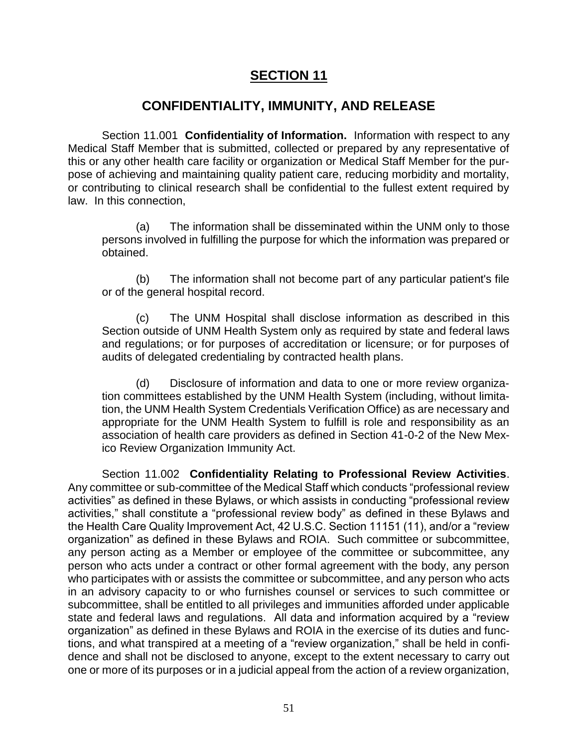# SECTION 11

## CONFIDENTIALITY, IMMUNITY, AND RELEASE

Section 11.001 **Confidentiality of Information.** Information with respect to any Medical Staff Member that is submitted, collected or prepared by any representative of this or any other health care facility or organization or Medical Staff Member for the purpose of achieving and maintaining quality patient care, reducing morbidity and mortality, or contributing to clinical research shall be confidential to the fullest extent required by law. In this connection,

(a) The information shall be disseminated within the UNM only to those persons involved in fulfilling the purpose for which the information was prepared or obtained.

(b) The information shall not become part of any particular patient's file or of the general hospital record.

(c) The UNM Hospital shall disclose information as described in this Section outside of UNM Health System only as required by state and federal laws and regulations; or for purposes of accreditation or licensure; or for purposes of audits of delegated credentialing by contracted health plans.

(d) Disclosure of information and data to one or more review organization committees established by the UNM Health System (including, without limitation, the UNM Health System Credentials Verification Office) as are necessary and appropriate for the UNM Health System to fulfill is role and responsibility as an association of health care providers as defined in Section 41-0-2 of the New Mexico Review Organization Immunity Act.

Section 11.002 **Confidentiality Relating to Professional Review Activities**. Any committee or sub-committee of the Medical Staff which conducts "professional review activities" as defined in these Bylaws, or which assists in conducting "professional review activities," shall constitute a "professional review body" as defined in these Bylaws and the Health Care Quality Improvement Act, 42 U.S.C. Section 11151 (11), and/or a "review organization" as defined in these Bylaws and ROIA. Such committee or subcommittee, any person acting as a Member or employee of the committee or subcommittee, any person who acts under a contract or other formal agreement with the body, any person who participates with or assists the committee or subcommittee, and any person who acts in an advisory capacity to or who furnishes counsel or services to such committee or subcommittee, shall be entitled to all privileges and immunities afforded under applicable state and federal laws and regulations. All data and information acquired by a "review organization" as defined in these Bylaws and ROIA in the exercise of its duties and functions, and what transpired at a meeting of a "review organization," shall be held in confidence and shall not be disclosed to anyone, except to the extent necessary to carry out one or more of its purposes or in a judicial appeal from the action of a review organization,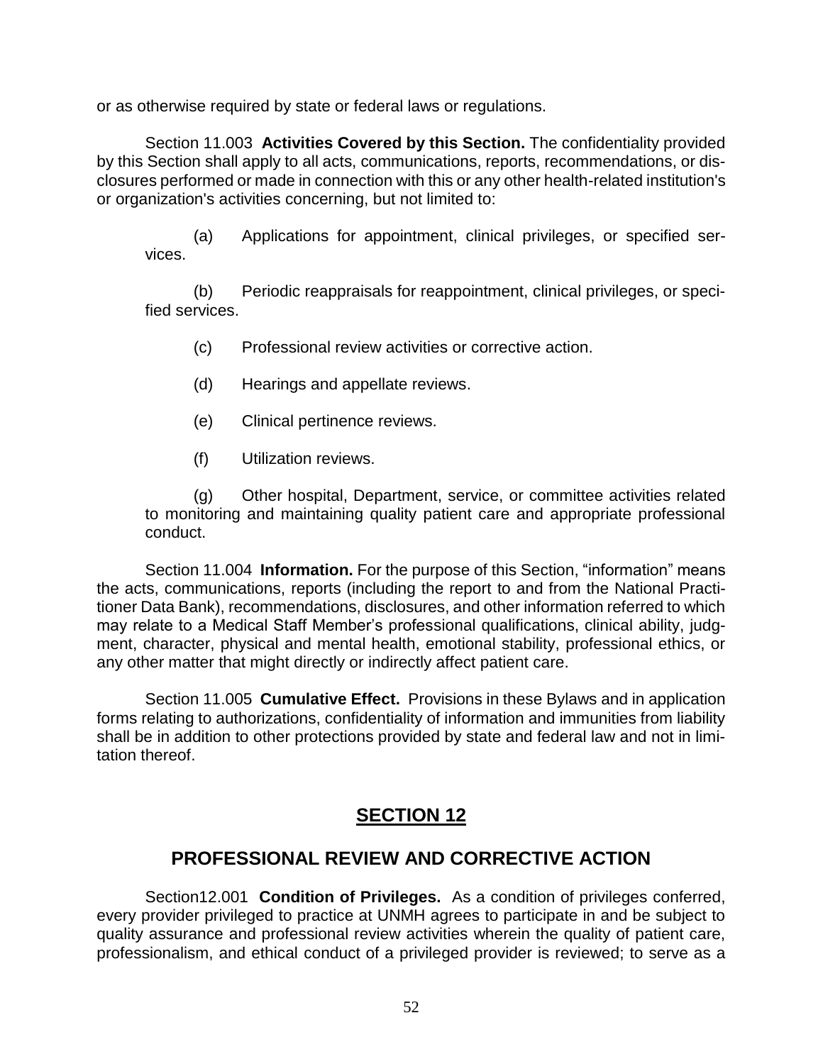or as otherwise required by state or federal laws or regulations.

Section 11.003 **Activities Covered by this Section.** The confidentiality provided by this Section shall apply to all acts, communications, reports, recommendations, or disclosures performed or made in connection with this or any other health-related institution's or organization's activities concerning, but not limited to:

(a) Applications for appointment, clinical privileges, or specified services.

(b) Periodic reappraisals for reappointment, clinical privileges, or specified services.

(c) Professional review activities or corrective action.

(d) Hearings and appellate reviews.

(e) Clinical pertinence reviews.

(f) Utilization reviews.

(g) Other hospital, Department, service, or committee activities related to monitoring and maintaining quality patient care and appropriate professional conduct.

Section 11.004 **Information.** For the purpose of this Section, "information" means the acts, communications, reports (including the report to and from the National Practitioner Data Bank), recommendations, disclosures, and other information referred to which may relate to a Medical Staff Member's professional qualifications, clinical ability, judgment, character, physical and mental health, emotional stability, professional ethics, or any other matter that might directly or indirectly affect patient care.

Section 11.005 **Cumulative Effect.** Provisions in these Bylaws and in application forms relating to authorizations, confidentiality of information and immunities from liability shall be in addition to other protections provided by state and federal law and not in limitation thereof.

# SECTION 12

## PROFESSIONAL REVIEW AND CORRECTIVE ACTION

Section12.001 **Condition of Privileges.** As a condition of privileges conferred, every provider privileged to practice at UNMH agrees to participate in and be subject to quality assurance and professional review activities wherein the quality of patient care, professionalism, and ethical conduct of a privileged provider is reviewed; to serve as a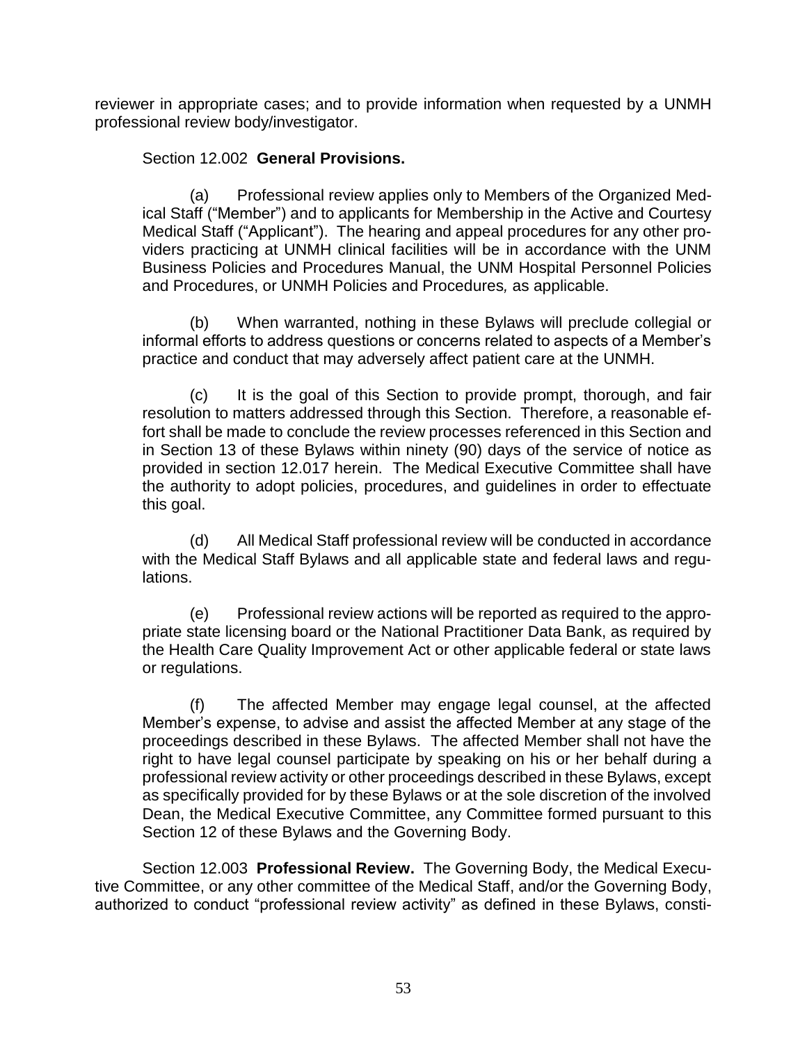reviewer in appropriate cases; and to provide information when requested by a UNMH professional review body/investigator.

Section 12.002 **General Provisions.**

(a) Professional review applies only to Members of the Organized Medical Staff ("Member") and to applicants for Membership in the Active and Courtesy Medical Staff ("Applicant"). The hearing and appeal procedures for any other providers practicing at UNMH clinical facilities will be in accordance with the UNM Business Policies and Procedures Manual, the UNM Hospital Personnel Policies and Procedures, or UNMH Policies and Procedures, as applicable.

(b) When warranted, nothing in these Bylaws will preclude collegial or informal efforts to address questions or concerns related to aspects of a Member's practice and conduct that may adversely affect patient care at the UNMH.

(c) It is the goal of this Section to provide prompt, thorough, and fair resolution to matters addressed through this Section. Therefore, a reasonable effort shall be made to conclude the review processes referenced in this Section and in Section 13 of these Bylaws within ninety (90) days of the service of notice as provided in section 12.017 herein. The Medical Executive Committee shall have the authority to adopt policies, procedures, and guidelines in order to effectuate this goal.

(d) All Medical Staff professional review will be conducted in accordance with the Medical Staff Bylaws and all applicable state and federal laws and regulations.

(e) Professional review actions will be reported as required to the appropriate state licensing board or the National Practitioner Data Bank, as required by the Health Care Quality Improvement Act or other applicable federal or state laws or regulations.

(f) The affected Member may engage legal counsel, at the affected Member's expense, to advise and assist the affected Member at any stage of the proceedings described in these Bylaws. The affected Member shall not have the right to have legal counsel participate by speaking on his or her behalf during a professional review activity or other proceedings described in these Bylaws, except as specifically provided for by these Bylaws or at the sole discretion of the involved Dean, the Medical Executive Committee, any Committee formed pursuant to this Section 12 of these Bylaws and the Governing Body.

Section 12.003 **Professional Review.** The Governing Body, the Medical Executive Committee, or any other committee of the Medical Staff, and/or the Governing Body, authorized to conduct "professional review activity" as defined in these Bylaws, consti-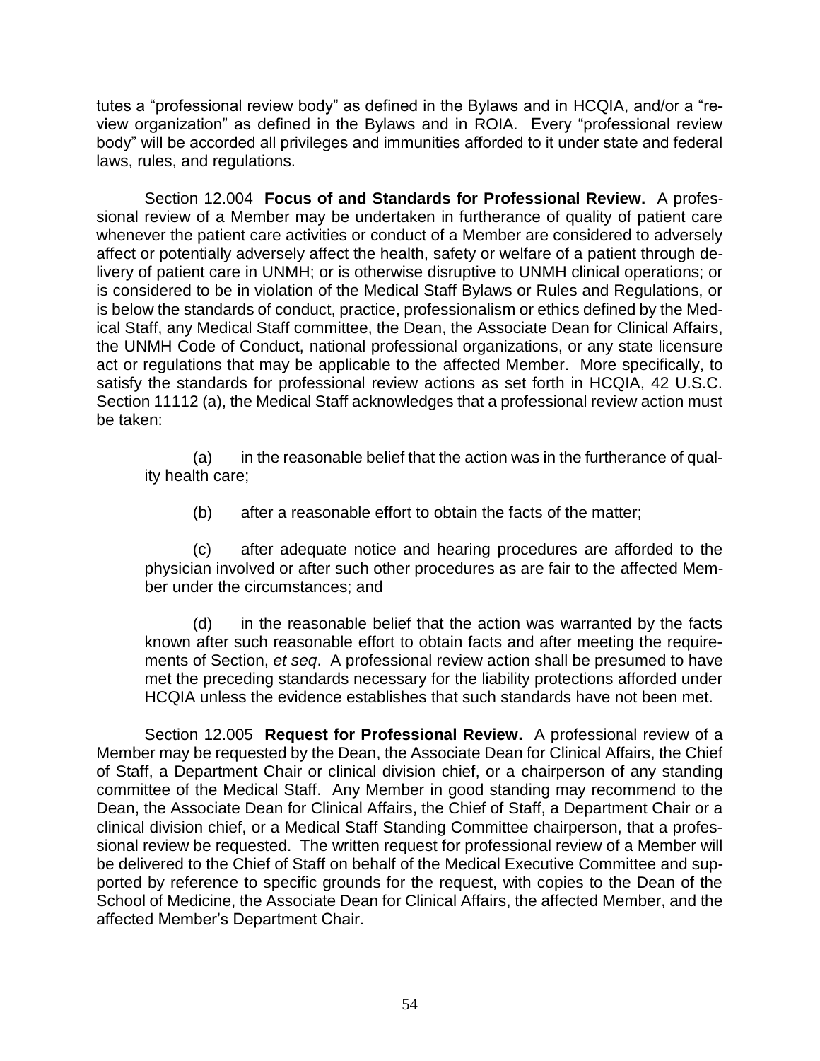tutes a "professional review body" as defined in the Bylaws and in HCQIA, and/or a "review organization" as defined in the Bylaws and in ROIA. Every "professional review body" will be accorded all privileges and immunities afforded to it under state and federal laws, rules, and regulations.

Section 12.004 **Focus of and Standards for Professional Review.** A professional review of a Member may be undertaken in furtherance of quality of patient care whenever the patient care activities or conduct of a Member are considered to adversely affect or potentially adversely affect the health, safety or welfare of a patient through delivery of patient care in UNMH; or is otherwise disruptive to UNMH clinical operations; or is considered to be in violation of the Medical Staff Bylaws or Rules and Regulations, or is below the standards of conduct, practice, professionalism or ethics defined by the Medical Staff, any Medical Staff committee, the Dean, the Associate Dean for Clinical Affairs, the UNMH Code of Conduct, national professional organizations, or any state licensure act or regulations that may be applicable to the affected Member. More specifically, to satisfy the standards for professional review actions as set forth in HCQIA, 42 U.S.C. Section 11112 (a), the Medical Staff acknowledges that a professional review action must be taken:

(a) in the reasonable belief that the action was in the furtherance of quality health care;

(b) after a reasonable effort to obtain the facts of the matter;

(c) after adequate notice and hearing procedures are afforded to the physician involved or after such other procedures as are fair to the affected Member under the circumstances; and

(d) in the reasonable belief that the action was warranted by the facts known after such reasonable effort to obtain facts and after meeting the requirements of Section, *et seq*. A professional review action shall be presumed to have met the preceding standards necessary for the liability protections afforded under HCQIA unless the evidence establishes that such standards have not been met.

Section 12.005 **Request for Professional Review.** A professional review of a Member may be requested by the Dean, the Associate Dean for Clinical Affairs, the Chief of Staff, a Department Chair or clinical division chief, or a chairperson of any standing committee of the Medical Staff. Any Member in good standing may recommend to the Dean, the Associate Dean for Clinical Affairs, the Chief of Staff, a Department Chair or a clinical division chief, or a Medical Staff Standing Committee chairperson, that a professional review be requested. The written request for professional review of a Member will be delivered to the Chief of Staff on behalf of the Medical Executive Committee and supported by reference to specific grounds for the request, with copies to the Dean of the School of Medicine, the Associate Dean for Clinical Affairs, the affected Member, and the affected Member's Department Chair.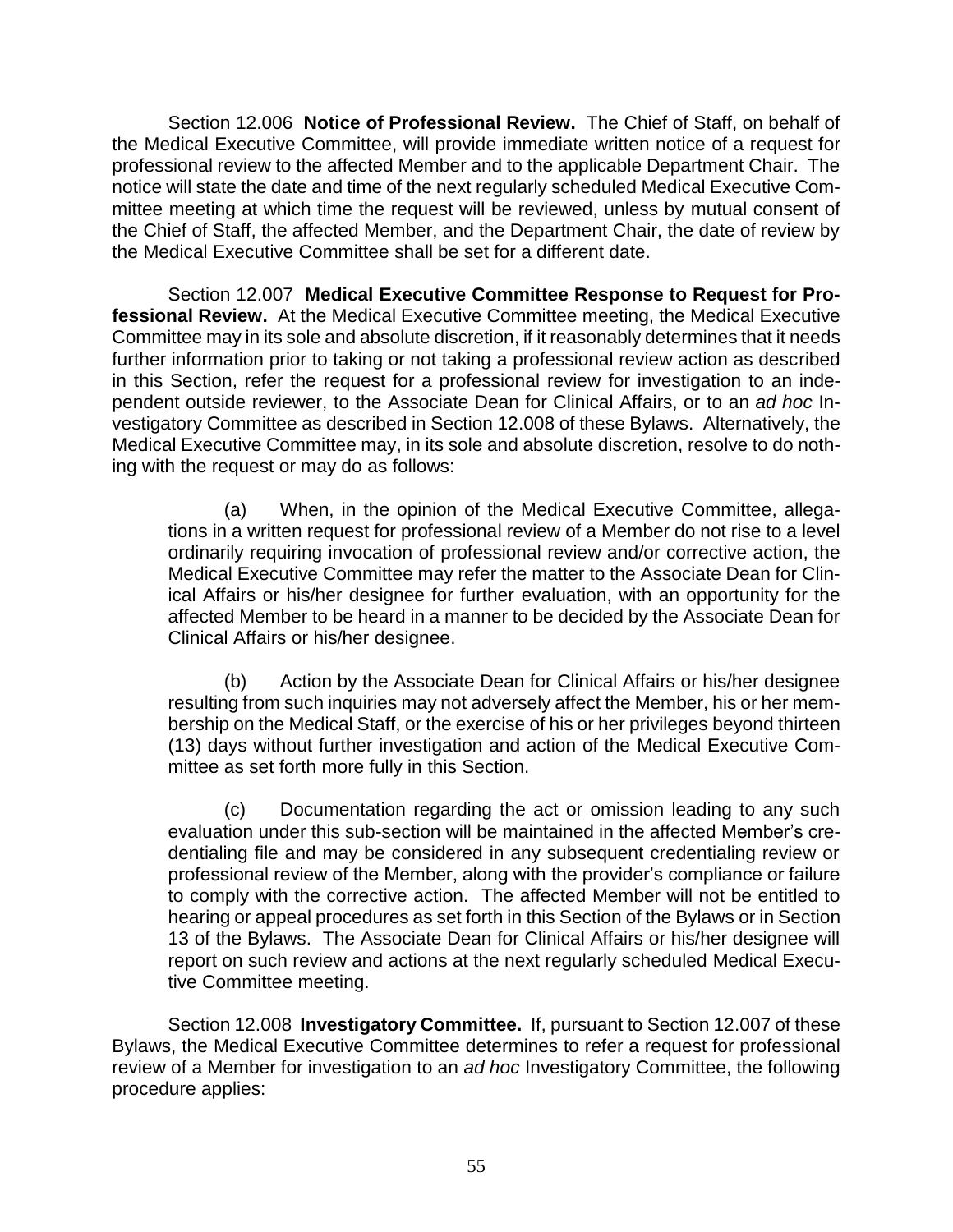Section 12.006 **Notice of Professional Review.** The Chief of Staff, on behalf of the Medical Executive Committee, will provide immediate written notice of a request for professional review to the affected Member and to the applicable Department Chair. The notice will state the date and time of the next regularly scheduled Medical Executive Committee meeting at which time the request will be reviewed, unless by mutual consent of the Chief of Staff, the affected Member, and the Department Chair, the date of review by the Medical Executive Committee shall be set for a different date.

Section 12.007 **Medical Executive Committee Response to Request for Professional Review.** At the Medical Executive Committee meeting, the Medical Executive Committee may in its sole and absolute discretion, if it reasonably determines that it needs further information prior to taking or not taking a professional review action as described in this Section, refer the request for a professional review for investigation to an independent outside reviewer, to the Associate Dean for Clinical Affairs, or to an *ad hoc* Investigatory Committee as described in Section 12.008 of these Bylaws. Alternatively, the Medical Executive Committee may, in its sole and absolute discretion, resolve to do nothing with the request or may do as follows:

(a) When, in the opinion of the Medical Executive Committee, allegations in a written request for professional review of a Member do not rise to a level ordinarily requiring invocation of professional review and/or corrective action, the Medical Executive Committee may refer the matter to the Associate Dean for Clinical Affairs or his/her designee for further evaluation, with an opportunity for the affected Member to be heard in a manner to be decided by the Associate Dean for Clinical Affairs or his/her designee.

(b) Action by the Associate Dean for Clinical Affairs or his/her designee resulting from such inquiries may not adversely affect the Member, his or her membership on the Medical Staff, or the exercise of his or her privileges beyond thirteen (13) days without further investigation and action of the Medical Executive Committee as set forth more fully in this Section.

(c) Documentation regarding the act or omission leading to any such evaluation under this sub-section will be maintained in the affected Member's credentialing file and may be considered in any subsequent credentialing review or professional review of the Member, along with the provider's compliance or failure to comply with the corrective action. The affected Member will not be entitled to hearing or appeal procedures as set forth in this Section of the Bylaws or in Section 13 of the Bylaws. The Associate Dean for Clinical Affairs or his/her designee will report on such review and actions at the next regularly scheduled Medical Executive Committee meeting.

Section 12.008 **Investigatory Committee.** If, pursuant to Section 12.007 of these Bylaws, the Medical Executive Committee determines to refer a request for professional review of a Member for investigation to an *ad hoc* Investigatory Committee, the following procedure applies: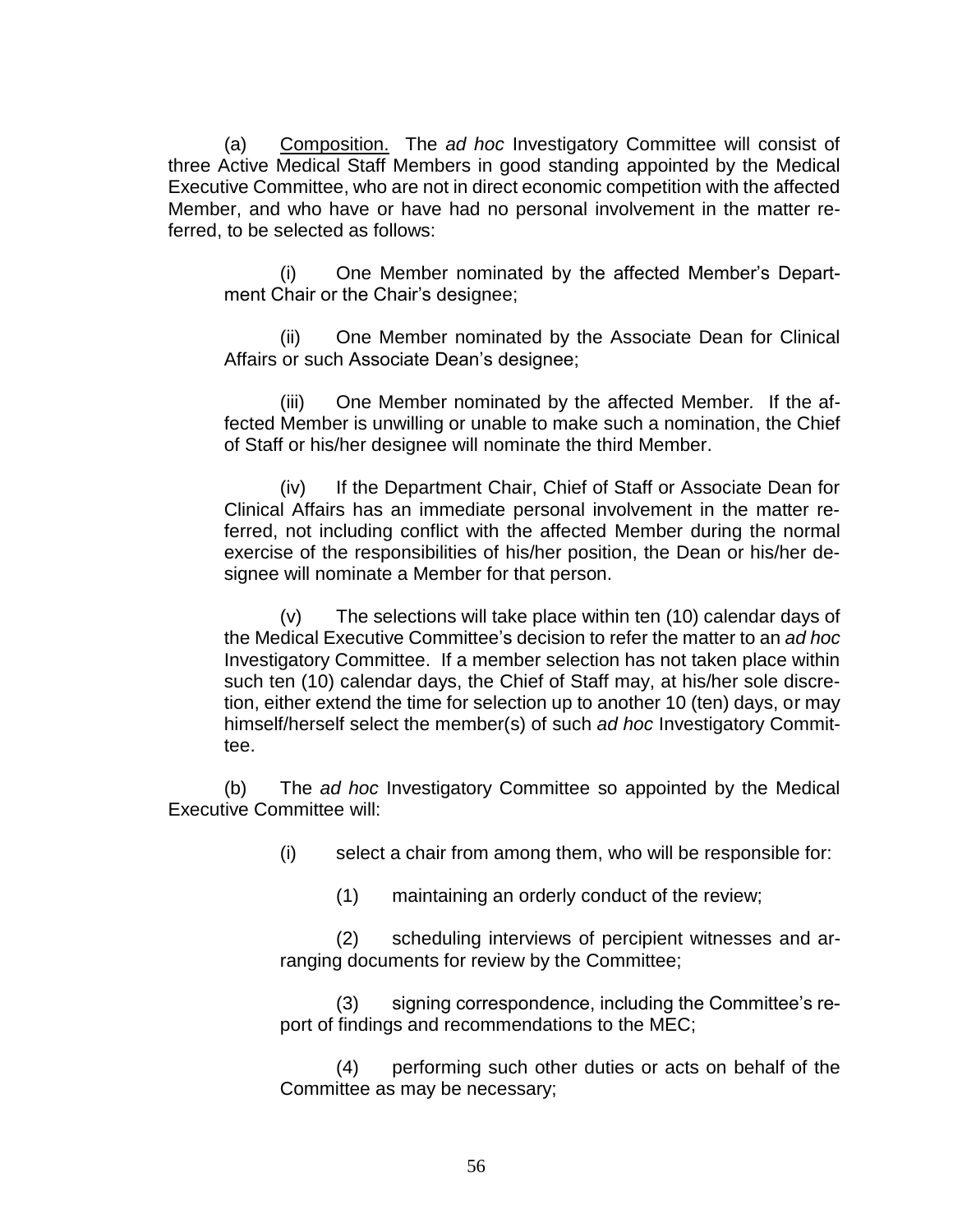(a) Composition. The *ad hoc* Investigatory Committee will consist of three Active Medical Staff Members in good standing appointed by the Medical Executive Committee, who are not in direct economic competition with the affected Member, and who have or have had no personal involvement in the matter referred, to be selected as follows:

> (i) One Member nominated by the affected Member's Department Chair or the Chair's designee;
>
> (ii) One Member nominated by the Associate Dean for Clinical Affairs or such Associate Dean's designee;
>
> (iii) One Member nominated by the affected Member. If the affected Member is unwilling or unable to make such a nomination, the Chief of Staff or his/her designee will nominate the third Member.
>
> (iv) If the Department Chair, Chief of Staff or Associate Dean for Clinical Affairs has an immediate personal involvement in the matter referred, not including conflict with the affected Member during the normal exercise of the responsibilities of his/her position, the Dean or his/her designee will nominate a Member for that person.
>
> (v) The selections will take place within ten (10) calendar days of the Medical Executive Committee's decision to refer the matter to an *ad hoc* Investigatory Committee. If a member selection has not taken place within such ten (10) calendar days, the Chief of Staff may, at his/her sole discretion, either extend the time for selection up to another 10 (ten) days, or may himself/herself select the member(s) of such *ad hoc* Investigatory Committee.

(b) The *ad hoc* Investigatory Committee so appointed by the Medical Executive Committee will:

> (i) select a chair from among them, who will be responsible for:
>
> > (1) maintaining an orderly conduct of the review;
> >
> > (2) scheduling interviews of percipient witnesses and arranging documents for review by the Committee;
> >
> > (3) signing correspondence, including the Committee's report of findings and recommendations to the MEC;
> >
> > (4) performing such other duties or acts on behalf of the Committee as may be necessary;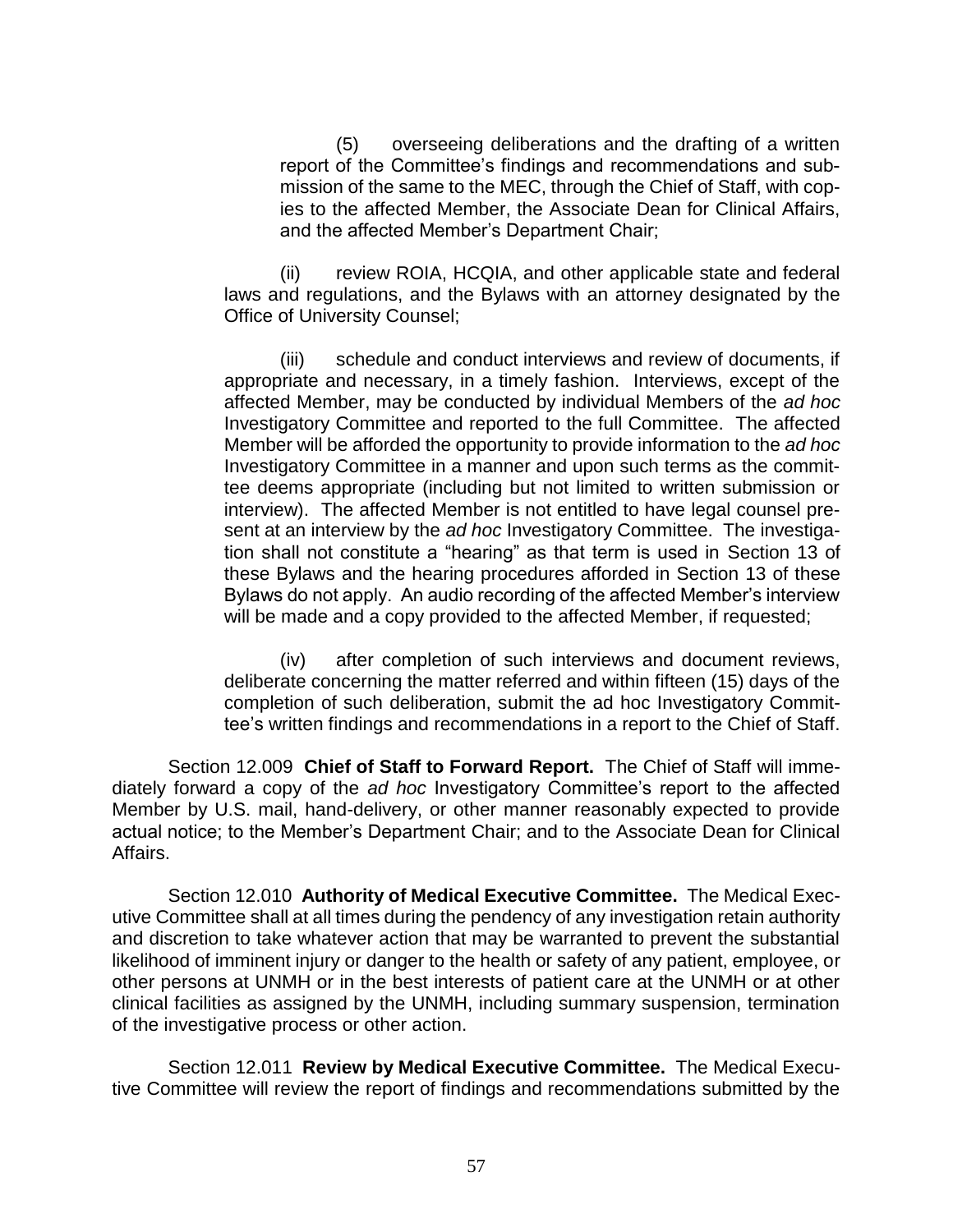(5) overseeing deliberations and the drafting of a written report of the Committee's findings and recommendations and submission of the same to the MEC, through the Chief of Staff, with copies to the affected Member, the Associate Dean for Clinical Affairs, and the affected Member's Department Chair;

(ii) review ROIA, HCQIA, and other applicable state and federal laws and regulations, and the Bylaws with an attorney designated by the Office of University Counsel;

(iii) schedule and conduct interviews and review of documents, if appropriate and necessary, in a timely fashion. Interviews, except of the affected Member, may be conducted by individual Members of the *ad hoc* Investigatory Committee and reported to the full Committee. The affected Member will be afforded the opportunity to provide information to the *ad hoc* Investigatory Committee in a manner and upon such terms as the committee deems appropriate (including but not limited to written submission or interview). The affected Member is not entitled to have legal counsel present at an interview by the *ad hoc* Investigatory Committee. The investigation shall not constitute a "hearing" as that term is used in Section 13 of these Bylaws and the hearing procedures afforded in Section 13 of these Bylaws do not apply. An audio recording of the affected Member's interview will be made and a copy provided to the affected Member, if requested;

(iv) after completion of such interviews and document reviews, deliberate concerning the matter referred and within fifteen (15) days of the completion of such deliberation, submit the ad hoc Investigatory Committee's written findings and recommendations in a report to the Chief of Staff.

Section 12.009 **Chief of Staff to Forward Report.** The Chief of Staff will immediately forward a copy of the *ad hoc* Investigatory Committee's report to the affected Member by U.S. mail, hand-delivery, or other manner reasonably expected to provide actual notice; to the Member's Department Chair; and to the Associate Dean for Clinical Affairs.

Section 12.010 **Authority of Medical Executive Committee.** The Medical Executive Committee shall at all times during the pendency of any investigation retain authority and discretion to take whatever action that may be warranted to prevent the substantial likelihood of imminent injury or danger to the health or safety of any patient, employee, or other persons at UNMH or in the best interests of patient care at the UNMH or at other clinical facilities as assigned by the UNMH, including summary suspension, termination of the investigative process or other action.

Section 12.011 **Review by Medical Executive Committee.** The Medical Executive Committee will review the report of findings and recommendations submitted by the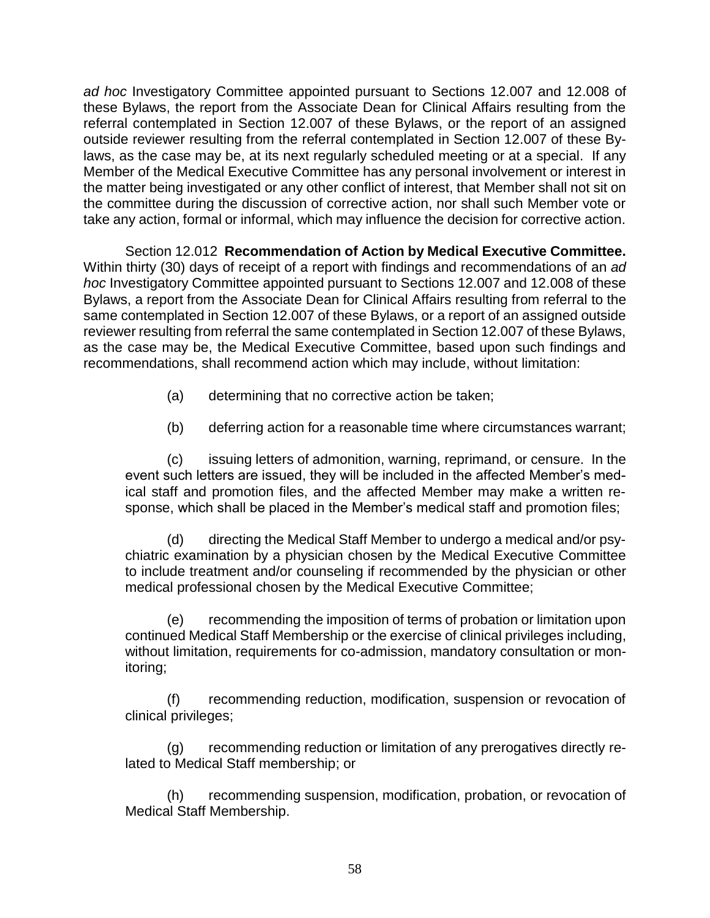*ad hoc* Investigatory Committee appointed pursuant to Sections 12.007 and 12.008 of these Bylaws, the report from the Associate Dean for Clinical Affairs resulting from the referral contemplated in Section 12.007 of these Bylaws, or the report of an assigned outside reviewer resulting from the referral contemplated in Section 12.007 of these Bylaws, as the case may be, at its next regularly scheduled meeting or at a special. If any Member of the Medical Executive Committee has any personal involvement or interest in the matter being investigated or any other conflict of interest, that Member shall not sit on the committee during the discussion of corrective action, nor shall such Member vote or take any action, formal or informal, which may influence the decision for corrective action.

Section 12.012 **Recommendation of Action by Medical Executive Committee.** Within thirty (30) days of receipt of a report with findings and recommendations of an *ad hoc* Investigatory Committee appointed pursuant to Sections 12.007 and 12.008 of these Bylaws, a report from the Associate Dean for Clinical Affairs resulting from referral to the same contemplated in Section 12.007 of these Bylaws, or a report of an assigned outside reviewer resulting from referral the same contemplated in Section 12.007 of these Bylaws, as the case may be, the Medical Executive Committee, based upon such findings and recommendations, shall recommend action which may include, without limitation:

(a) determining that no corrective action be taken;

(b) deferring action for a reasonable time where circumstances warrant;

(c) issuing letters of admonition, warning, reprimand, or censure. In the event such letters are issued, they will be included in the affected Member's medical staff and promotion files, and the affected Member may make a written response, which shall be placed in the Member's medical staff and promotion files;

(d) directing the Medical Staff Member to undergo a medical and/or psychiatric examination by a physician chosen by the Medical Executive Committee to include treatment and/or counseling if recommended by the physician or other medical professional chosen by the Medical Executive Committee;

(e) recommending the imposition of terms of probation or limitation upon continued Medical Staff Membership or the exercise of clinical privileges including, without limitation, requirements for co-admission, mandatory consultation or monitoring;

(f) recommending reduction, modification, suspension or revocation of clinical privileges;

(g) recommending reduction or limitation of any prerogatives directly related to Medical Staff membership; or

(h) recommending suspension, modification, probation, or revocation of Medical Staff Membership.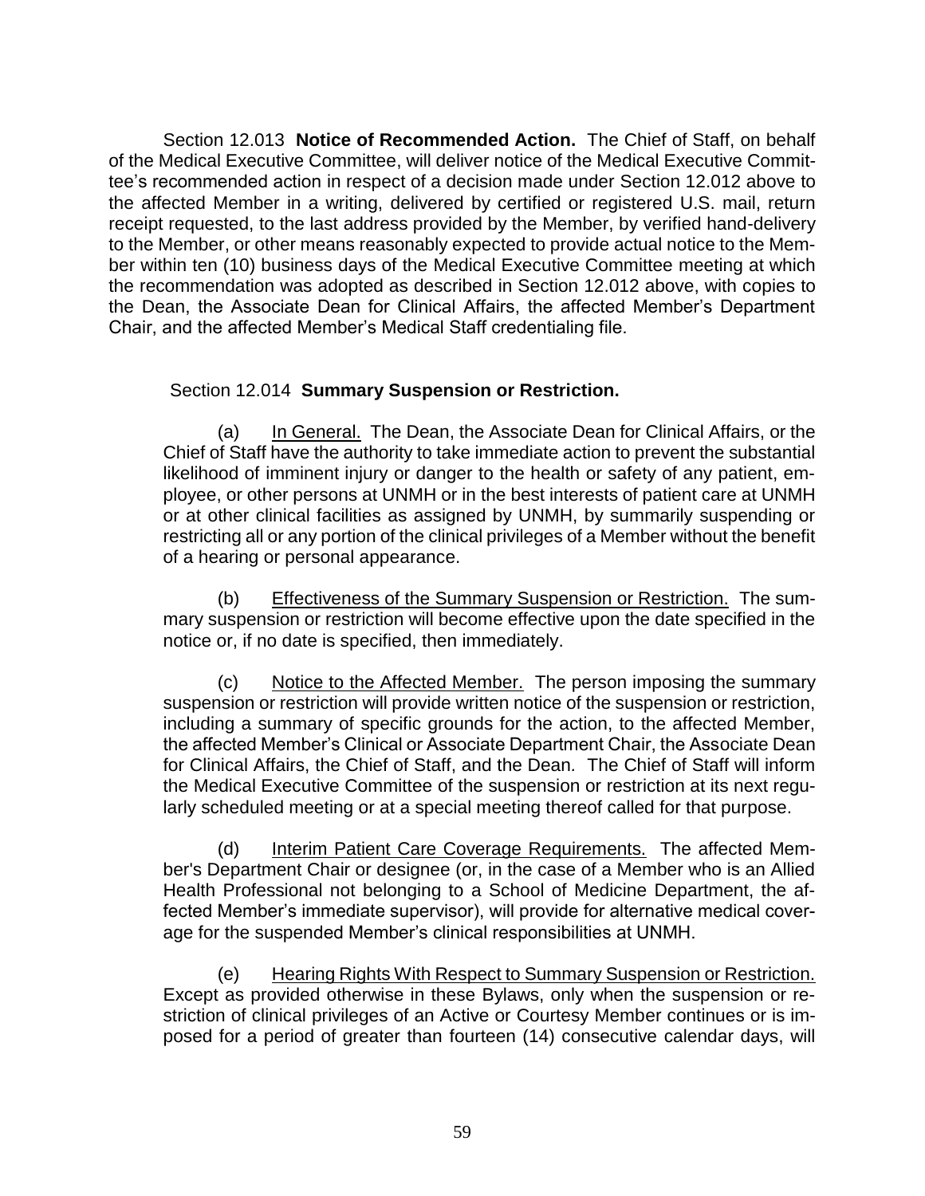Section 12.013 **Notice of Recommended Action.** The Chief of Staff, on behalf of the Medical Executive Committee, will deliver notice of the Medical Executive Committee's recommended action in respect of a decision made under Section 12.012 above to the affected Member in a writing, delivered by certified or registered U.S. mail, return receipt requested, to the last address provided by the Member, by verified hand-delivery to the Member, or other means reasonably expected to provide actual notice to the Member within ten (10) business days of the Medical Executive Committee meeting at which the recommendation was adopted as described in Section 12.012 above, with copies to the Dean, the Associate Dean for Clinical Affairs, the affected Member's Department Chair, and the affected Member's Medical Staff credentialing file.

Section 12.014 **Summary Suspension or Restriction.**

(a) In General. The Dean, the Associate Dean for Clinical Affairs, or the Chief of Staff have the authority to take immediate action to prevent the substantial likelihood of imminent injury or danger to the health or safety of any patient, employee, or other persons at UNMH or in the best interests of patient care at UNMH or at other clinical facilities as assigned by UNMH, by summarily suspending or restricting all or any portion of the clinical privileges of a Member without the benefit of a hearing or personal appearance.

(b) Effectiveness of the Summary Suspension or Restriction. The summary suspension or restriction will become effective upon the date specified in the notice or, if no date is specified, then immediately.

(c) Notice to the Affected Member. The person imposing the summary suspension or restriction will provide written notice of the suspension or restriction, including a summary of specific grounds for the action, to the affected Member, the affected Member's Clinical or Associate Department Chair, the Associate Dean for Clinical Affairs, the Chief of Staff, and the Dean. The Chief of Staff will inform the Medical Executive Committee of the suspension or restriction at its next regularly scheduled meeting or at a special meeting thereof called for that purpose.

(d) Interim Patient Care Coverage Requirements. The affected Member's Department Chair or designee (or, in the case of a Member who is an Allied Health Professional not belonging to a School of Medicine Department, the affected Member's immediate supervisor), will provide for alternative medical coverage for the suspended Member's clinical responsibilities at UNMH.

(e) Hearing Rights With Respect to Summary Suspension or Restriction. Except as provided otherwise in these Bylaws, only when the suspension or restriction of clinical privileges of an Active or Courtesy Member continues or is imposed for a period of greater than fourteen (14) consecutive calendar days, will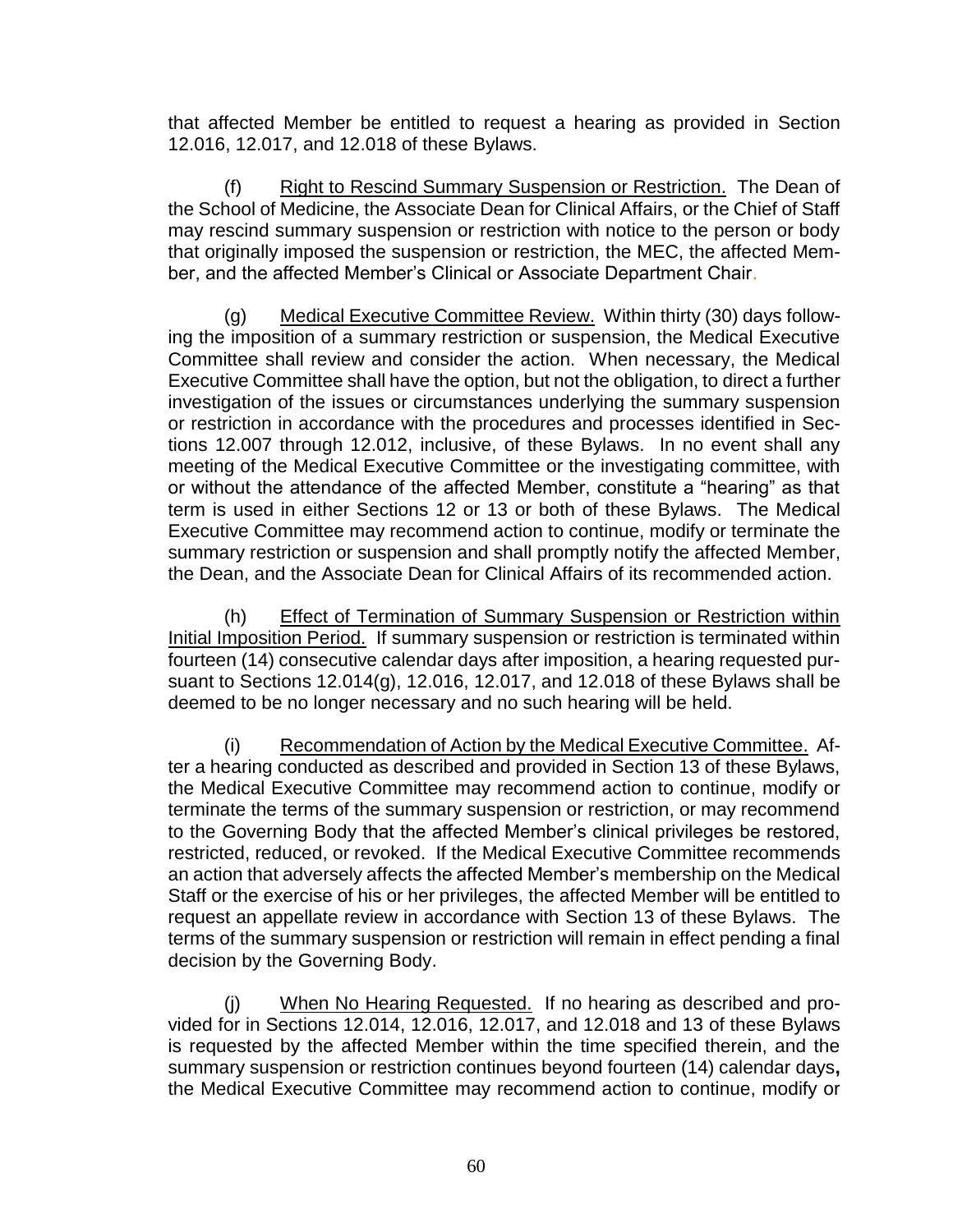that affected Member be entitled to request a hearing as provided in Section 12.016, 12.017, and 12.018 of these Bylaws.

(f) Right to Rescind Summary Suspension or Restriction. The Dean of the School of Medicine, the Associate Dean for Clinical Affairs, or the Chief of Staff may rescind summary suspension or restriction with notice to the person or body that originally imposed the suspension or restriction, the MEC, the affected Member, and the affected Member's Clinical or Associate Department Chair.

(g) Medical Executive Committee Review. Within thirty (30) days following the imposition of a summary restriction or suspension, the Medical Executive Committee shall review and consider the action. When necessary, the Medical Executive Committee shall have the option, but not the obligation, to direct a further investigation of the issues or circumstances underlying the summary suspension or restriction in accordance with the procedures and processes identified in Sections 12.007 through 12.012, inclusive, of these Bylaws. In no event shall any meeting of the Medical Executive Committee or the investigating committee, with or without the attendance of the affected Member, constitute a "hearing" as that term is used in either Sections 12 or 13 or both of these Bylaws. The Medical Executive Committee may recommend action to continue, modify or terminate the summary restriction or suspension and shall promptly notify the affected Member, the Dean, and the Associate Dean for Clinical Affairs of its recommended action.

(h) Effect of Termination of Summary Suspension or Restriction within Initial Imposition Period. If summary suspension or restriction is terminated within fourteen (14) consecutive calendar days after imposition, a hearing requested pursuant to Sections 12.014(g), 12.016, 12.017, and 12.018 of these Bylaws shall be deemed to be no longer necessary and no such hearing will be held.

(i) Recommendation of Action by the Medical Executive Committee. After a hearing conducted as described and provided in Section 13 of these Bylaws, the Medical Executive Committee may recommend action to continue, modify or terminate the terms of the summary suspension or restriction, or may recommend to the Governing Body that the affected Member's clinical privileges be restored, restricted, reduced, or revoked. If the Medical Executive Committee recommends an action that adversely affects the affected Member's membership on the Medical Staff or the exercise of his or her privileges, the affected Member will be entitled to request an appellate review in accordance with Section 13 of these Bylaws. The terms of the summary suspension or restriction will remain in effect pending a final decision by the Governing Body.

(j) When No Hearing Requested. If no hearing as described and provided for in Sections 12.014, 12.016, 12.017, and 12.018 and 13 of these Bylaws is requested by the affected Member within the time specified therein, and the summary suspension or restriction continues beyond fourteen (14) calendar days**,** the Medical Executive Committee may recommend action to continue, modify or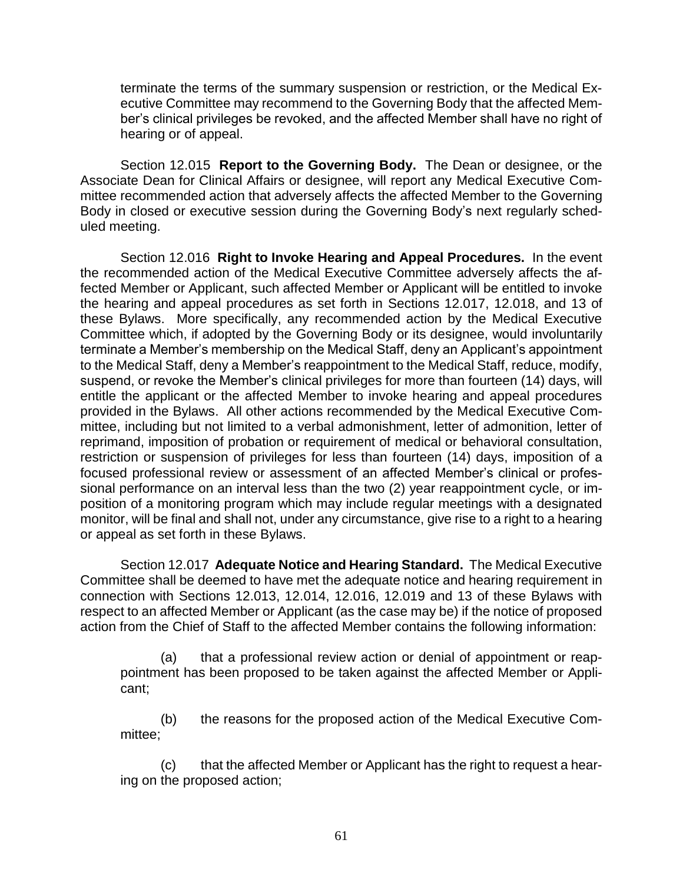terminate the terms of the summary suspension or restriction, or the Medical Executive Committee may recommend to the Governing Body that the affected Member's clinical privileges be revoked, and the affected Member shall have no right of hearing or of appeal.

Section 12.015 **Report to the Governing Body.** The Dean or designee, or the Associate Dean for Clinical Affairs or designee, will report any Medical Executive Committee recommended action that adversely affects the affected Member to the Governing Body in closed or executive session during the Governing Body's next regularly scheduled meeting.

Section 12.016 **Right to Invoke Hearing and Appeal Procedures.** In the event the recommended action of the Medical Executive Committee adversely affects the affected Member or Applicant, such affected Member or Applicant will be entitled to invoke the hearing and appeal procedures as set forth in Sections 12.017, 12.018, and 13 of these Bylaws. More specifically, any recommended action by the Medical Executive Committee which, if adopted by the Governing Body or its designee, would involuntarily terminate a Member's membership on the Medical Staff, deny an Applicant's appointment to the Medical Staff, deny a Member's reappointment to the Medical Staff, reduce, modify, suspend, or revoke the Member's clinical privileges for more than fourteen (14) days, will entitle the applicant or the affected Member to invoke hearing and appeal procedures provided in the Bylaws. All other actions recommended by the Medical Executive Committee, including but not limited to a verbal admonishment, letter of admonition, letter of reprimand, imposition of probation or requirement of medical or behavioral consultation, restriction or suspension of privileges for less than fourteen (14) days, imposition of a focused professional review or assessment of an affected Member's clinical or professional performance on an interval less than the two (2) year reappointment cycle, or imposition of a monitoring program which may include regular meetings with a designated monitor, will be final and shall not, under any circumstance, give rise to a right to a hearing or appeal as set forth in these Bylaws.

Section 12.017 **Adequate Notice and Hearing Standard.** The Medical Executive Committee shall be deemed to have met the adequate notice and hearing requirement in connection with Sections 12.013, 12.014, 12.016, 12.019 and 13 of these Bylaws with respect to an affected Member or Applicant (as the case may be) if the notice of proposed action from the Chief of Staff to the affected Member contains the following information:

(a) that a professional review action or denial of appointment or reappointment has been proposed to be taken against the affected Member or Applicant;

(b) the reasons for the proposed action of the Medical Executive Committee;

(c) that the affected Member or Applicant has the right to request a hearing on the proposed action;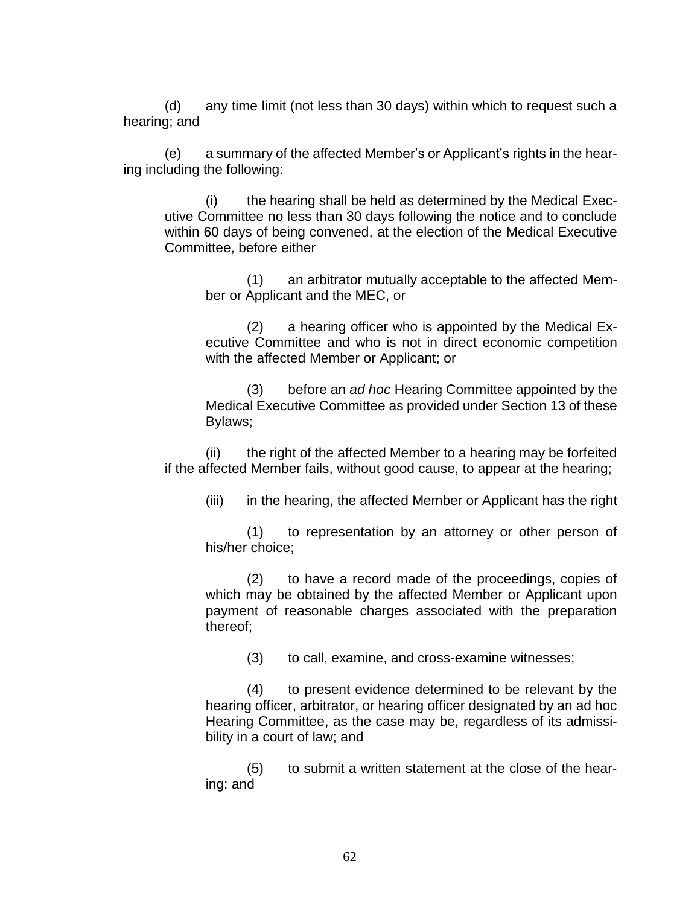(d) any time limit (not less than 30 days) within which to request such a hearing; and

(e) a summary of the affected Member's or Applicant's rights in the hearing including the following:

(i) the hearing shall be held as determined by the Medical Executive Committee no less than 30 days following the notice and to conclude within 60 days of being convened, at the election of the Medical Executive Committee, before either

(1) an arbitrator mutually acceptable to the affected Member or Applicant and the MEC, or

(2) a hearing officer who is appointed by the Medical Executive Committee and who is not in direct economic competition with the affected Member or Applicant; or

(3) before an *ad hoc* Hearing Committee appointed by the Medical Executive Committee as provided under Section 13 of these Bylaws;

(ii) the right of the affected Member to a hearing may be forfeited if the affected Member fails, without good cause, to appear at the hearing;

(iii) in the hearing, the affected Member or Applicant has the right

(1) to representation by an attorney or other person of his/her choice;

(2) to have a record made of the proceedings, copies of which may be obtained by the affected Member or Applicant upon payment of reasonable charges associated with the preparation thereof;

(3) to call, examine, and cross-examine witnesses;

(4) to present evidence determined to be relevant by the hearing officer, arbitrator, or hearing officer designated by an ad hoc Hearing Committee, as the case may be, regardless of its admissibility in a court of law; and

(5) to submit a written statement at the close of the hearing; and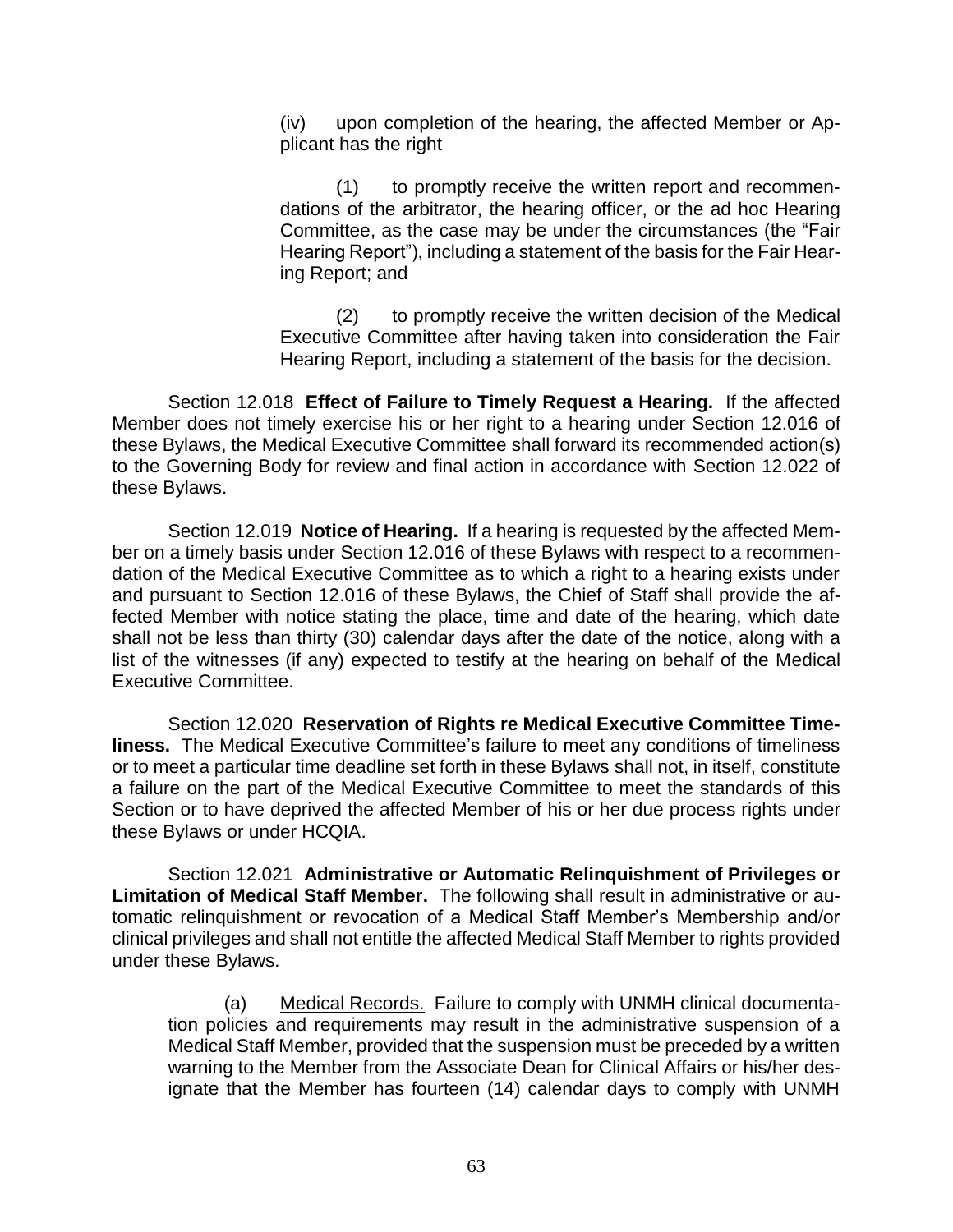(iv) upon completion of the hearing, the affected Member or Applicant has the right

(1) to promptly receive the written report and recommendations of the arbitrator, the hearing officer, or the ad hoc Hearing Committee, as the case may be under the circumstances (the "Fair Hearing Report"), including a statement of the basis for the Fair Hearing Report; and

(2) to promptly receive the written decision of the Medical Executive Committee after having taken into consideration the Fair Hearing Report, including a statement of the basis for the decision.

Section 12.018 **Effect of Failure to Timely Request a Hearing.** If the affected Member does not timely exercise his or her right to a hearing under Section 12.016 of these Bylaws, the Medical Executive Committee shall forward its recommended action(s) to the Governing Body for review and final action in accordance with Section 12.022 of these Bylaws.

Section 12.019 **Notice of Hearing.** If a hearing is requested by the affected Member on a timely basis under Section 12.016 of these Bylaws with respect to a recommendation of the Medical Executive Committee as to which a right to a hearing exists under and pursuant to Section 12.016 of these Bylaws, the Chief of Staff shall provide the affected Member with notice stating the place, time and date of the hearing, which date shall not be less than thirty (30) calendar days after the date of the notice, along with a list of the witnesses (if any) expected to testify at the hearing on behalf of the Medical Executive Committee.

Section 12.020 **Reservation of Rights re Medical Executive Committee Timeliness.** The Medical Executive Committee's failure to meet any conditions of timeliness or to meet a particular time deadline set forth in these Bylaws shall not, in itself, constitute a failure on the part of the Medical Executive Committee to meet the standards of this Section or to have deprived the affected Member of his or her due process rights under these Bylaws or under HCQIA.

Section 12.021 **Administrative or Automatic Relinquishment of Privileges or Limitation of Medical Staff Member.** The following shall result in administrative or automatic relinquishment or revocation of a Medical Staff Member's Membership and/or clinical privileges and shall not entitle the affected Medical Staff Member to rights provided under these Bylaws.

(a) Medical Records. Failure to comply with UNMH clinical documentation policies and requirements may result in the administrative suspension of a Medical Staff Member, provided that the suspension must be preceded by a written warning to the Member from the Associate Dean for Clinical Affairs or his/her designate that the Member has fourteen (14) calendar days to comply with UNMH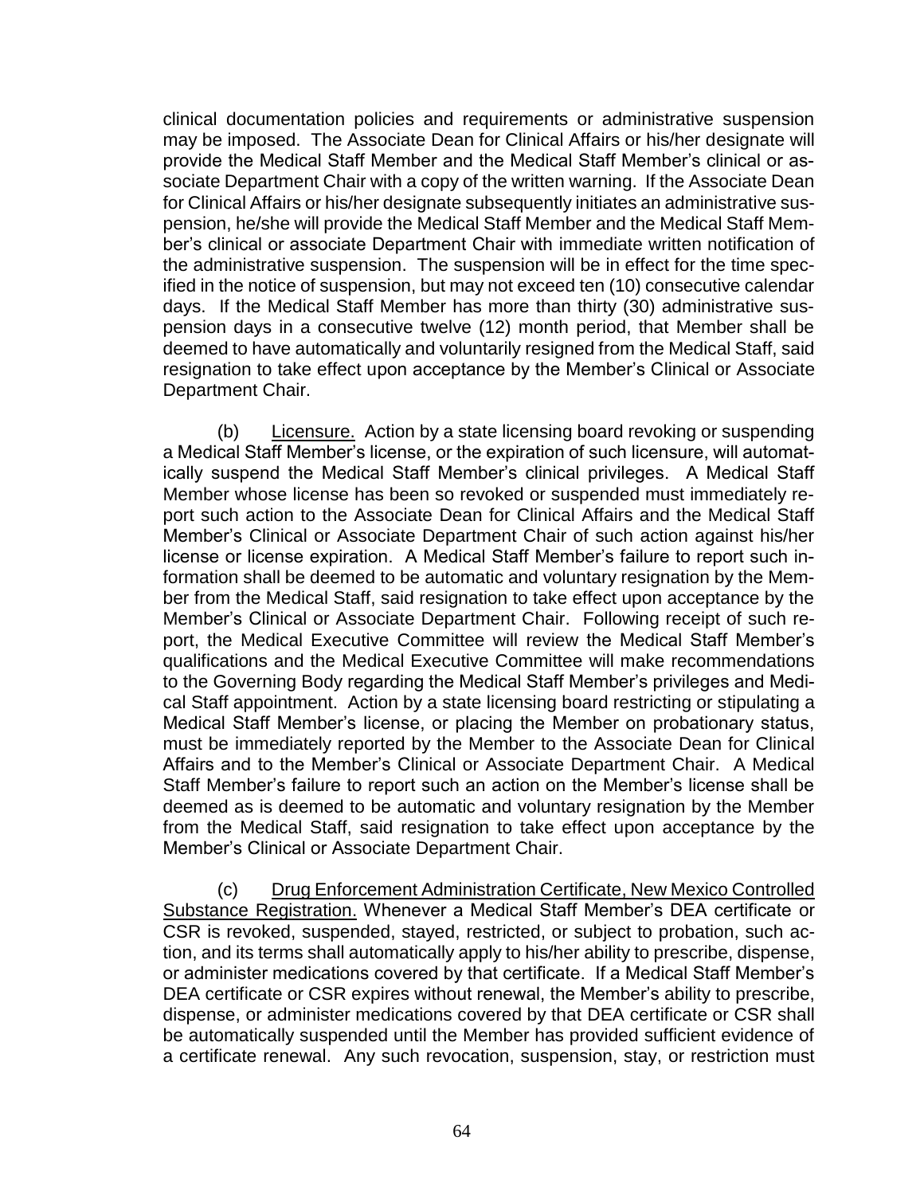clinical documentation policies and requirements or administrative suspension may be imposed. The Associate Dean for Clinical Affairs or his/her designate will provide the Medical Staff Member and the Medical Staff Member's clinical or associate Department Chair with a copy of the written warning. If the Associate Dean for Clinical Affairs or his/her designate subsequently initiates an administrative suspension, he/she will provide the Medical Staff Member and the Medical Staff Member's clinical or associate Department Chair with immediate written notification of the administrative suspension. The suspension will be in effect for the time specified in the notice of suspension, but may not exceed ten (10) consecutive calendar days. If the Medical Staff Member has more than thirty (30) administrative suspension days in a consecutive twelve (12) month period, that Member shall be deemed to have automatically and voluntarily resigned from the Medical Staff, said resignation to take effect upon acceptance by the Member's Clinical or Associate Department Chair.

(b) Licensure. Action by a state licensing board revoking or suspending a Medical Staff Member's license, or the expiration of such licensure, will automatically suspend the Medical Staff Member's clinical privileges. A Medical Staff Member whose license has been so revoked or suspended must immediately report such action to the Associate Dean for Clinical Affairs and the Medical Staff Member's Clinical or Associate Department Chair of such action against his/her license or license expiration. A Medical Staff Member's failure to report such information shall be deemed to be automatic and voluntary resignation by the Member from the Medical Staff, said resignation to take effect upon acceptance by the Member's Clinical or Associate Department Chair. Following receipt of such report, the Medical Executive Committee will review the Medical Staff Member's qualifications and the Medical Executive Committee will make recommendations to the Governing Body regarding the Medical Staff Member's privileges and Medical Staff appointment. Action by a state licensing board restricting or stipulating a Medical Staff Member's license, or placing the Member on probationary status, must be immediately reported by the Member to the Associate Dean for Clinical Affairs and to the Member's Clinical or Associate Department Chair. A Medical Staff Member's failure to report such an action on the Member's license shall be deemed as is deemed to be automatic and voluntary resignation by the Member from the Medical Staff, said resignation to take effect upon acceptance by the Member's Clinical or Associate Department Chair.

(c) Drug Enforcement Administration Certificate, New Mexico Controlled Substance Registration. Whenever a Medical Staff Member's DEA certificate or CSR is revoked, suspended, stayed, restricted, or subject to probation, such action, and its terms shall automatically apply to his/her ability to prescribe, dispense, or administer medications covered by that certificate. If a Medical Staff Member's DEA certificate or CSR expires without renewal, the Member's ability to prescribe, dispense, or administer medications covered by that DEA certificate or CSR shall be automatically suspended until the Member has provided sufficient evidence of a certificate renewal. Any such revocation, suspension, stay, or restriction must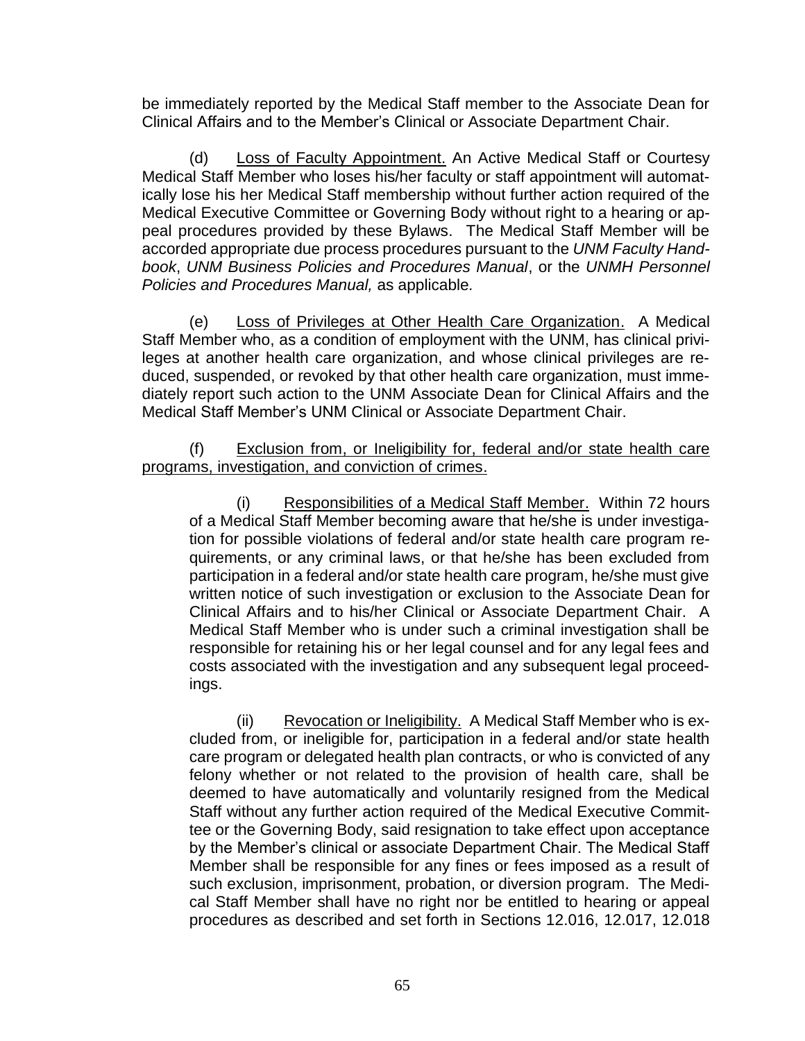be immediately reported by the Medical Staff member to the Associate Dean for Clinical Affairs and to the Member's Clinical or Associate Department Chair.

(d) Loss of Faculty Appointment. An Active Medical Staff or Courtesy Medical Staff Member who loses his/her faculty or staff appointment will automatically lose his her Medical Staff membership without further action required of the Medical Executive Committee or Governing Body without right to a hearing or appeal procedures provided by these Bylaws. The Medical Staff Member will be accorded appropriate due process procedures pursuant to the *UNM Faculty Handbook*, *UNM Business Policies and Procedures Manual*, or the *UNMH Personnel Policies and Procedures Manual,* as applicable.

(e) Loss of Privileges at Other Health Care Organization. A Medical Staff Member who, as a condition of employment with the UNM, has clinical privileges at another health care organization, and whose clinical privileges are reduced, suspended, or revoked by that other health care organization, must immediately report such action to the UNM Associate Dean for Clinical Affairs and the Medical Staff Member's UNM Clinical or Associate Department Chair.

(f) Exclusion from, or Ineligibility for, federal and/or state health care programs, investigation, and conviction of crimes.

(i) Responsibilities of a Medical Staff Member. Within 72 hours of a Medical Staff Member becoming aware that he/she is under investigation for possible violations of federal and/or state health care program requirements, or any criminal laws, or that he/she has been excluded from participation in a federal and/or state health care program, he/she must give written notice of such investigation or exclusion to the Associate Dean for Clinical Affairs and to his/her Clinical or Associate Department Chair. A Medical Staff Member who is under such a criminal investigation shall be responsible for retaining his or her legal counsel and for any legal fees and costs associated with the investigation and any subsequent legal proceedings.

(ii) Revocation or Ineligibility. A Medical Staff Member who is excluded from, or ineligible for, participation in a federal and/or state health care program or delegated health plan contracts, or who is convicted of any felony whether or not related to the provision of health care, shall be deemed to have automatically and voluntarily resigned from the Medical Staff without any further action required of the Medical Executive Committee or the Governing Body, said resignation to take effect upon acceptance by the Member's clinical or associate Department Chair. The Medical Staff Member shall be responsible for any fines or fees imposed as a result of such exclusion, imprisonment, probation, or diversion program. The Medical Staff Member shall have no right nor be entitled to hearing or appeal procedures as described and set forth in Sections 12.016, 12.017, 12.018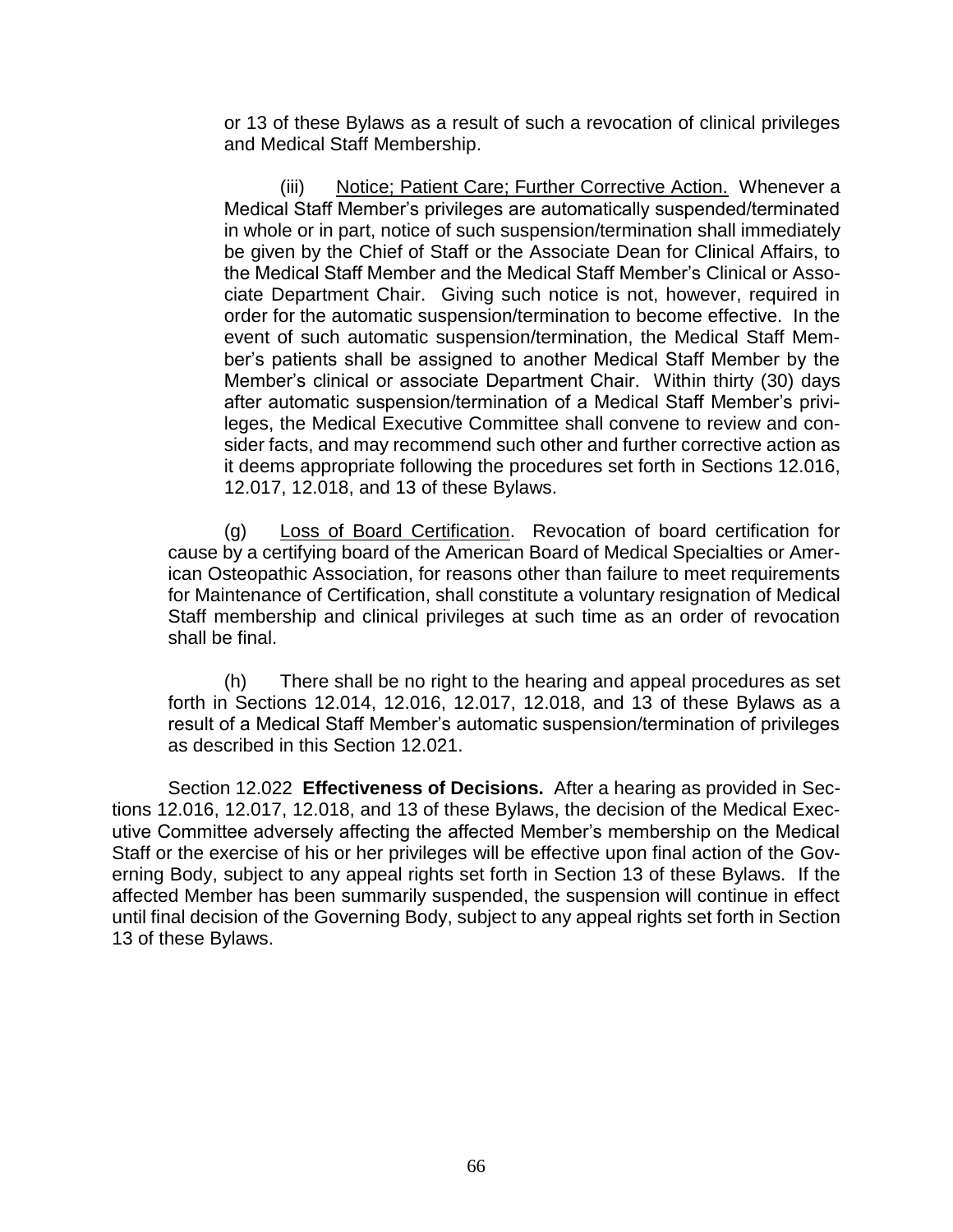or 13 of these Bylaws as a result of such a revocation of clinical privileges and Medical Staff Membership.

(iii) Notice; Patient Care; Further Corrective Action. Whenever a Medical Staff Member's privileges are automatically suspended/terminated in whole or in part, notice of such suspension/termination shall immediately be given by the Chief of Staff or the Associate Dean for Clinical Affairs, to the Medical Staff Member and the Medical Staff Member's Clinical or Associate Department Chair. Giving such notice is not, however, required in order for the automatic suspension/termination to become effective. In the event of such automatic suspension/termination, the Medical Staff Member's patients shall be assigned to another Medical Staff Member by the Member's clinical or associate Department Chair. Within thirty (30) days after automatic suspension/termination of a Medical Staff Member's privileges, the Medical Executive Committee shall convene to review and consider facts, and may recommend such other and further corrective action as it deems appropriate following the procedures set forth in Sections 12.016, 12.017, 12.018, and 13 of these Bylaws.

(g) Loss of Board Certification. Revocation of board certification for cause by a certifying board of the American Board of Medical Specialties or American Osteopathic Association, for reasons other than failure to meet requirements for Maintenance of Certification, shall constitute a voluntary resignation of Medical Staff membership and clinical privileges at such time as an order of revocation shall be final.

(h) There shall be no right to the hearing and appeal procedures as set forth in Sections 12.014, 12.016, 12.017, 12.018, and 13 of these Bylaws as a result of a Medical Staff Member's automatic suspension/termination of privileges as described in this Section 12.021.

Section 12.022 **Effectiveness of Decisions.** After a hearing as provided in Sections 12.016, 12.017, 12.018, and 13 of these Bylaws, the decision of the Medical Executive Committee adversely affecting the affected Member's membership on the Medical Staff or the exercise of his or her privileges will be effective upon final action of the Governing Body, subject to any appeal rights set forth in Section 13 of these Bylaws. If the affected Member has been summarily suspended, the suspension will continue in effect until final decision of the Governing Body, subject to any appeal rights set forth in Section 13 of these Bylaws.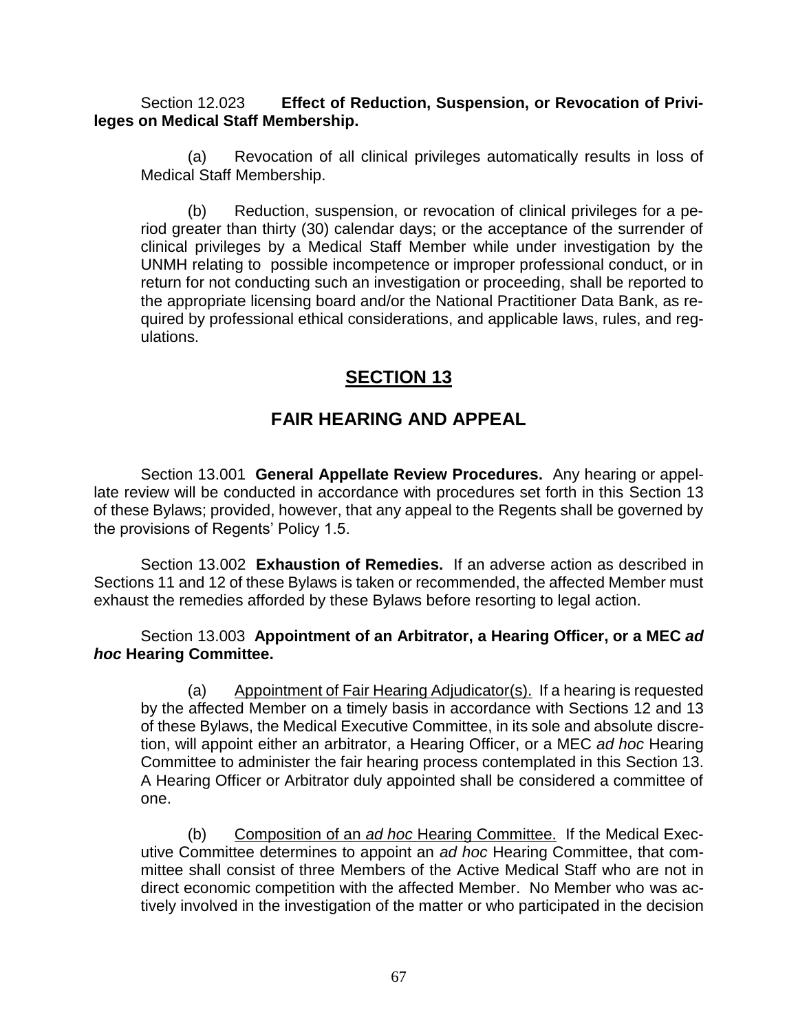Section 12.023 **Effect of Reduction, Suspension, or Revocation of Privileges on Medical Staff Membership.**

(a) Revocation of all clinical privileges automatically results in loss of Medical Staff Membership.

(b) Reduction, suspension, or revocation of clinical privileges for a period greater than thirty (30) calendar days; or the acceptance of the surrender of clinical privileges by a Medical Staff Member while under investigation by the UNMH relating to possible incompetence or improper professional conduct, or in return for not conducting such an investigation or proceeding, shall be reported to the appropriate licensing board and/or the National Practitioner Data Bank, as required by professional ethical considerations, and applicable laws, rules, and regulations.

# SECTION 13

## FAIR HEARING AND APPEAL

Section 13.001 **General Appellate Review Procedures.** Any hearing or appellate review will be conducted in accordance with procedures set forth in this Section 13 of these Bylaws; provided, however, that any appeal to the Regents shall be governed by the provisions of Regents' Policy 1.5.

Section 13.002 **Exhaustion of Remedies.** If an adverse action as described in Sections 11 and 12 of these Bylaws is taken or recommended, the affected Member must exhaust the remedies afforded by these Bylaws before resorting to legal action.

Section 13.003 **Appointment of an Arbitrator, a Hearing Officer, or a MEC *ad hoc* Hearing Committee.**

(a) Appointment of Fair Hearing Adjudicator(s). If a hearing is requested by the affected Member on a timely basis in accordance with Sections 12 and 13 of these Bylaws, the Medical Executive Committee, in its sole and absolute discretion, will appoint either an arbitrator, a Hearing Officer, or a MEC *ad hoc* Hearing Committee to administer the fair hearing process contemplated in this Section 13. A Hearing Officer or Arbitrator duly appointed shall be considered a committee of one.

(b) Composition of an *ad hoc* Hearing Committee. If the Medical Executive Committee determines to appoint an *ad hoc* Hearing Committee, that committee shall consist of three Members of the Active Medical Staff who are not in direct economic competition with the affected Member. No Member who was actively involved in the investigation of the matter or who participated in the decision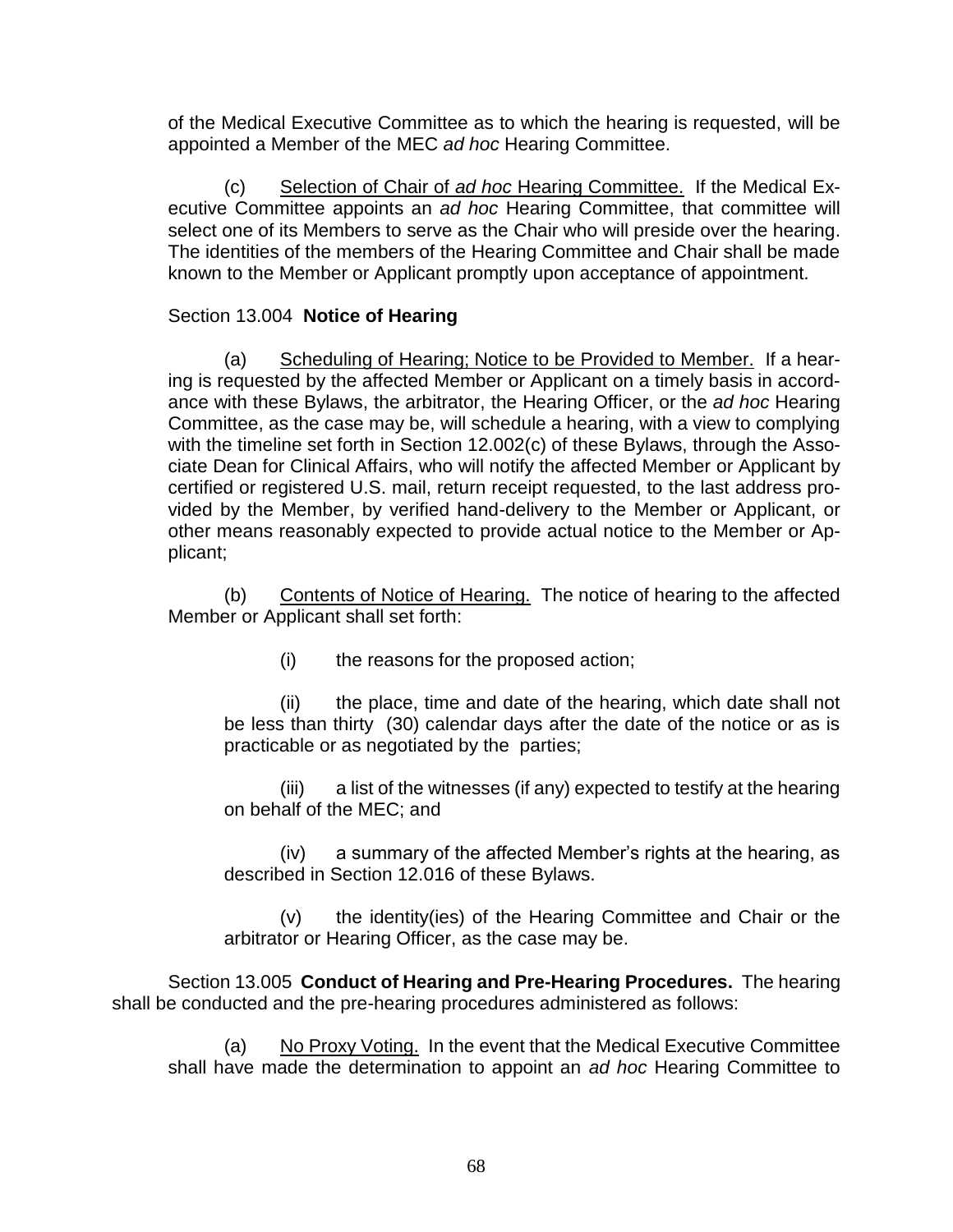of the Medical Executive Committee as to which the hearing is requested, will be appointed a Member of the MEC *ad hoc* Hearing Committee.

(c) Selection of Chair of *ad hoc* Hearing Committee. If the Medical Executive Committee appoints an *ad hoc* Hearing Committee, that committee will select one of its Members to serve as the Chair who will preside over the hearing. The identities of the members of the Hearing Committee and Chair shall be made known to the Member or Applicant promptly upon acceptance of appointment.

Section 13.004 **Notice of Hearing**

(a) Scheduling of Hearing; Notice to be Provided to Member. If a hearing is requested by the affected Member or Applicant on a timely basis in accordance with these Bylaws, the arbitrator, the Hearing Officer, or the *ad hoc* Hearing Committee, as the case may be, will schedule a hearing, with a view to complying with the timeline set forth in Section 12.002(c) of these Bylaws, through the Associate Dean for Clinical Affairs, who will notify the affected Member or Applicant by certified or registered U.S. mail, return receipt requested, to the last address provided by the Member, by verified hand-delivery to the Member or Applicant, or other means reasonably expected to provide actual notice to the Member or Applicant;

(b) Contents of Notice of Hearing. The notice of hearing to the affected Member or Applicant shall set forth:

(i) the reasons for the proposed action;

(ii) the place, time and date of the hearing, which date shall not be less than thirty (30) calendar days after the date of the notice or as is practicable or as negotiated by the parties;

(iii) a list of the witnesses (if any) expected to testify at the hearing on behalf of the MEC; and

(iv) a summary of the affected Member's rights at the hearing, as described in Section 12.016 of these Bylaws.

(v) the identity(ies) of the Hearing Committee and Chair or the arbitrator or Hearing Officer, as the case may be.

Section 13.005 **Conduct of Hearing and Pre-Hearing Procedures.** The hearing shall be conducted and the pre-hearing procedures administered as follows:

(a) No Proxy Voting. In the event that the Medical Executive Committee shall have made the determination to appoint an *ad hoc* Hearing Committee to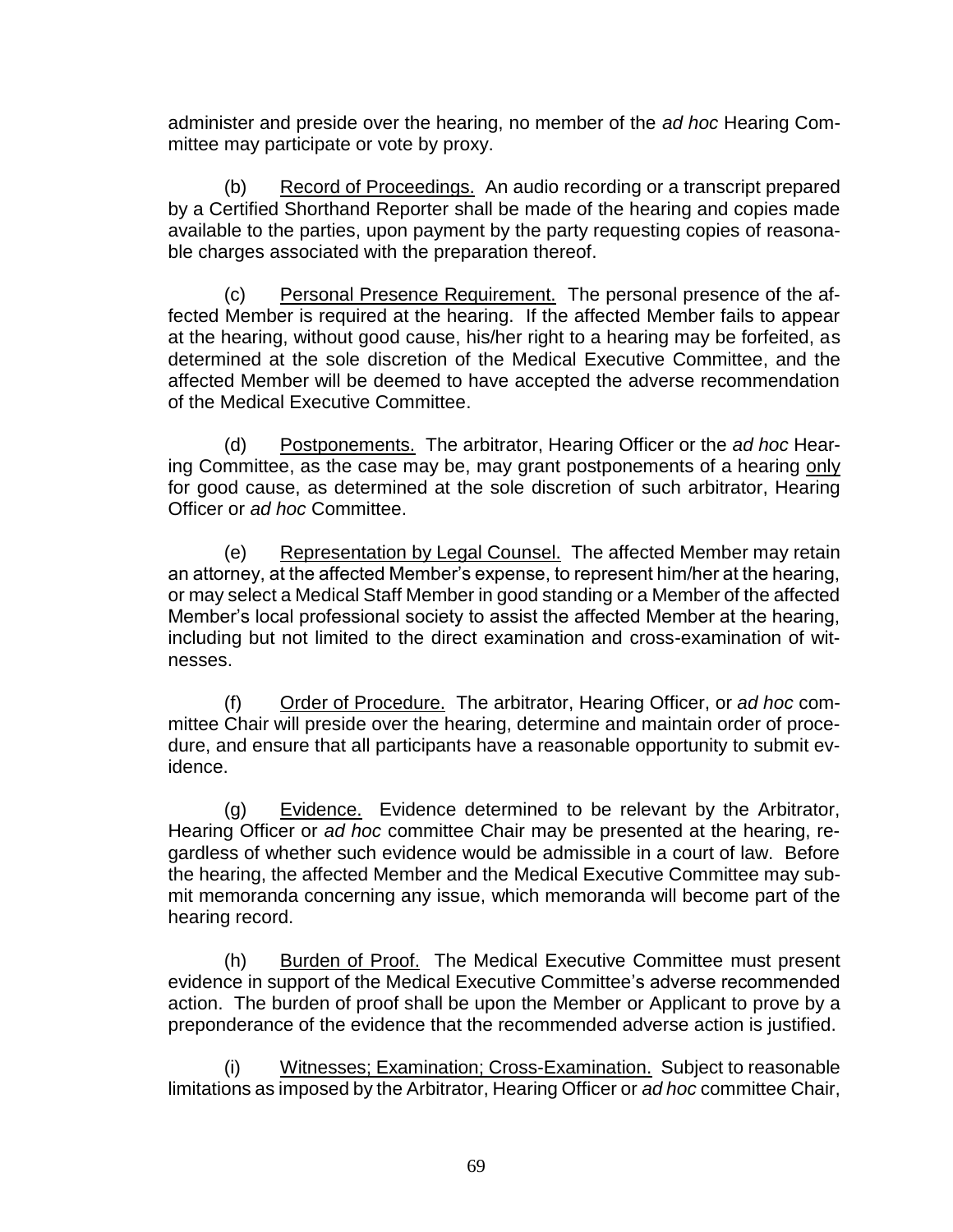administer and preside over the hearing, no member of the *ad hoc* Hearing Committee may participate or vote by proxy.

(b) Record of Proceedings. An audio recording or a transcript prepared by a Certified Shorthand Reporter shall be made of the hearing and copies made available to the parties, upon payment by the party requesting copies of reasonable charges associated with the preparation thereof.

(c) Personal Presence Requirement. The personal presence of the affected Member is required at the hearing. If the affected Member fails to appear at the hearing, without good cause, his/her right to a hearing may be forfeited, as determined at the sole discretion of the Medical Executive Committee, and the affected Member will be deemed to have accepted the adverse recommendation of the Medical Executive Committee.

(d) Postponements. The arbitrator, Hearing Officer or the *ad hoc* Hearing Committee, as the case may be, may grant postponements of a hearing only for good cause, as determined at the sole discretion of such arbitrator, Hearing Officer or *ad hoc* Committee.

(e) Representation by Legal Counsel. The affected Member may retain an attorney, at the affected Member's expense, to represent him/her at the hearing, or may select a Medical Staff Member in good standing or a Member of the affected Member's local professional society to assist the affected Member at the hearing, including but not limited to the direct examination and cross-examination of witnesses.

(f) Order of Procedure. The arbitrator, Hearing Officer, or *ad hoc* committee Chair will preside over the hearing, determine and maintain order of procedure, and ensure that all participants have a reasonable opportunity to submit evidence.

(g) Evidence. Evidence determined to be relevant by the Arbitrator, Hearing Officer or *ad hoc* committee Chair may be presented at the hearing, regardless of whether such evidence would be admissible in a court of law. Before the hearing, the affected Member and the Medical Executive Committee may submit memoranda concerning any issue, which memoranda will become part of the hearing record.

(h) Burden of Proof. The Medical Executive Committee must present evidence in support of the Medical Executive Committee's adverse recommended action. The burden of proof shall be upon the Member or Applicant to prove by a preponderance of the evidence that the recommended adverse action is justified.

(i) Witnesses; Examination; Cross-Examination. Subject to reasonable limitations as imposed by the Arbitrator, Hearing Officer or *ad hoc* committee Chair,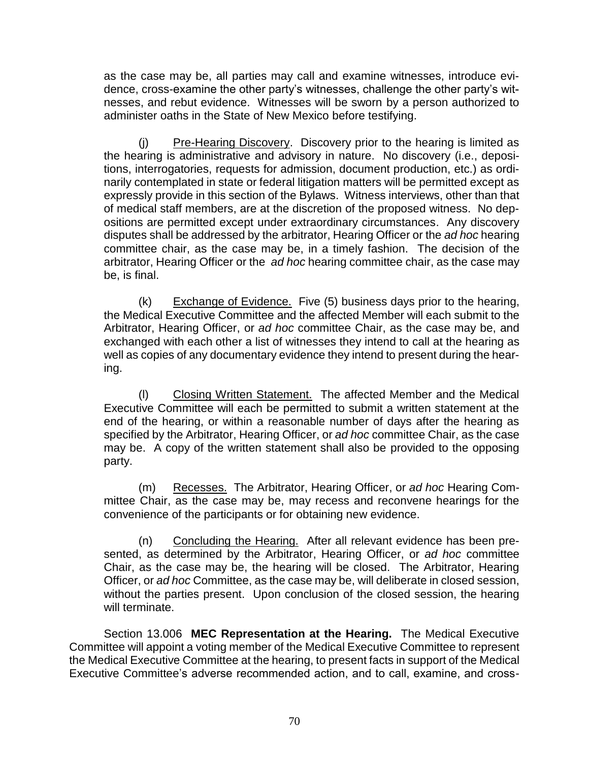as the case may be, all parties may call and examine witnesses, introduce evidence, cross-examine the other party's witnesses, challenge the other party's witnesses, and rebut evidence. Witnesses will be sworn by a person authorized to administer oaths in the State of New Mexico before testifying.

(j) Pre-Hearing Discovery. Discovery prior to the hearing is limited as the hearing is administrative and advisory in nature. No discovery (i.e., depositions, interrogatories, requests for admission, document production, etc.) as ordinarily contemplated in state or federal litigation matters will be permitted except as expressly provide in this section of the Bylaws. Witness interviews, other than that of medical staff members, are at the discretion of the proposed witness. No depositions are permitted except under extraordinary circumstances. Any discovery disputes shall be addressed by the arbitrator, Hearing Officer or the *ad hoc* hearing committee chair, as the case may be, in a timely fashion. The decision of the arbitrator, Hearing Officer or the *ad hoc* hearing committee chair, as the case may be, is final.

(k) Exchange of Evidence. Five (5) business days prior to the hearing, the Medical Executive Committee and the affected Member will each submit to the Arbitrator, Hearing Officer, or *ad hoc* committee Chair, as the case may be, and exchanged with each other a list of witnesses they intend to call at the hearing as well as copies of any documentary evidence they intend to present during the hearing.

(l) Closing Written Statement. The affected Member and the Medical Executive Committee will each be permitted to submit a written statement at the end of the hearing, or within a reasonable number of days after the hearing as specified by the Arbitrator, Hearing Officer, or *ad hoc* committee Chair, as the case may be. A copy of the written statement shall also be provided to the opposing party.

(m) Recesses. The Arbitrator, Hearing Officer, or *ad hoc* Hearing Committee Chair, as the case may be, may recess and reconvene hearings for the convenience of the participants or for obtaining new evidence.

(n) Concluding the Hearing. After all relevant evidence has been presented, as determined by the Arbitrator, Hearing Officer, or *ad hoc* committee Chair, as the case may be, the hearing will be closed. The Arbitrator, Hearing Officer, or *ad hoc* Committee, as the case may be, will deliberate in closed session, without the parties present. Upon conclusion of the closed session, the hearing will terminate.

Section 13.006 **MEC Representation at the Hearing.** The Medical Executive Committee will appoint a voting member of the Medical Executive Committee to represent the Medical Executive Committee at the hearing, to present facts in support of the Medical Executive Committee's adverse recommended action, and to call, examine, and cross-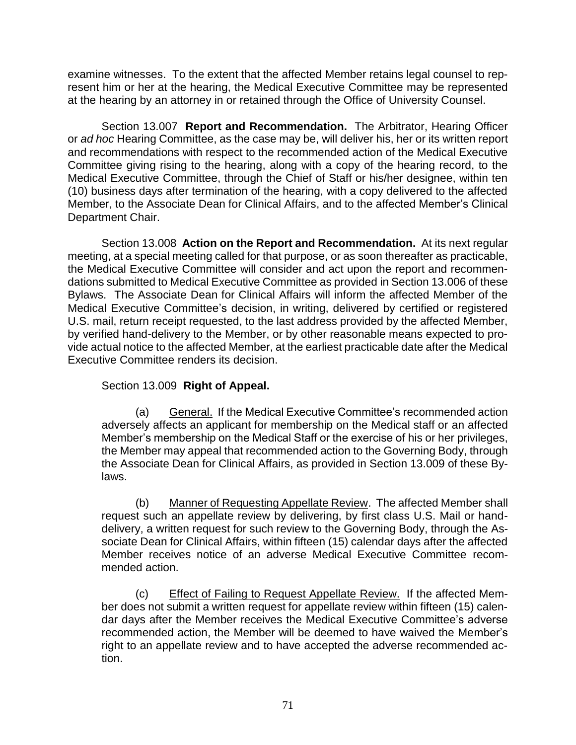examine witnesses. To the extent that the affected Member retains legal counsel to represent him or her at the hearing, the Medical Executive Committee may be represented at the hearing by an attorney in or retained through the Office of University Counsel.

Section 13.007 **Report and Recommendation.** The Arbitrator, Hearing Officer or *ad hoc* Hearing Committee, as the case may be, will deliver his, her or its written report and recommendations with respect to the recommended action of the Medical Executive Committee giving rising to the hearing, along with a copy of the hearing record, to the Medical Executive Committee, through the Chief of Staff or his/her designee, within ten (10) business days after termination of the hearing, with a copy delivered to the affected Member, to the Associate Dean for Clinical Affairs, and to the affected Member's Clinical Department Chair.

Section 13.008 **Action on the Report and Recommendation.** At its next regular meeting, at a special meeting called for that purpose, or as soon thereafter as practicable, the Medical Executive Committee will consider and act upon the report and recommendations submitted to Medical Executive Committee as provided in Section 13.006 of these Bylaws. The Associate Dean for Clinical Affairs will inform the affected Member of the Medical Executive Committee's decision, in writing, delivered by certified or registered U.S. mail, return receipt requested, to the last address provided by the affected Member, by verified hand-delivery to the Member, or by other reasonable means expected to provide actual notice to the affected Member, at the earliest practicable date after the Medical Executive Committee renders its decision.

Section 13.009 **Right of Appeal.**

(a) General. If the Medical Executive Committee's recommended action adversely affects an applicant for membership on the Medical staff or an affected Member's membership on the Medical Staff or the exercise of his or her privileges, the Member may appeal that recommended action to the Governing Body, through the Associate Dean for Clinical Affairs, as provided in Section 13.009 of these Bylaws.

(b) Manner of Requesting Appellate Review. The affected Member shall request such an appellate review by delivering, by first class U.S. Mail or hand-delivery, a written request for such review to the Governing Body, through the Associate Dean for Clinical Affairs, within fifteen (15) calendar days after the affected Member receives notice of an adverse Medical Executive Committee recommended action.

(c) Effect of Failing to Request Appellate Review. If the affected Member does not submit a written request for appellate review within fifteen (15) calendar days after the Member receives the Medical Executive Committee's adverse recommended action, the Member will be deemed to have waived the Member's right to an appellate review and to have accepted the adverse recommended action.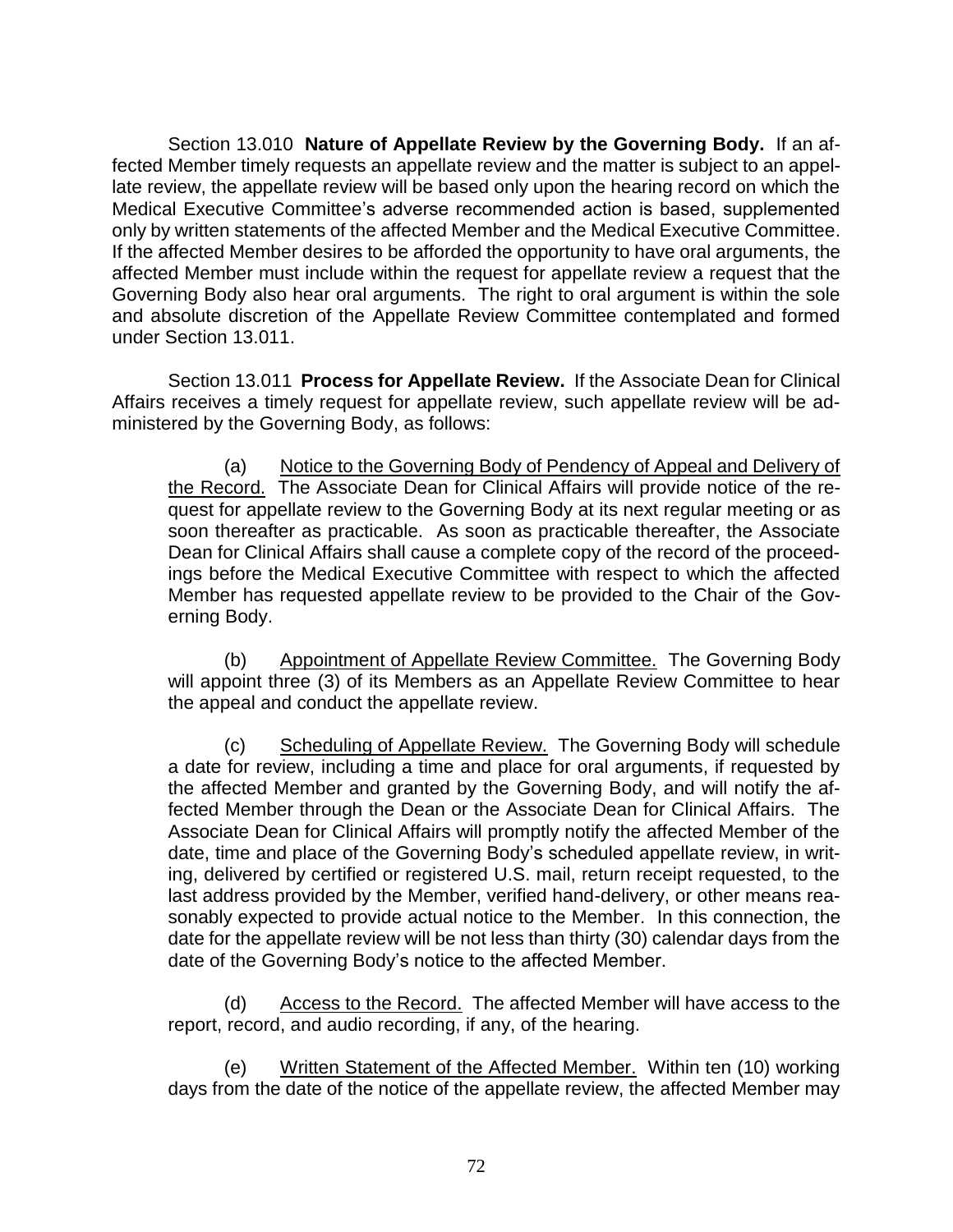Section 13.010 **Nature of Appellate Review by the Governing Body.** If an affected Member timely requests an appellate review and the matter is subject to an appellate review, the appellate review will be based only upon the hearing record on which the Medical Executive Committee's adverse recommended action is based, supplemented only by written statements of the affected Member and the Medical Executive Committee. If the affected Member desires to be afforded the opportunity to have oral arguments, the affected Member must include within the request for appellate review a request that the Governing Body also hear oral arguments. The right to oral argument is within the sole and absolute discretion of the Appellate Review Committee contemplated and formed under Section 13.011.

Section 13.011 **Process for Appellate Review.** If the Associate Dean for Clinical Affairs receives a timely request for appellate review, such appellate review will be administered by the Governing Body, as follows:

(a) <u>Notice to the Governing Body of Pendency of Appeal and Delivery of the Record.</u> The Associate Dean for Clinical Affairs will provide notice of the request for appellate review to the Governing Body at its next regular meeting or as soon thereafter as practicable. As soon as practicable thereafter, the Associate Dean for Clinical Affairs shall cause a complete copy of the record of the proceedings before the Medical Executive Committee with respect to which the affected Member has requested appellate review to be provided to the Chair of the Governing Body.

(b) <u>Appointment of Appellate Review Committee.</u> The Governing Body will appoint three (3) of its Members as an Appellate Review Committee to hear the appeal and conduct the appellate review.

(c) <u>Scheduling of Appellate Review.</u> The Governing Body will schedule a date for review, including a time and place for oral arguments, if requested by the affected Member and granted by the Governing Body, and will notify the affected Member through the Dean or the Associate Dean for Clinical Affairs. The Associate Dean for Clinical Affairs will promptly notify the affected Member of the date, time and place of the Governing Body's scheduled appellate review, in writing, delivered by certified or registered U.S. mail, return receipt requested, to the last address provided by the Member, verified hand-delivery, or other means reasonably expected to provide actual notice to the Member. In this connection, the date for the appellate review will be not less than thirty (30) calendar days from the date of the Governing Body's notice to the affected Member.

(d) <u>Access to the Record.</u> The affected Member will have access to the report, record, and audio recording, if any, of the hearing.

(e) <u>Written Statement of the Affected Member.</u> Within ten (10) working days from the date of the notice of the appellate review, the affected Member may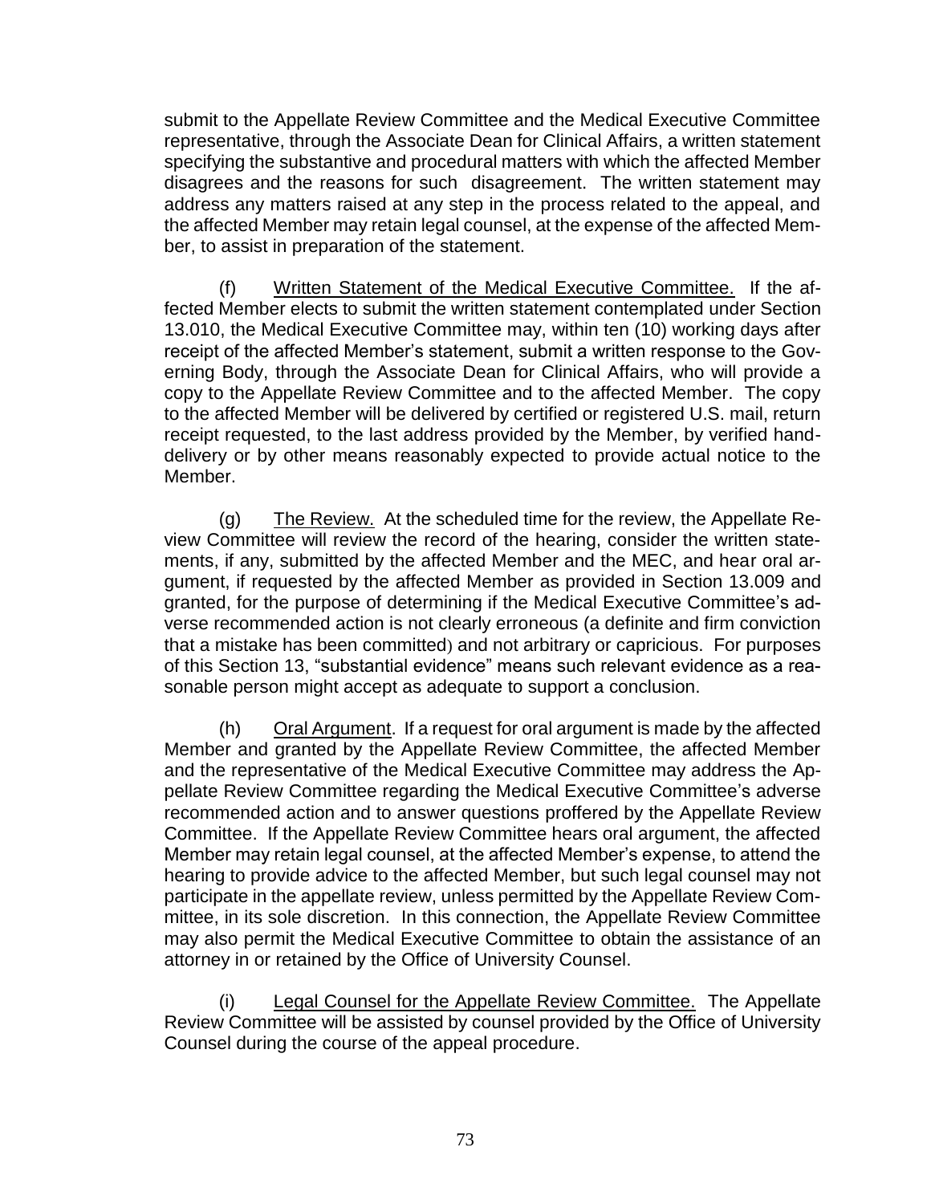submit to the Appellate Review Committee and the Medical Executive Committee representative, through the Associate Dean for Clinical Affairs, a written statement specifying the substantive and procedural matters with which the affected Member disagrees and the reasons for such disagreement. The written statement may address any matters raised at any step in the process related to the appeal, and the affected Member may retain legal counsel, at the expense of the affected Member, to assist in preparation of the statement.

(f) Written Statement of the Medical Executive Committee. If the affected Member elects to submit the written statement contemplated under Section 13.010, the Medical Executive Committee may, within ten (10) working days after receipt of the affected Member's statement, submit a written response to the Governing Body, through the Associate Dean for Clinical Affairs, who will provide a copy to the Appellate Review Committee and to the affected Member. The copy to the affected Member will be delivered by certified or registered U.S. mail, return receipt requested, to the last address provided by the Member, by verified hand-delivery or by other means reasonably expected to provide actual notice to the Member.

(g) The Review. At the scheduled time for the review, the Appellate Review Committee will review the record of the hearing, consider the written statements, if any, submitted by the affected Member and the MEC, and hear oral argument, if requested by the affected Member as provided in Section 13.009 and granted, for the purpose of determining if the Medical Executive Committee's adverse recommended action is not clearly erroneous (a definite and firm conviction that a mistake has been committed) and not arbitrary or capricious. For purposes of this Section 13, "substantial evidence" means such relevant evidence as a reasonable person might accept as adequate to support a conclusion.

(h) Oral Argument. If a request for oral argument is made by the affected Member and granted by the Appellate Review Committee, the affected Member and the representative of the Medical Executive Committee may address the Appellate Review Committee regarding the Medical Executive Committee's adverse recommended action and to answer questions proffered by the Appellate Review Committee. If the Appellate Review Committee hears oral argument, the affected Member may retain legal counsel, at the affected Member's expense, to attend the hearing to provide advice to the affected Member, but such legal counsel may not participate in the appellate review, unless permitted by the Appellate Review Committee, in its sole discretion. In this connection, the Appellate Review Committee may also permit the Medical Executive Committee to obtain the assistance of an attorney in or retained by the Office of University Counsel.

(i) Legal Counsel for the Appellate Review Committee. The Appellate Review Committee will be assisted by counsel provided by the Office of University Counsel during the course of the appeal procedure.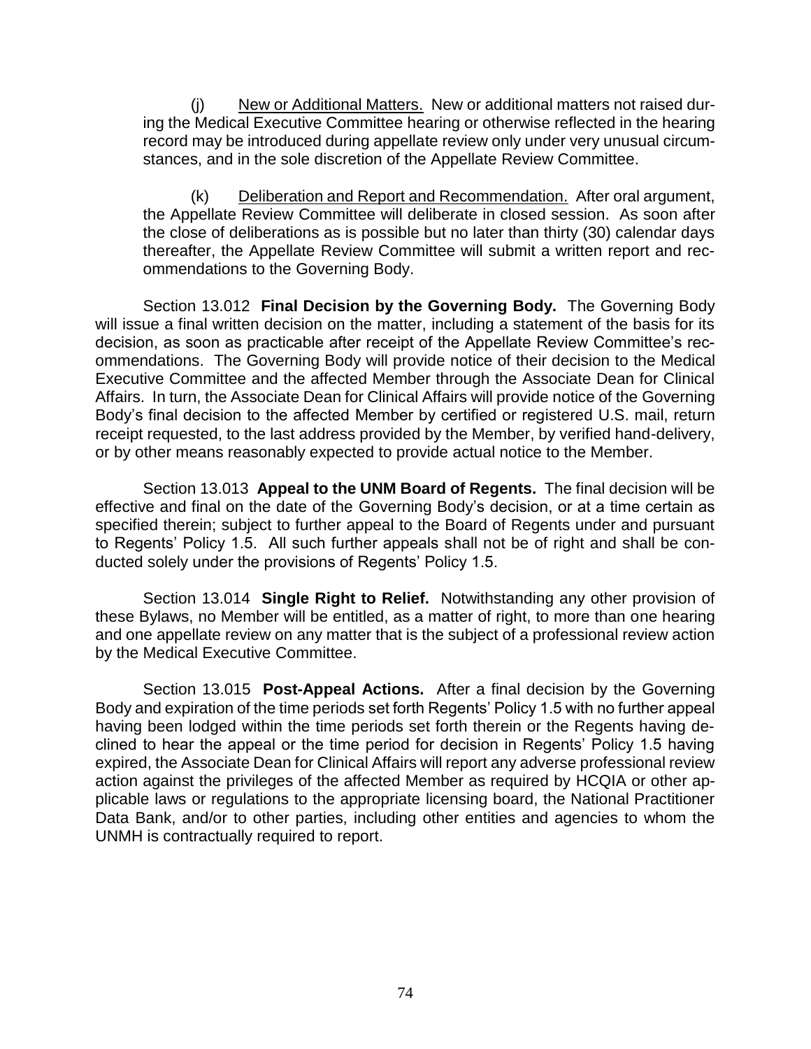(j) New or Additional Matters. New or additional matters not raised during the Medical Executive Committee hearing or otherwise reflected in the hearing record may be introduced during appellate review only under very unusual circumstances, and in the sole discretion of the Appellate Review Committee.

(k) Deliberation and Report and Recommendation. After oral argument, the Appellate Review Committee will deliberate in closed session. As soon after the close of deliberations as is possible but no later than thirty (30) calendar days thereafter, the Appellate Review Committee will submit a written report and recommendations to the Governing Body.

Section 13.012 **Final Decision by the Governing Body.** The Governing Body will issue a final written decision on the matter, including a statement of the basis for its decision, as soon as practicable after receipt of the Appellate Review Committee's recommendations. The Governing Body will provide notice of their decision to the Medical Executive Committee and the affected Member through the Associate Dean for Clinical Affairs. In turn, the Associate Dean for Clinical Affairs will provide notice of the Governing Body's final decision to the affected Member by certified or registered U.S. mail, return receipt requested, to the last address provided by the Member, by verified hand-delivery, or by other means reasonably expected to provide actual notice to the Member.

Section 13.013 **Appeal to the UNM Board of Regents.** The final decision will be effective and final on the date of the Governing Body's decision, or at a time certain as specified therein; subject to further appeal to the Board of Regents under and pursuant to Regents' Policy 1.5. All such further appeals shall not be of right and shall be conducted solely under the provisions of Regents' Policy 1.5.

Section 13.014 **Single Right to Relief.** Notwithstanding any other provision of these Bylaws, no Member will be entitled, as a matter of right, to more than one hearing and one appellate review on any matter that is the subject of a professional review action by the Medical Executive Committee.

Section 13.015 **Post-Appeal Actions.** After a final decision by the Governing Body and expiration of the time periods set forth Regents' Policy 1.5 with no further appeal having been lodged within the time periods set forth therein or the Regents having declined to hear the appeal or the time period for decision in Regents' Policy 1.5 having expired, the Associate Dean for Clinical Affairs will report any adverse professional review action against the privileges of the affected Member as required by HCQIA or other applicable laws or regulations to the appropriate licensing board, the National Practitioner Data Bank, and/or to other parties, including other entities and agencies to whom the UNMH is contractually required to report.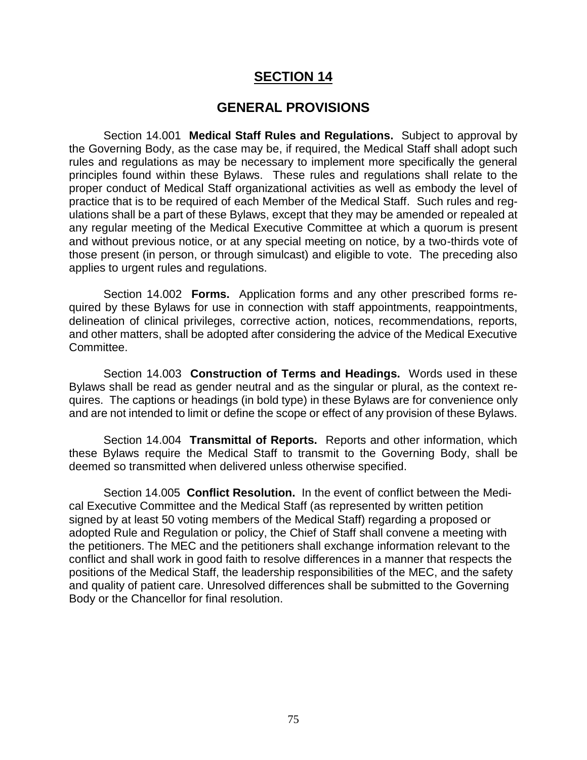# SECTION 14

## GENERAL PROVISIONS

Section 14.001 **Medical Staff Rules and Regulations.** Subject to approval by the Governing Body, as the case may be, if required, the Medical Staff shall adopt such rules and regulations as may be necessary to implement more specifically the general principles found within these Bylaws. These rules and regulations shall relate to the proper conduct of Medical Staff organizational activities as well as embody the level of practice that is to be required of each Member of the Medical Staff. Such rules and regulations shall be a part of these Bylaws, except that they may be amended or repealed at any regular meeting of the Medical Executive Committee at which a quorum is present and without previous notice, or at any special meeting on notice, by a two-thirds vote of those present (in person, or through simulcast) and eligible to vote. The preceding also applies to urgent rules and regulations.

Section 14.002 **Forms.** Application forms and any other prescribed forms required by these Bylaws for use in connection with staff appointments, reappointments, delineation of clinical privileges, corrective action, notices, recommendations, reports, and other matters, shall be adopted after considering the advice of the Medical Executive Committee.

Section 14.003 **Construction of Terms and Headings.** Words used in these Bylaws shall be read as gender neutral and as the singular or plural, as the context requires. The captions or headings (in bold type) in these Bylaws are for convenience only and are not intended to limit or define the scope or effect of any provision of these Bylaws.

Section 14.004 **Transmittal of Reports.** Reports and other information, which these Bylaws require the Medical Staff to transmit to the Governing Body, shall be deemed so transmitted when delivered unless otherwise specified.

Section 14.005 **Conflict Resolution.** In the event of conflict between the Medical Executive Committee and the Medical Staff (as represented by written petition signed by at least 50 voting members of the Medical Staff) regarding a proposed or adopted Rule and Regulation or policy, the Chief of Staff shall convene a meeting with the petitioners. The MEC and the petitioners shall exchange information relevant to the conflict and shall work in good faith to resolve differences in a manner that respects the positions of the Medical Staff, the leadership responsibilities of the MEC, and the safety and quality of patient care. Unresolved differences shall be submitted to the Governing Body or the Chancellor for final resolution.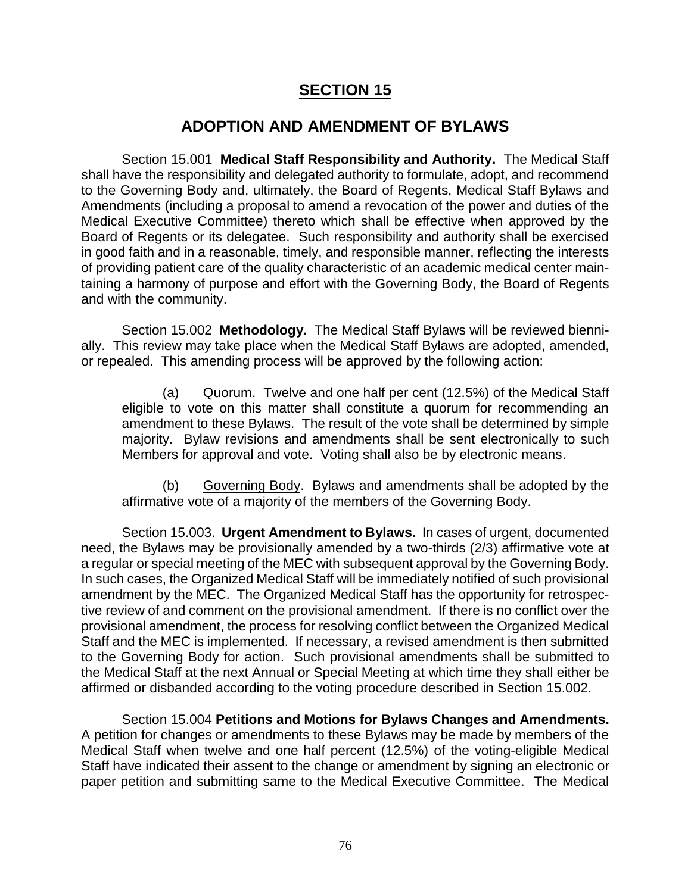# SECTION 15

## ADOPTION AND AMENDMENT OF BYLAWS

Section 15.001 **Medical Staff Responsibility and Authority.** The Medical Staff shall have the responsibility and delegated authority to formulate, adopt, and recommend to the Governing Body and, ultimately, the Board of Regents, Medical Staff Bylaws and Amendments (including a proposal to amend a revocation of the power and duties of the Medical Executive Committee) thereto which shall be effective when approved by the Board of Regents or its delegatee. Such responsibility and authority shall be exercised in good faith and in a reasonable, timely, and responsible manner, reflecting the interests of providing patient care of the quality characteristic of an academic medical center maintaining a harmony of purpose and effort with the Governing Body, the Board of Regents and with the community.

Section 15.002 **Methodology.** The Medical Staff Bylaws will be reviewed biennially. This review may take place when the Medical Staff Bylaws are adopted, amended, or repealed. This amending process will be approved by the following action:

(a) Quorum. Twelve and one half per cent (12.5%) of the Medical Staff eligible to vote on this matter shall constitute a quorum for recommending an amendment to these Bylaws. The result of the vote shall be determined by simple majority. Bylaw revisions and amendments shall be sent electronically to such Members for approval and vote. Voting shall also be by electronic means.

(b) Governing Body. Bylaws and amendments shall be adopted by the affirmative vote of a majority of the members of the Governing Body.

Section 15.003. **Urgent Amendment to Bylaws.** In cases of urgent, documented need, the Bylaws may be provisionally amended by a two-thirds (2/3) affirmative vote at a regular or special meeting of the MEC with subsequent approval by the Governing Body. In such cases, the Organized Medical Staff will be immediately notified of such provisional amendment by the MEC. The Organized Medical Staff has the opportunity for retrospective review of and comment on the provisional amendment. If there is no conflict over the provisional amendment, the process for resolving conflict between the Organized Medical Staff and the MEC is implemented. If necessary, a revised amendment is then submitted to the Governing Body for action. Such provisional amendments shall be submitted to the Medical Staff at the next Annual or Special Meeting at which time they shall either be affirmed or disbanded according to the voting procedure described in Section 15.002.

Section 15.004 **Petitions and Motions for Bylaws Changes and Amendments.** A petition for changes or amendments to these Bylaws may be made by members of the Medical Staff when twelve and one half percent (12.5%) of the voting-eligible Medical Staff have indicated their assent to the change or amendment by signing an electronic or paper petition and submitting same to the Medical Executive Committee. The Medical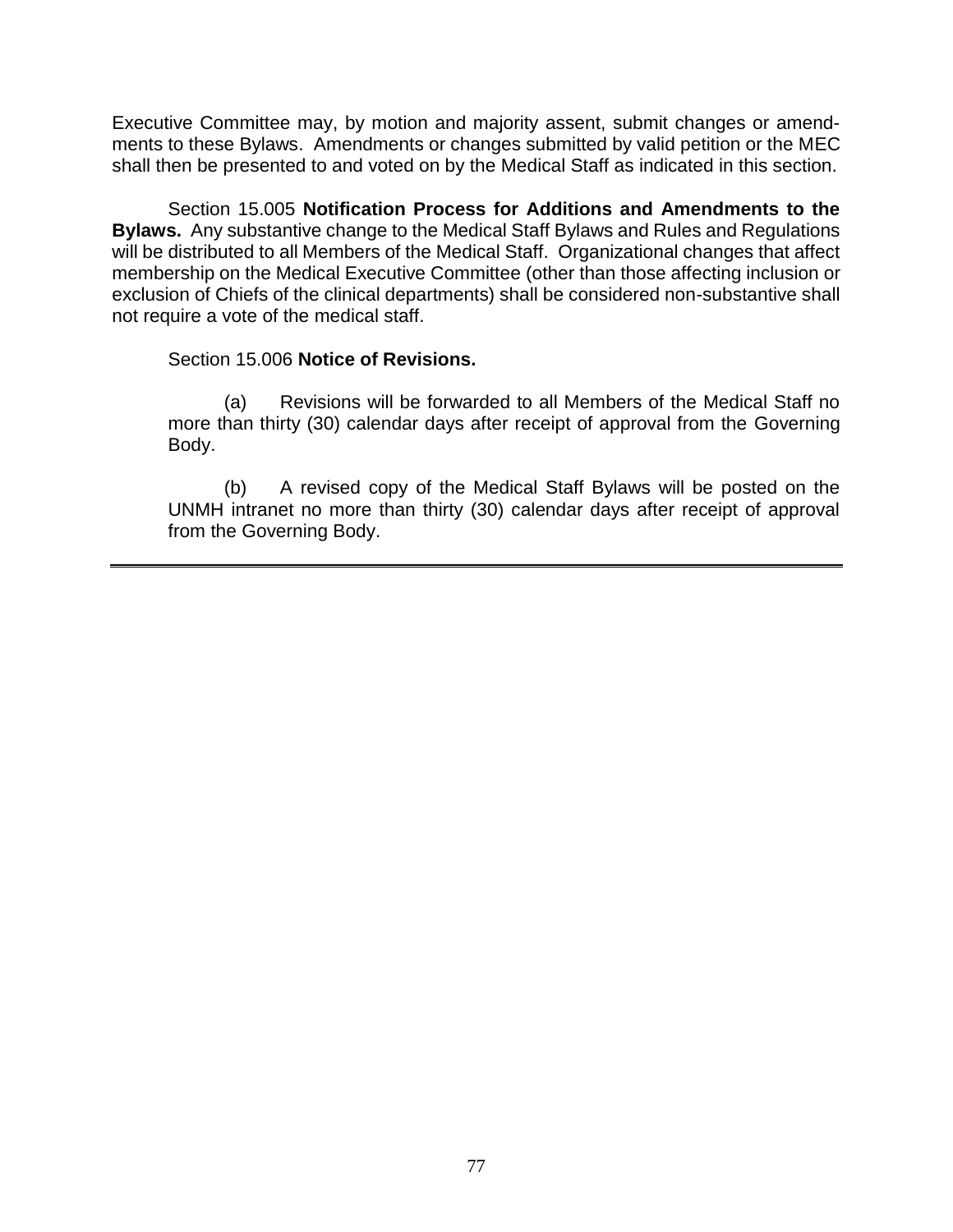Executive Committee may, by motion and majority assent, submit changes or amendments to these Bylaws. Amendments or changes submitted by valid petition or the MEC shall then be presented to and voted on by the Medical Staff as indicated in this section.

Section 15.005 **Notification Process for Additions and Amendments to the Bylaws.** Any substantive change to the Medical Staff Bylaws and Rules and Regulations will be distributed to all Members of the Medical Staff. Organizational changes that affect membership on the Medical Executive Committee (other than those affecting inclusion or exclusion of Chiefs of the clinical departments) shall be considered non-substantive shall not require a vote of the medical staff.

Section 15.006 **Notice of Revisions.**

(a) Revisions will be forwarded to all Members of the Medical Staff no more than thirty (30) calendar days after receipt of approval from the Governing Body.

(b) A revised copy of the Medical Staff Bylaws will be posted on the UNMH intranet no more than thirty (30) calendar days after receipt of approval from the Governing Body.

---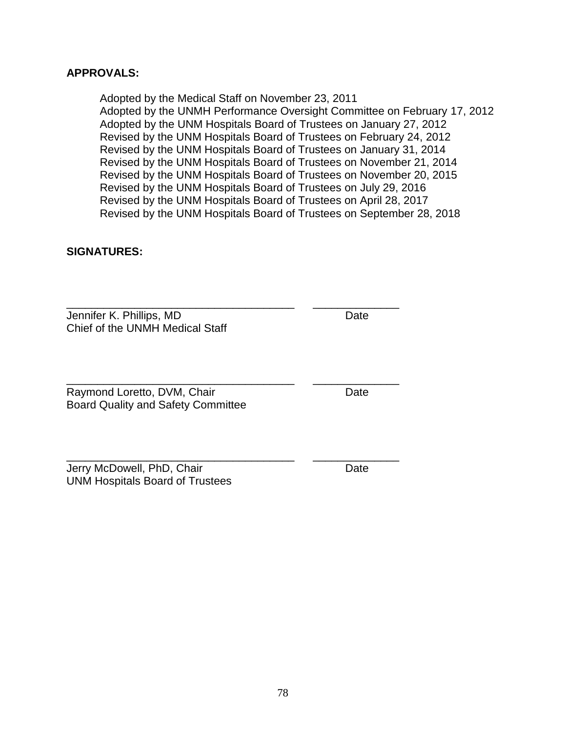**APPROVALS:**

Adopted by the Medical Staff on November 23, 2011
Adopted by the UNMH Performance Oversight Committee on February 17, 2012
Adopted by the UNM Hospitals Board of Trustees on January 27, 2012
Revised by the UNM Hospitals Board of Trustees on February 24, 2012
Revised by the UNM Hospitals Board of Trustees on January 31, 2014
Revised by the UNM Hospitals Board of Trustees on November 21, 2014
Revised by the UNM Hospitals Board of Trustees on November 20, 2015
Revised by the UNM Hospitals Board of Trustees on July 29, 2016
Revised by the UNM Hospitals Board of Trustees on April 28, 2017
Revised by the UNM Hospitals Board of Trustees on September 28, 2018

**SIGNATURES:**

_____________________________________ ______________
Jennifer K. Phillips, MD Date
Chief of the UNMH Medical Staff

_____________________________________ ______________
Raymond Loretto, DVM, Chair Date
Board Quality and Safety Committee

_____________________________________ ______________
Jerry McDowell, PhD, Chair Date
UNM Hospitals Board of Trustees